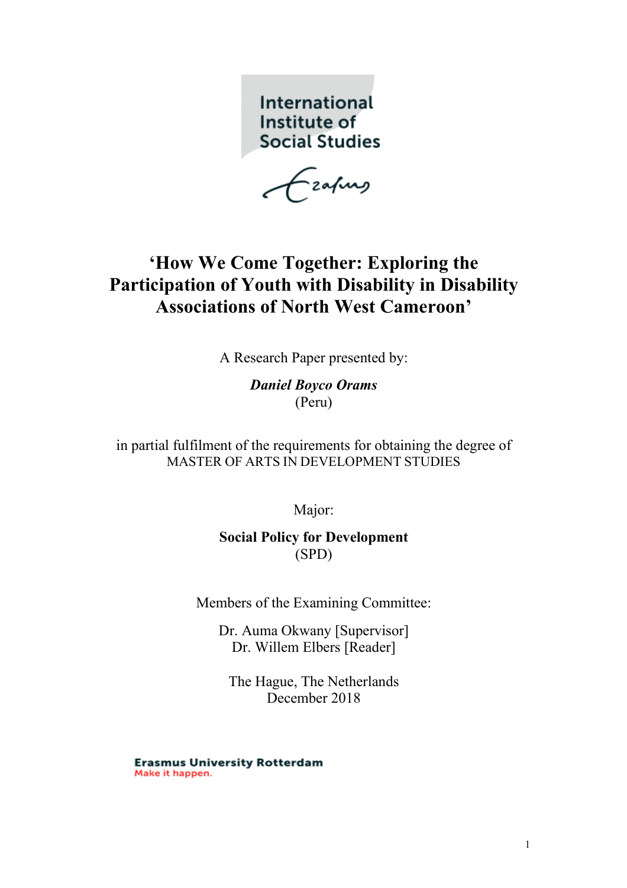International Institute of Social Studies

# 'How We Come Together: Exploring the Participation of Youth with Disability in Disability Associations of North West Cameroon'

A Research Paper presented by:

***Daniel Boyco Orams***
(Peru)

in partial fulfilment of the requirements for obtaining the degree of
MASTER OF ARTS IN DEVELOPMENT STUDIES

Major:

**Social Policy for Development**
(SPD)

Members of the Examining Committee:

Dr. Auma Okwany [Supervisor]
Dr. Willem Elbers [Reader]

The Hague, The Netherlands
December 2018

Erasmus University Rotterdam
Make it happen.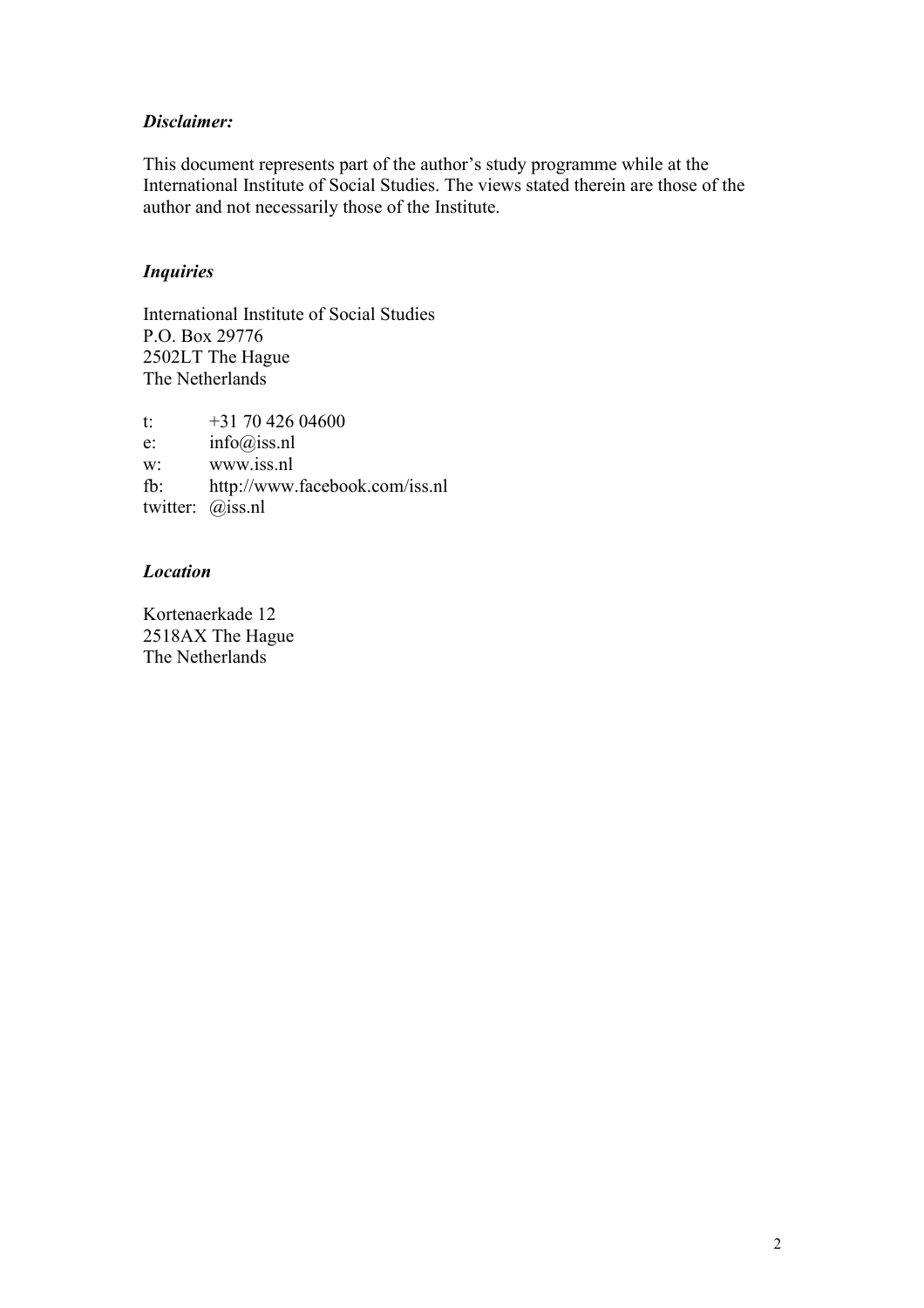***Disclaimer:***

This document represents part of the author's study programme while at the International Institute of Social Studies. The views stated therein are those of the author and not necessarily those of the Institute.

***Inquiries***

International Institute of Social Studies
P.O. Box 29776
2502LT The Hague
The Netherlands

t: +31 70 426 04600
e: info@iss.nl
w: www.iss.nl
fb: http://www.facebook.com/iss.nl
twitter: @iss.nl

***Location***

Kortenaerkade 12
2518AX The Hague
The Netherlands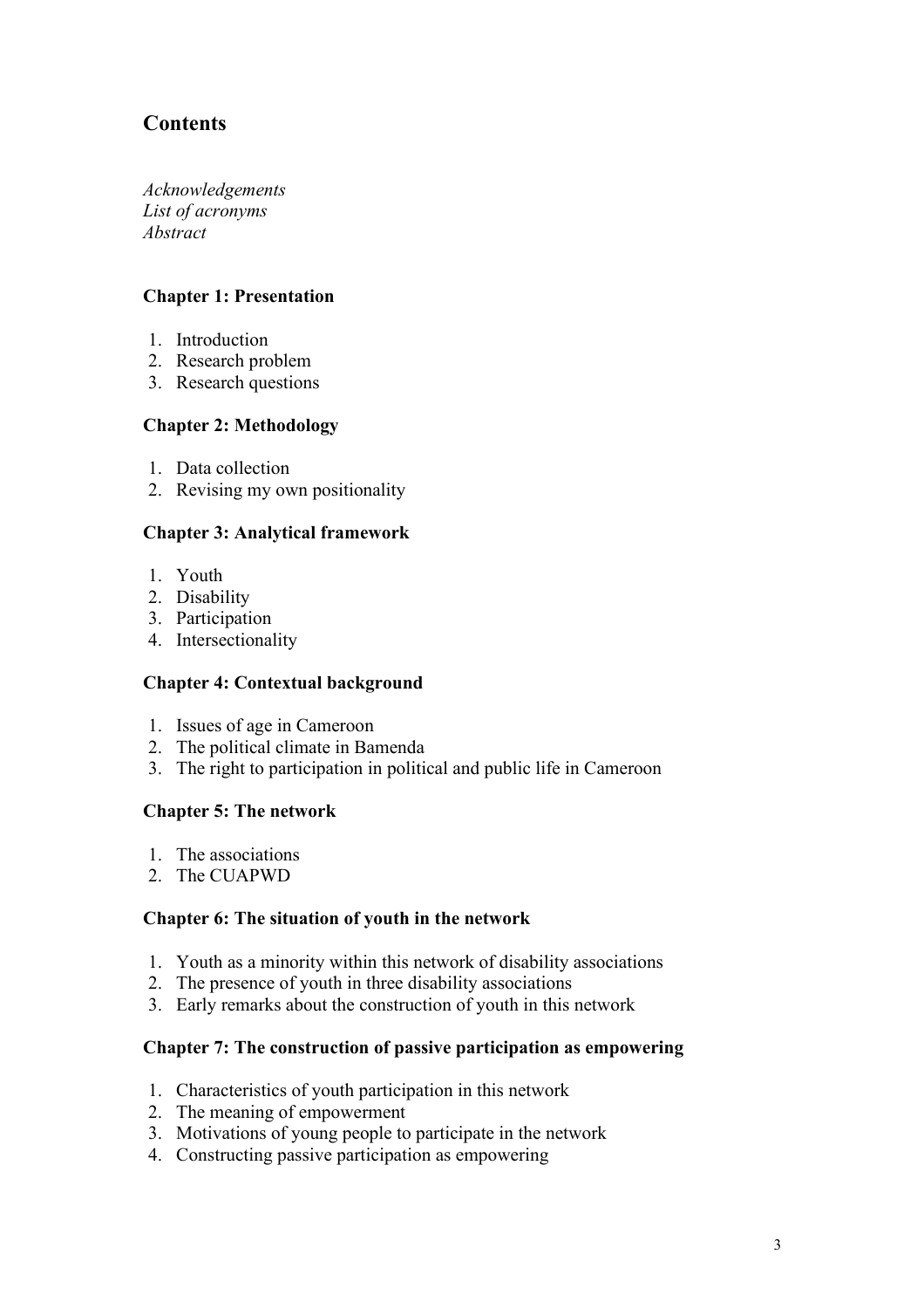## Contents

*Acknowledgements*
*List of acronyms*
*Abstract*

**Chapter 1: Presentation**

1. Introduction
2. Research problem
3. Research questions

**Chapter 2: Methodology**

1. Data collection
2. Revising my own positionality

**Chapter 3: Analytical framework**

1. Youth
2. Disability
3. Participation
4. Intersectionality

**Chapter 4: Contextual background**

1. Issues of age in Cameroon
2. The political climate in Bamenda
3. The right to participation in political and public life in Cameroon

**Chapter 5: The network**

1. The associations
2. The CUAPWD

**Chapter 6: The situation of youth in the network**

1. Youth as a minority within this network of disability associations
2. The presence of youth in three disability associations
3. Early remarks about the construction of youth in this network

**Chapter 7: The construction of passive participation as empowering**

1. Characteristics of youth participation in this network
2. The meaning of empowerment
3. Motivations of young people to participate in the network
4. Constructing passive participation as empowering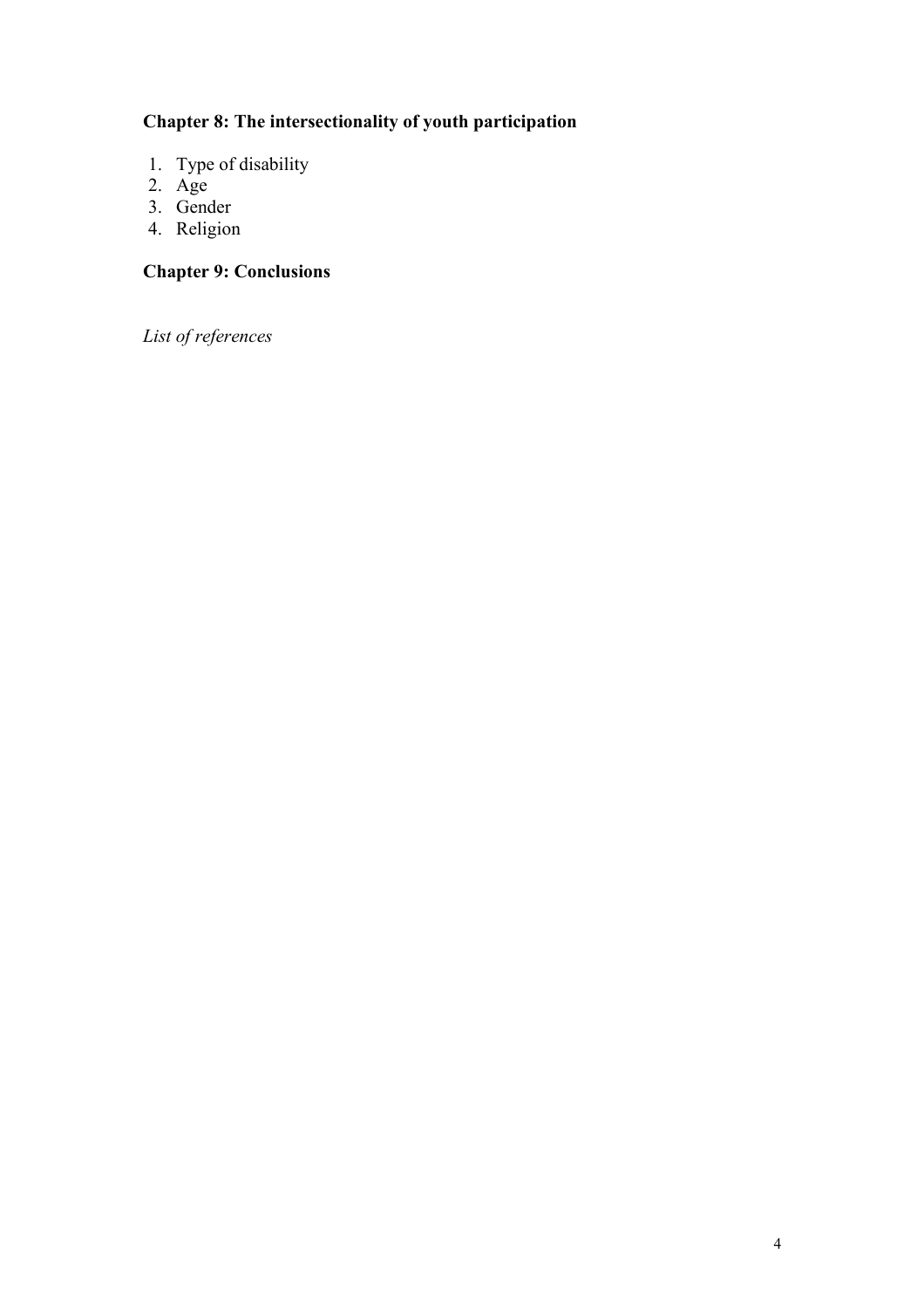**Chapter 8: The intersectionality of youth participation**

1. Type of disability
2. Age
3. Gender
4. Religion

**Chapter 9: Conclusions**

*List of references*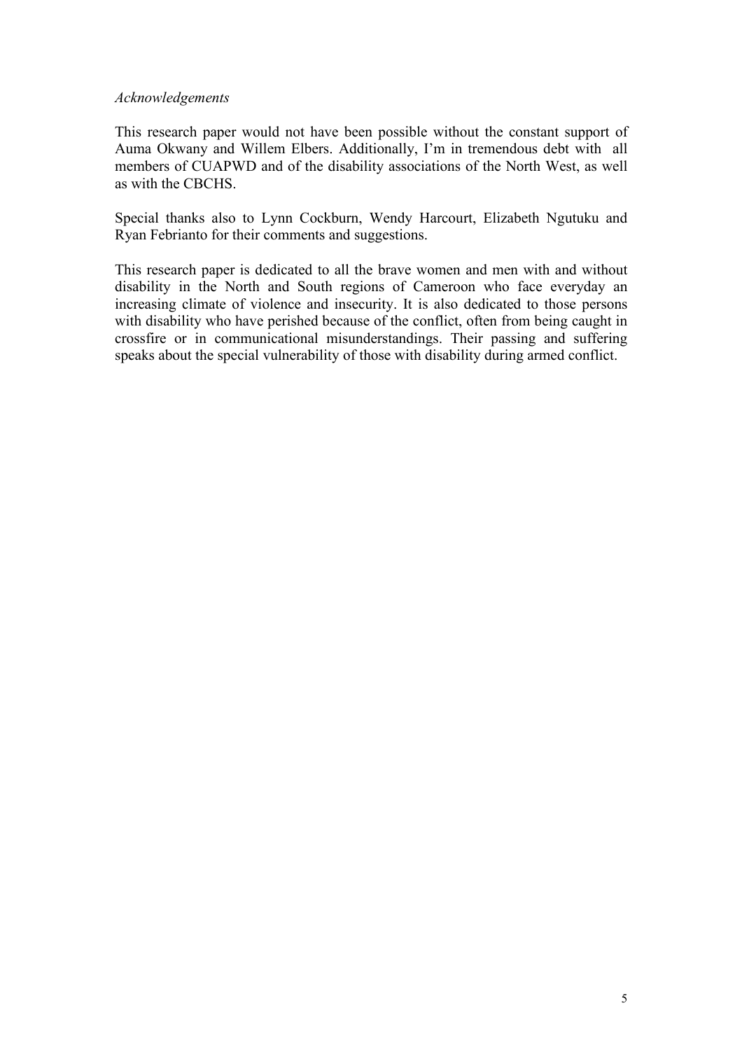*Acknowledgements*

This research paper would not have been possible without the constant support of Auma Okwany and Willem Elbers. Additionally, I'm in tremendous debt with all members of CUAPWD and of the disability associations of the North West, as well as with the CBCHS.

Special thanks also to Lynn Cockburn, Wendy Harcourt, Elizabeth Ngutuku and Ryan Febrianto for their comments and suggestions.

This research paper is dedicated to all the brave women and men with and without disability in the North and South regions of Cameroon who face everyday an increasing climate of violence and insecurity. It is also dedicated to those persons with disability who have perished because of the conflict, often from being caught in crossfire or in communicational misunderstandings. Their passing and suffering speaks about the special vulnerability of those with disability during armed conflict.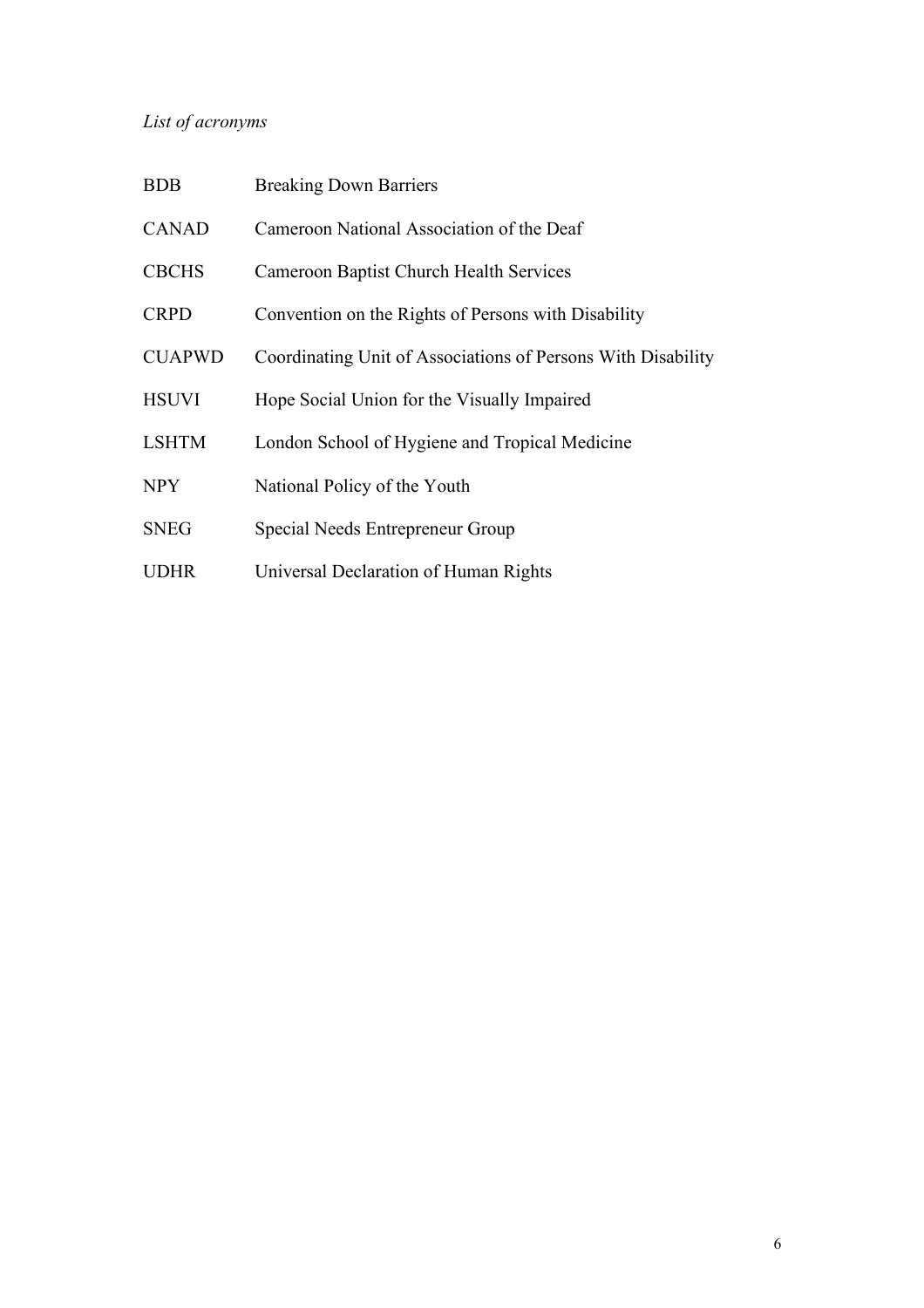*List of acronyms*

| | |
|---|---|
| BDB | Breaking Down Barriers |
| CANAD | Cameroon National Association of the Deaf |
| CBCHS | Cameroon Baptist Church Health Services |
| CRPD | Convention on the Rights of Persons with Disability |
| CUAPWD | Coordinating Unit of Associations of Persons With Disability |
| HSUVI | Hope Social Union for the Visually Impaired |
| LSHTM | London School of Hygiene and Tropical Medicine |
| NPY | National Policy of the Youth |
| SNEG | Special Needs Entrepreneur Group |
| UDHR | Universal Declaration of Human Rights |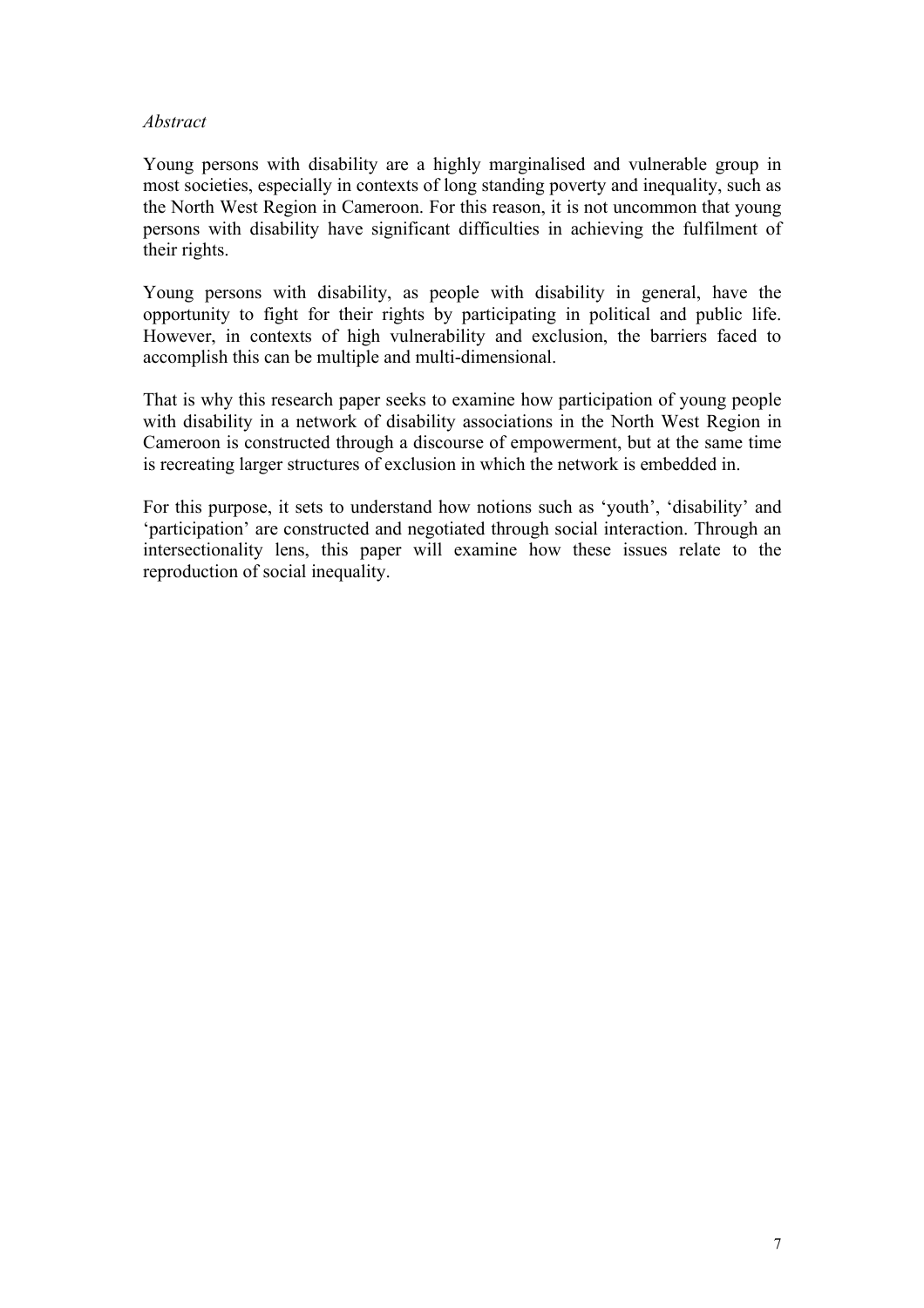*Abstract*

Young persons with disability are a highly marginalised and vulnerable group in most societies, especially in contexts of long standing poverty and inequality, such as the North West Region in Cameroon. For this reason, it is not uncommon that young persons with disability have significant difficulties in achieving the fulfilment of their rights.

Young persons with disability, as people with disability in general, have the opportunity to fight for their rights by participating in political and public life. However, in contexts of high vulnerability and exclusion, the barriers faced to accomplish this can be multiple and multi-dimensional.

That is why this research paper seeks to examine how participation of young people with disability in a network of disability associations in the North West Region in Cameroon is constructed through a discourse of empowerment, but at the same time is recreating larger structures of exclusion in which the network is embedded in.

For this purpose, it sets to understand how notions such as 'youth', 'disability' and 'participation' are constructed and negotiated through social interaction. Through an intersectionality lens, this paper will examine how these issues relate to the reproduction of social inequality.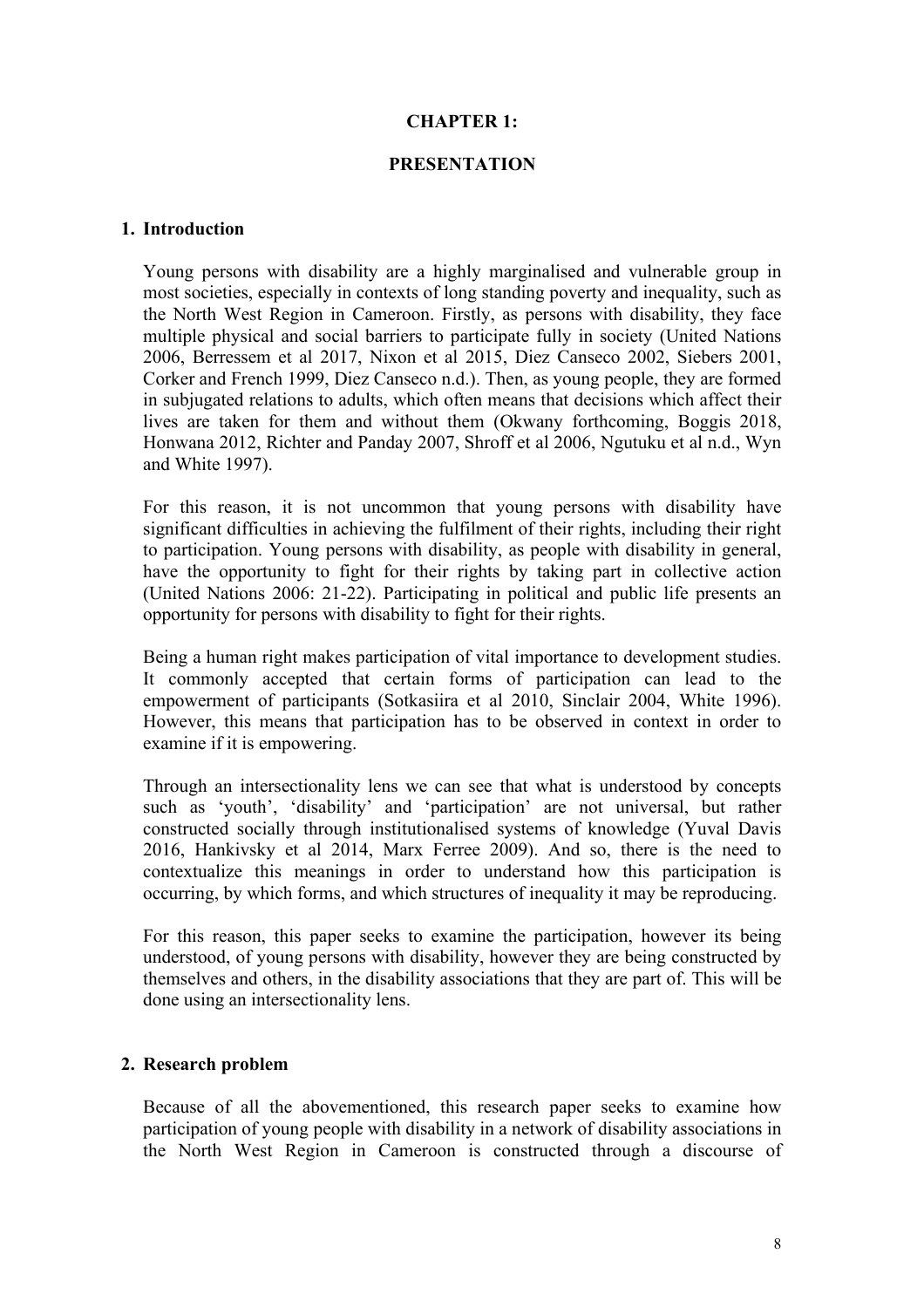# CHAPTER 1:

# PRESENTATION

## 1. Introduction

Young persons with disability are a highly marginalised and vulnerable group in most societies, especially in contexts of long standing poverty and inequality, such as the North West Region in Cameroon. Firstly, as persons with disability, they face multiple physical and social barriers to participate fully in society (United Nations 2006, Berressem et al 2017, Nixon et al 2015, Diez Canseco 2002, Siebers 2001, Corker and French 1999, Diez Canseco n.d.). Then, as young people, they are formed in subjugated relations to adults, which often means that decisions which affect their lives are taken for them and without them (Okwany forthcoming, Boggis 2018, Honwana 2012, Richter and Panday 2007, Shroff et al 2006, Ngutuku et al n.d., Wyn and White 1997).

For this reason, it is not uncommon that young persons with disability have significant difficulties in achieving the fulfilment of their rights, including their right to participation. Young persons with disability, as people with disability in general, have the opportunity to fight for their rights by taking part in collective action (United Nations 2006: 21-22). Participating in political and public life presents an opportunity for persons with disability to fight for their rights.

Being a human right makes participation of vital importance to development studies. It commonly accepted that certain forms of participation can lead to the empowerment of participants (Sotkasiira et al 2010, Sinclair 2004, White 1996). However, this means that participation has to be observed in context in order to examine if it is empowering.

Through an intersectionality lens we can see that what is understood by concepts such as 'youth', 'disability' and 'participation' are not universal, but rather constructed socially through institutionalised systems of knowledge (Yuval Davis 2016, Hankivsky et al 2014, Marx Ferree 2009). And so, there is the need to contextualize this meanings in order to understand how this participation is occurring, by which forms, and which structures of inequality it may be reproducing.

For this reason, this paper seeks to examine the participation, however its being understood, of young persons with disability, however they are being constructed by themselves and others, in the disability associations that they are part of. This will be done using an intersectionality lens.

## 2. Research problem

Because of all the abovementioned, this research paper seeks to examine how participation of young people with disability in a network of disability associations in the North West Region in Cameroon is constructed through a discourse of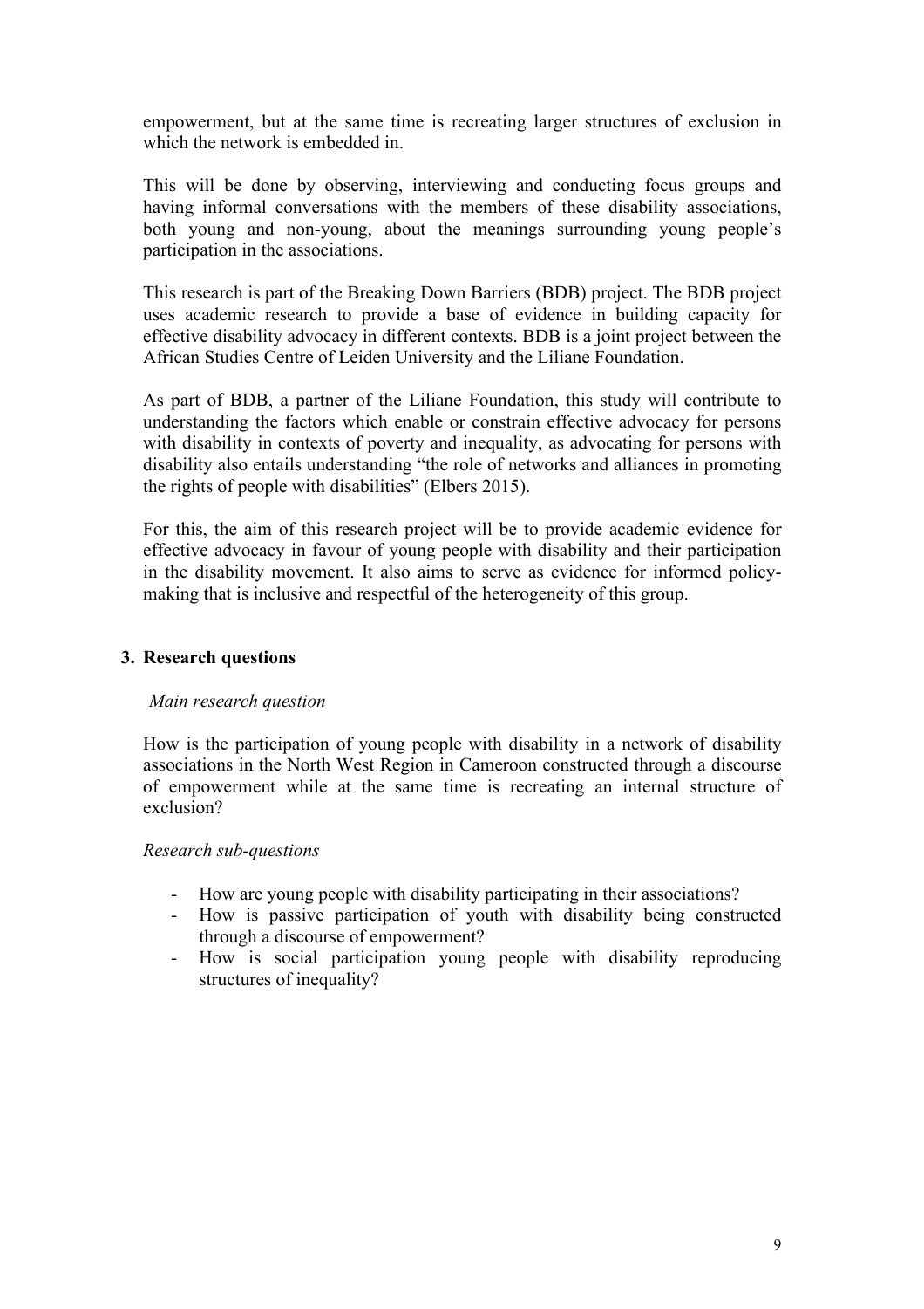empowerment, but at the same time is recreating larger structures of exclusion in which the network is embedded in.

This will be done by observing, interviewing and conducting focus groups and having informal conversations with the members of these disability associations, both young and non-young, about the meanings surrounding young people's participation in the associations.

This research is part of the Breaking Down Barriers (BDB) project. The BDB project uses academic research to provide a base of evidence in building capacity for effective disability advocacy in different contexts. BDB is a joint project between the African Studies Centre of Leiden University and the Liliane Foundation.

As part of BDB, a partner of the Liliane Foundation, this study will contribute to understanding the factors which enable or constrain effective advocacy for persons with disability in contexts of poverty and inequality, as advocating for persons with disability also entails understanding "the role of networks and alliances in promoting the rights of people with disabilities" (Elbers 2015).

For this, the aim of this research project will be to provide academic evidence for effective advocacy in favour of young people with disability and their participation in the disability movement. It also aims to serve as evidence for informed policy-making that is inclusive and respectful of the heterogeneity of this group.

## 3. Research questions

*Main research question*

How is the participation of young people with disability in a network of disability associations in the North West Region in Cameroon constructed through a discourse of empowerment while at the same time is recreating an internal structure of exclusion?

*Research sub-questions*

- How are young people with disability participating in their associations?
- How is passive participation of youth with disability being constructed through a discourse of empowerment?
- How is social participation young people with disability reproducing structures of inequality?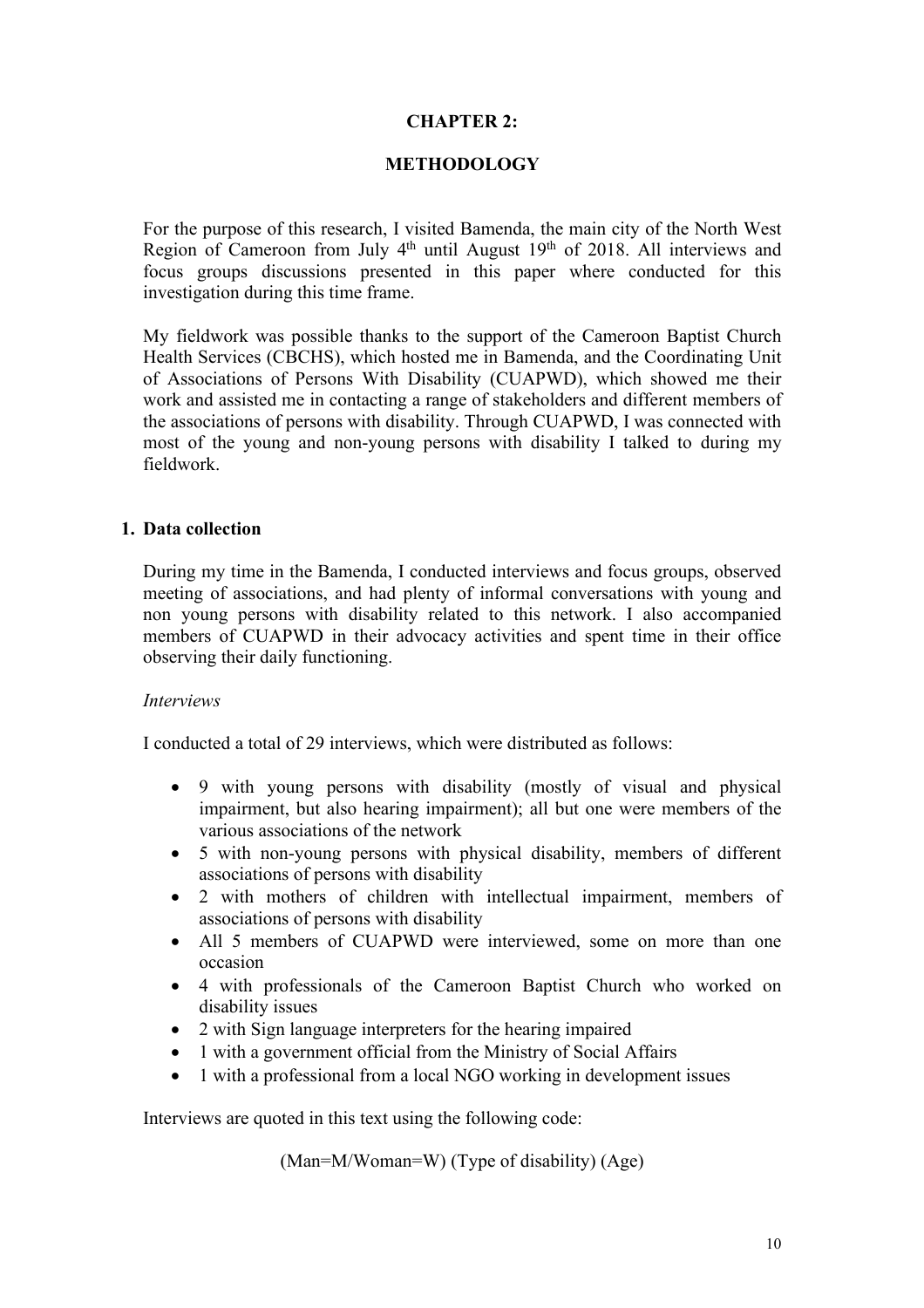# CHAPTER 2:

# METHODOLOGY

For the purpose of this research, I visited Bamenda, the main city of the North West Region of Cameroon from July 4th until August 19th of 2018. All interviews and focus groups discussions presented in this paper where conducted for this investigation during this time frame.

My fieldwork was possible thanks to the support of the Cameroon Baptist Church Health Services (CBCHS), which hosted me in Bamenda, and the Coordinating Unit of Associations of Persons With Disability (CUAPWD), which showed me their work and assisted me in contacting a range of stakeholders and different members of the associations of persons with disability. Through CUAPWD, I was connected with most of the young and non-young persons with disability I talked to during my fieldwork.

## 1. Data collection

During my time in the Bamenda, I conducted interviews and focus groups, observed meeting of associations, and had plenty of informal conversations with young and non young persons with disability related to this network. I also accompanied members of CUAPWD in their advocacy activities and spent time in their office observing their daily functioning.

*Interviews*

I conducted a total of 29 interviews, which were distributed as follows:

- 9 with young persons with disability (mostly of visual and physical impairment, but also hearing impairment); all but one were members of the various associations of the network
- 5 with non-young persons with physical disability, members of different associations of persons with disability
- 2 with mothers of children with intellectual impairment, members of associations of persons with disability
- All 5 members of CUAPWD were interviewed, some on more than one occasion
- 4 with professionals of the Cameroon Baptist Church who worked on disability issues
- 2 with Sign language interpreters for the hearing impaired
- 1 with a government official from the Ministry of Social Affairs
- 1 with a professional from a local NGO working in development issues

Interviews are quoted in this text using the following code:

(Man=M/Woman=W) (Type of disability) (Age)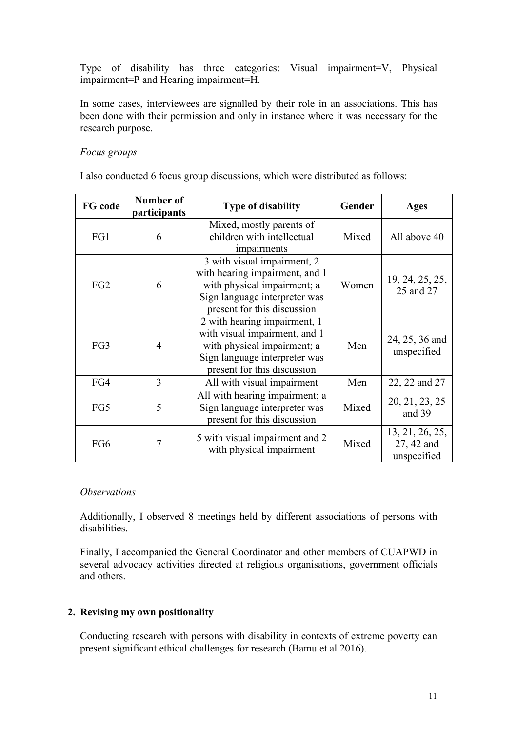Type of disability has three categories: Visual impairment=V, Physical impairment=P and Hearing impairment=H.

In some cases, interviewees are signalled by their role in an associations. This has been done with their permission and only in instance where it was necessary for the research purpose.

*Focus groups*

I also conducted 6 focus group discussions, which were distributed as follows:

| FG code | Number of participants | Type of disability | Gender | Ages |
|---|---|---|---|---|
| FG1 | 6 | Mixed, mostly parents of children with intellectual impairments | Mixed | All above 40 |
| FG2 | 6 | 3 with visual impairment, 2 with hearing impairment, and 1 with physical impairment; a Sign language interpreter was present for this discussion | Women | 19, 24, 25, 25, 25 and 27 |
| FG3 | 4 | 2 with hearing impairment, 1 with visual impairment, and 1 with physical impairment; a Sign language interpreter was present for this discussion | Men | 24, 25, 36 and unspecified |
| FG4 | 3 | All with visual impairment | Men | 22, 22 and 27 |
| FG5 | 5 | All with hearing impairment; a Sign language interpreter was present for this discussion | Mixed | 20, 21, 23, 25 and 39 |
| FG6 | 7 | 5 with visual impairment and 2 with physical impairment | Mixed | 13, 21, 26, 25, 27, 42 and unspecified |

*Observations*

Additionally, I observed 8 meetings held by different associations of persons with disabilities.

Finally, I accompanied the General Coordinator and other members of CUAPWD in several advocacy activities directed at religious organisations, government officials and others.

## 2. Revising my own positionality

Conducting research with persons with disability in contexts of extreme poverty can present significant ethical challenges for research (Bamu et al 2016).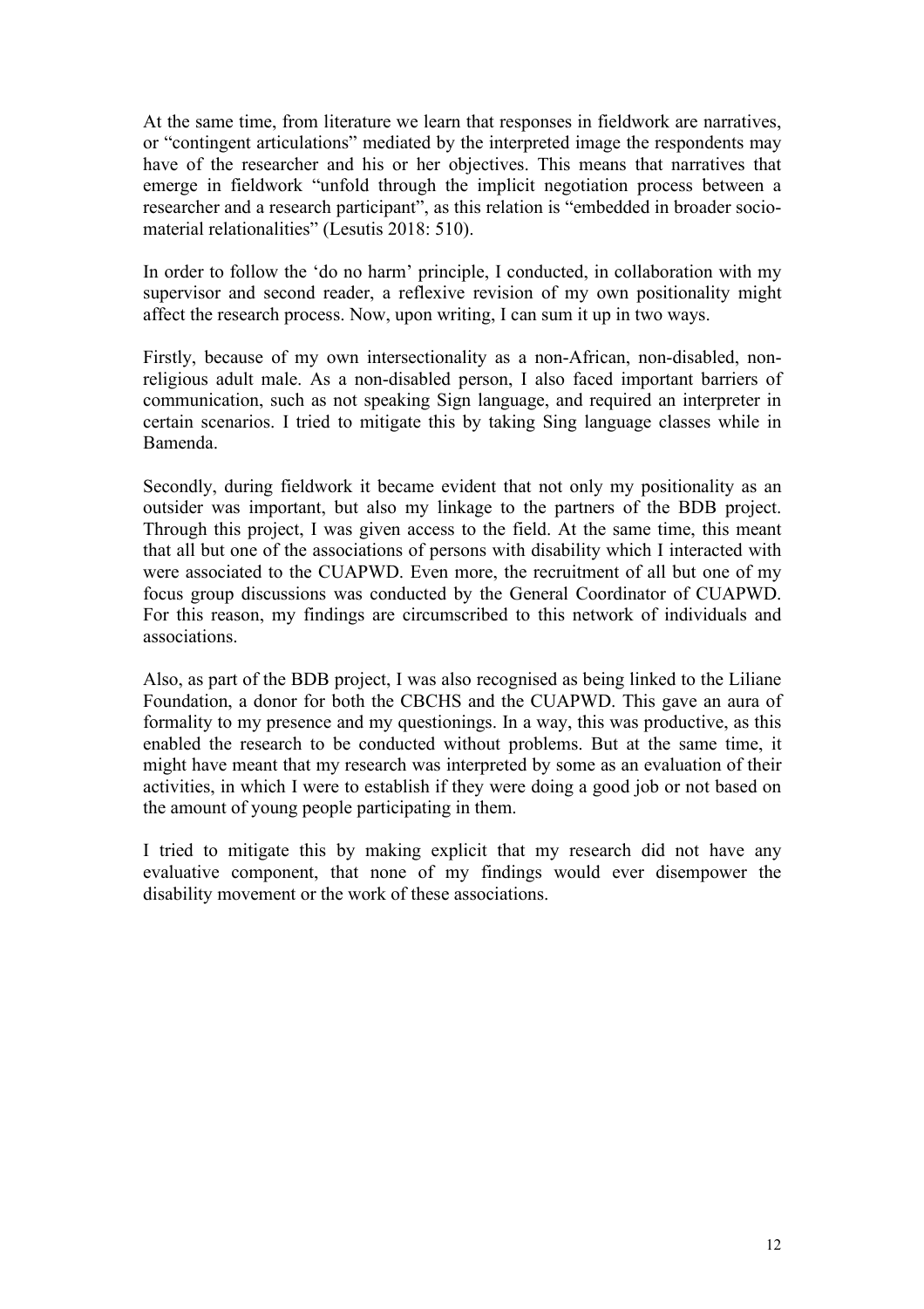At the same time, from literature we learn that responses in fieldwork are narratives, or "contingent articulations" mediated by the interpreted image the respondents may have of the researcher and his or her objectives. This means that narratives that emerge in fieldwork "unfold through the implicit negotiation process between a researcher and a research participant", as this relation is "embedded in broader socio-material relationalities" (Lesutis 2018: 510).

In order to follow the 'do no harm' principle, I conducted, in collaboration with my supervisor and second reader, a reflexive revision of my own positionality might affect the research process. Now, upon writing, I can sum it up in two ways.

Firstly, because of my own intersectionality as a non-African, non-disabled, non-religious adult male. As a non-disabled person, I also faced important barriers of communication, such as not speaking Sign language, and required an interpreter in certain scenarios. I tried to mitigate this by taking Sing language classes while in Bamenda.

Secondly, during fieldwork it became evident that not only my positionality as an outsider was important, but also my linkage to the partners of the BDB project. Through this project, I was given access to the field. At the same time, this meant that all but one of the associations of persons with disability which I interacted with were associated to the CUAPWD. Even more, the recruitment of all but one of my focus group discussions was conducted by the General Coordinator of CUAPWD. For this reason, my findings are circumscribed to this network of individuals and associations.

Also, as part of the BDB project, I was also recognised as being linked to the Liliane Foundation, a donor for both the CBCHS and the CUAPWD. This gave an aura of formality to my presence and my questionings. In a way, this was productive, as this enabled the research to be conducted without problems. But at the same time, it might have meant that my research was interpreted by some as an evaluation of their activities, in which I were to establish if they were doing a good job or not based on the amount of young people participating in them.

I tried to mitigate this by making explicit that my research did not have any evaluative component, that none of my findings would ever disempower the disability movement or the work of these associations.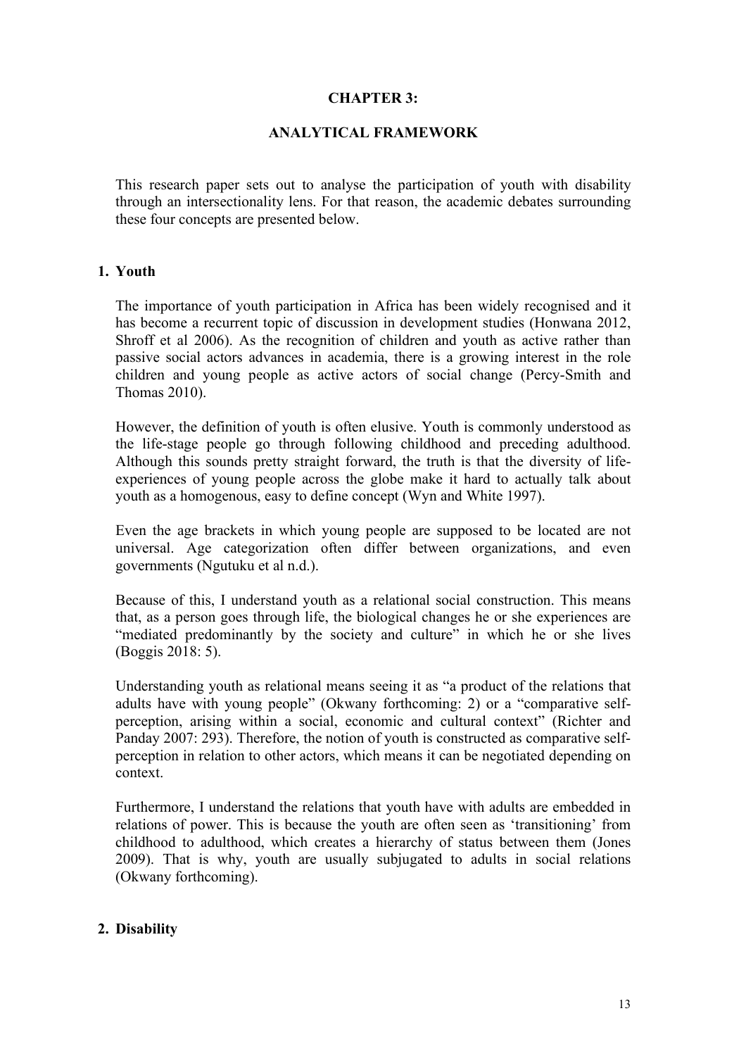# CHAPTER 3:

# ANALYTICAL FRAMEWORK

This research paper sets out to analyse the participation of youth with disability through an intersectionality lens. For that reason, the academic debates surrounding these four concepts are presented below.

## 1. Youth

The importance of youth participation in Africa has been widely recognised and it has become a recurrent topic of discussion in development studies (Honwana 2012, Shroff et al 2006). As the recognition of children and youth as active rather than passive social actors advances in academia, there is a growing interest in the role children and young people as active actors of social change (Percy-Smith and Thomas 2010).

However, the definition of youth is often elusive. Youth is commonly understood as the life-stage people go through following childhood and preceding adulthood. Although this sounds pretty straight forward, the truth is that the diversity of life-experiences of young people across the globe make it hard to actually talk about youth as a homogenous, easy to define concept (Wyn and White 1997).

Even the age brackets in which young people are supposed to be located are not universal. Age categorization often differ between organizations, and even governments (Ngutuku et al n.d.).

Because of this, I understand youth as a relational social construction. This means that, as a person goes through life, the biological changes he or she experiences are "mediated predominantly by the society and culture" in which he or she lives (Boggis 2018: 5).

Understanding youth as relational means seeing it as "a product of the relations that adults have with young people" (Okwany forthcoming: 2) or a "comparative self-perception, arising within a social, economic and cultural context" (Richter and Panday 2007: 293). Therefore, the notion of youth is constructed as comparative self-perception in relation to other actors, which means it can be negotiated depending on context.

Furthermore, I understand the relations that youth have with adults are embedded in relations of power. This is because the youth are often seen as 'transitioning' from childhood to adulthood, which creates a hierarchy of status between them (Jones 2009). That is why, youth are usually subjugated to adults in social relations (Okwany forthcoming).

## 2. Disability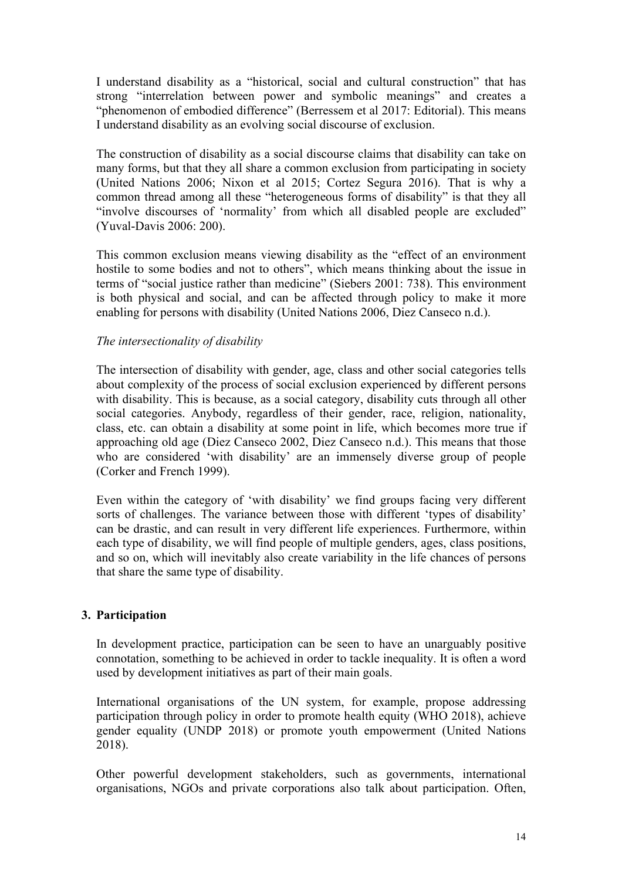I understand disability as a "historical, social and cultural construction" that has strong "interrelation between power and symbolic meanings" and creates a "phenomenon of embodied difference" (Berressem et al 2017: Editorial). This means I understand disability as an evolving social discourse of exclusion.

The construction of disability as a social discourse claims that disability can take on many forms, but that they all share a common exclusion from participating in society (United Nations 2006; Nixon et al 2015; Cortez Segura 2016). That is why a common thread among all these "heterogeneous forms of disability" is that they all "involve discourses of 'normality' from which all disabled people are excluded" (Yuval-Davis 2006: 200).

This common exclusion means viewing disability as the "effect of an environment hostile to some bodies and not to others", which means thinking about the issue in terms of "social justice rather than medicine" (Siebers 2001: 738). This environment is both physical and social, and can be affected through policy to make it more enabling for persons with disability (United Nations 2006, Diez Canseco n.d.).

*The intersectionality of disability*

The intersection of disability with gender, age, class and other social categories tells about complexity of the process of social exclusion experienced by different persons with disability. This is because, as a social category, disability cuts through all other social categories. Anybody, regardless of their gender, race, religion, nationality, class, etc. can obtain a disability at some point in life, which becomes more true if approaching old age (Diez Canseco 2002, Diez Canseco n.d.). This means that those who are considered 'with disability' are an immensely diverse group of people (Corker and French 1999).

Even within the category of 'with disability' we find groups facing very different sorts of challenges. The variance between those with different 'types of disability' can be drastic, and can result in very different life experiences. Furthermore, within each type of disability, we will find people of multiple genders, ages, class positions, and so on, which will inevitably also create variability in the life chances of persons that share the same type of disability.

## 3. Participation

In development practice, participation can be seen to have an unarguably positive connotation, something to be achieved in order to tackle inequality. It is often a word used by development initiatives as part of their main goals.

International organisations of the UN system, for example, propose addressing participation through policy in order to promote health equity (WHO 2018), achieve gender equality (UNDP 2018) or promote youth empowerment (United Nations 2018).

Other powerful development stakeholders, such as governments, international organisations, NGOs and private corporations also talk about participation. Often,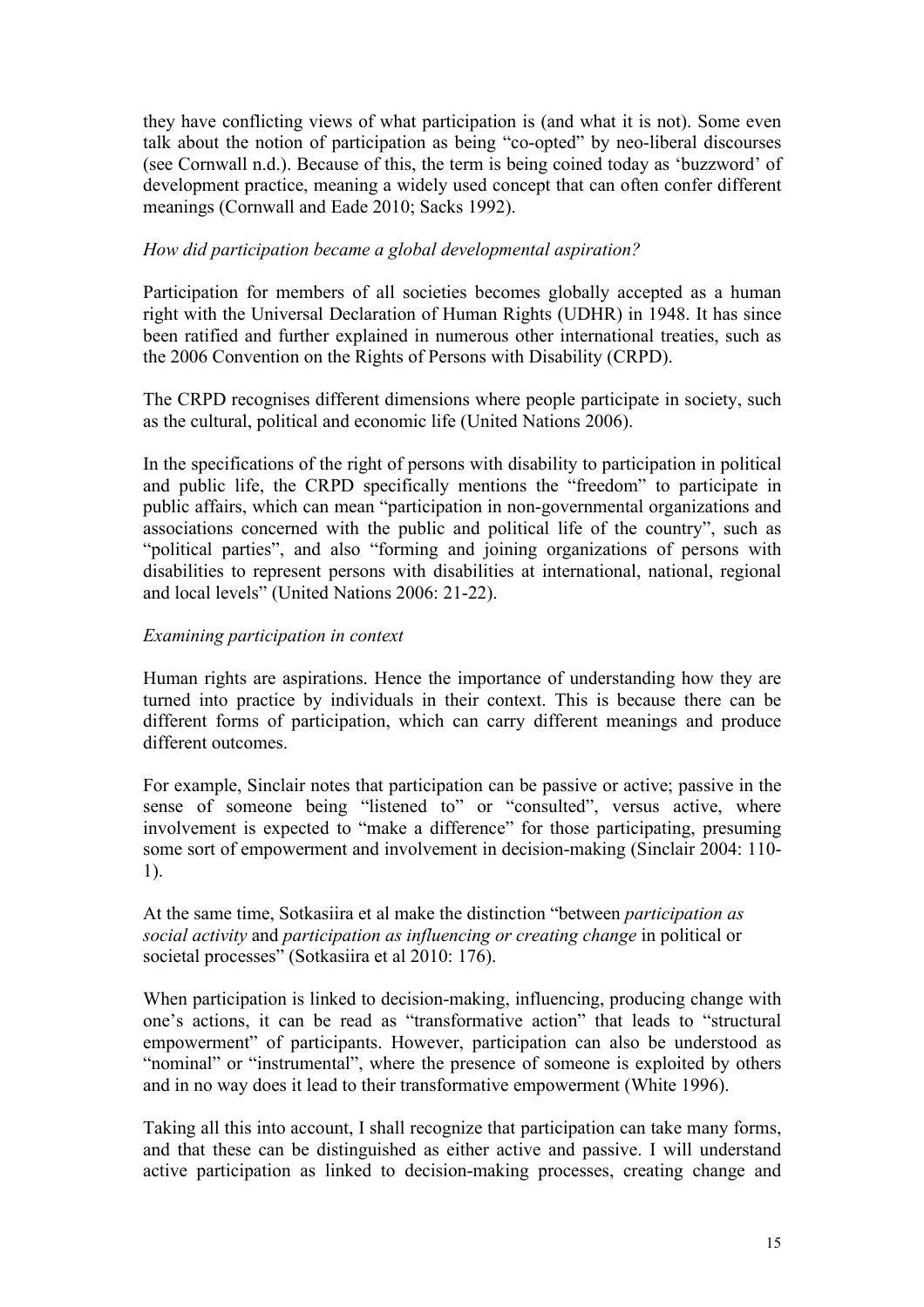they have conflicting views of what participation is (and what it is not). Some even talk about the notion of participation as being "co-opted" by neo-liberal discourses (see Cornwall n.d.). Because of this, the term is being coined today as 'buzzword' of development practice, meaning a widely used concept that can often confer different meanings (Cornwall and Eade 2010; Sacks 1992).

*How did participation became a global developmental aspiration?*

Participation for members of all societies becomes globally accepted as a human right with the Universal Declaration of Human Rights (UDHR) in 1948. It has since been ratified and further explained in numerous other international treaties, such as the 2006 Convention on the Rights of Persons with Disability (CRPD).

The CRPD recognises different dimensions where people participate in society, such as the cultural, political and economic life (United Nations 2006).

In the specifications of the right of persons with disability to participation in political and public life, the CRPD specifically mentions the "freedom" to participate in public affairs, which can mean "participation in non-governmental organizations and associations concerned with the public and political life of the country", such as "political parties", and also "forming and joining organizations of persons with disabilities to represent persons with disabilities at international, national, regional and local levels" (United Nations 2006: 21-22).

*Examining participation in context*

Human rights are aspirations. Hence the importance of understanding how they are turned into practice by individuals in their context. This is because there can be different forms of participation, which can carry different meanings and produce different outcomes.

For example, Sinclair notes that participation can be passive or active; passive in the sense of someone being "listened to" or "consulted", versus active, where involvement is expected to "make a difference" for those participating, presuming some sort of empowerment and involvement in decision-making (Sinclair 2004: 110-1).

At the same time, Sotkasiira et al make the distinction "between *participation as social activity* and *participation as influencing or creating change* in political or societal processes" (Sotkasiira et al 2010: 176).

When participation is linked to decision-making, influencing, producing change with one's actions, it can be read as "transformative action" that leads to "structural empowerment" of participants. However, participation can also be understood as "nominal" or "instrumental", where the presence of someone is exploited by others and in no way does it lead to their transformative empowerment (White 1996).

Taking all this into account, I shall recognize that participation can take many forms, and that these can be distinguished as either active and passive. I will understand active participation as linked to decision-making processes, creating change and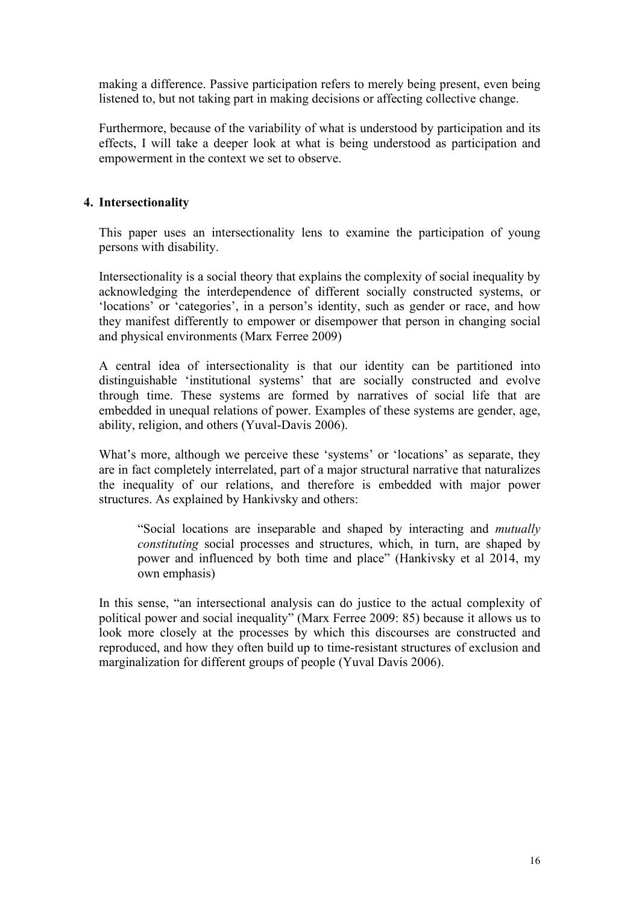making a difference. Passive participation refers to merely being present, even being listened to, but not taking part in making decisions or affecting collective change.

Furthermore, because of the variability of what is understood by participation and its effects, I will take a deeper look at what is being understood as participation and empowerment in the context we set to observe.

## 4. Intersectionality

This paper uses an intersectionality lens to examine the participation of young persons with disability.

Intersectionality is a social theory that explains the complexity of social inequality by acknowledging the interdependence of different socially constructed systems, or 'locations' or 'categories', in a person's identity, such as gender or race, and how they manifest differently to empower or disempower that person in changing social and physical environments (Marx Ferree 2009)

A central idea of intersectionality is that our identity can be partitioned into distinguishable 'institutional systems' that are socially constructed and evolve through time. These systems are formed by narratives of social life that are embedded in unequal relations of power. Examples of these systems are gender, age, ability, religion, and others (Yuval-Davis 2006).

What's more, although we perceive these 'systems' or 'locations' as separate, they are in fact completely interrelated, part of a major structural narrative that naturalizes the inequality of our relations, and therefore is embedded with major power structures. As explained by Hankivsky and others:

> "Social locations are inseparable and shaped by interacting and *mutually constituting* social processes and structures, which, in turn, are shaped by power and influenced by both time and place" (Hankivsky et al 2014, my own emphasis)

In this sense, "an intersectional analysis can do justice to the actual complexity of political power and social inequality" (Marx Ferree 2009: 85) because it allows us to look more closely at the processes by which this discourses are constructed and reproduced, and how they often build up to time-resistant structures of exclusion and marginalization for different groups of people (Yuval Davis 2006).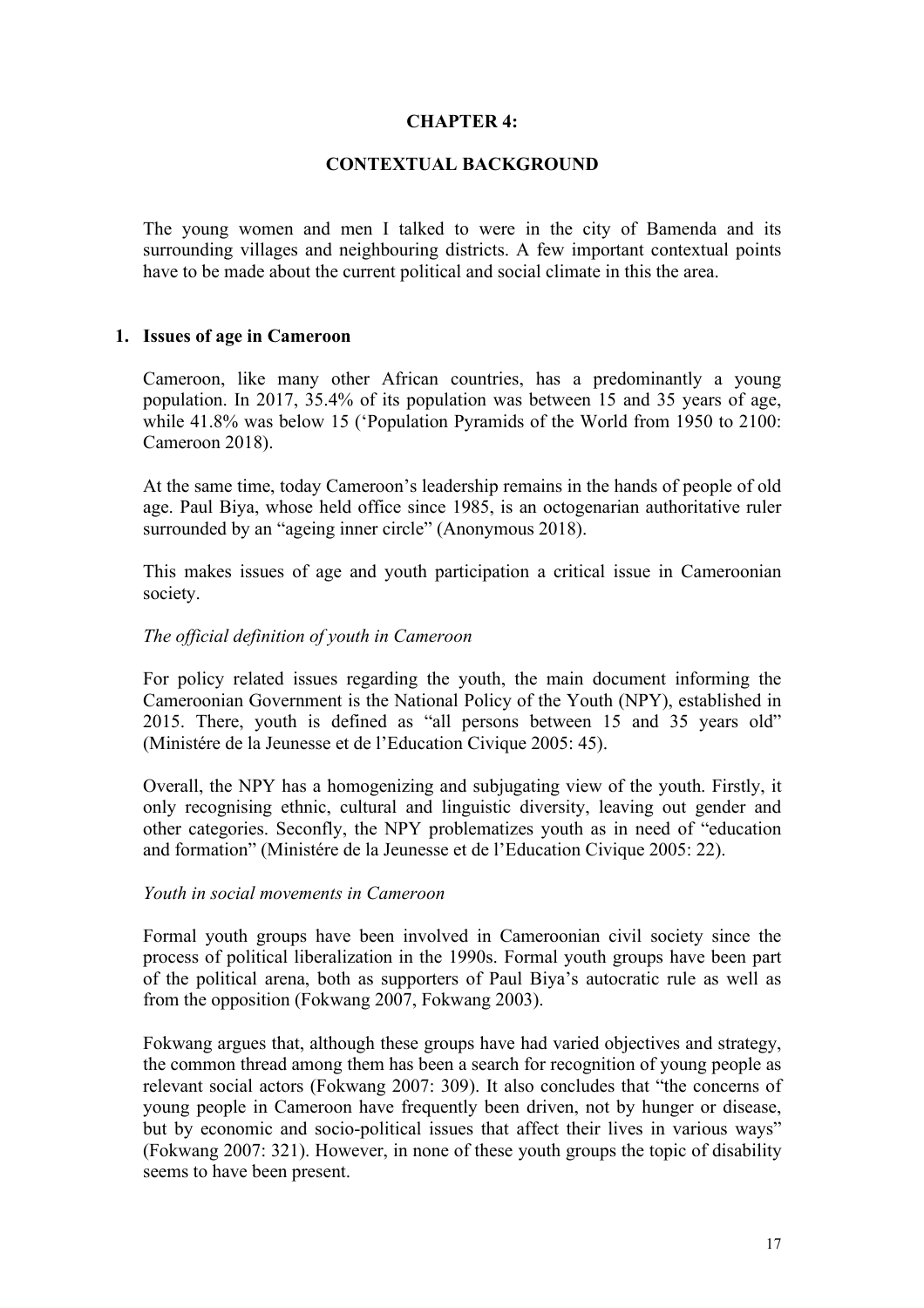# CHAPTER 4:

# CONTEXTUAL BACKGROUND

The young women and men I talked to were in the city of Bamenda and its surrounding villages and neighbouring districts. A few important contextual points have to be made about the current political and social climate in this the area.

## 1. Issues of age in Cameroon

Cameroon, like many other African countries, has a predominantly a young population. In 2017, 35.4% of its population was between 15 and 35 years of age, while 41.8% was below 15 ('Population Pyramids of the World from 1950 to 2100: Cameroon 2018).

At the same time, today Cameroon's leadership remains in the hands of people of old age. Paul Biya, whose held office since 1985, is an octogenarian authoritative ruler surrounded by an "ageing inner circle" (Anonymous 2018).

This makes issues of age and youth participation a critical issue in Cameroonian society.

### *The official definition of youth in Cameroon*

For policy related issues regarding the youth, the main document informing the Cameroonian Government is the National Policy of the Youth (NPY), established in 2015. There, youth is defined as "all persons between 15 and 35 years old" (Ministére de la Jeunesse et de l'Education Civique 2005: 45).

Overall, the NPY has a homogenizing and subjugating view of the youth. Firstly, it only recognising ethnic, cultural and linguistic diversity, leaving out gender and other categories. Seconfly, the NPY problematizes youth as in need of "education and formation" (Ministére de la Jeunesse et de l'Education Civique 2005: 22).

### *Youth in social movements in Cameroon*

Formal youth groups have been involved in Cameroonian civil society since the process of political liberalization in the 1990s. Formal youth groups have been part of the political arena, both as supporters of Paul Biya's autocratic rule as well as from the opposition (Fokwang 2007, Fokwang 2003).

Fokwang argues that, although these groups have had varied objectives and strategy, the common thread among them has been a search for recognition of young people as relevant social actors (Fokwang 2007: 309). It also concludes that "the concerns of young people in Cameroon have frequently been driven, not by hunger or disease, but by economic and socio-political issues that affect their lives in various ways" (Fokwang 2007: 321). However, in none of these youth groups the topic of disability seems to have been present.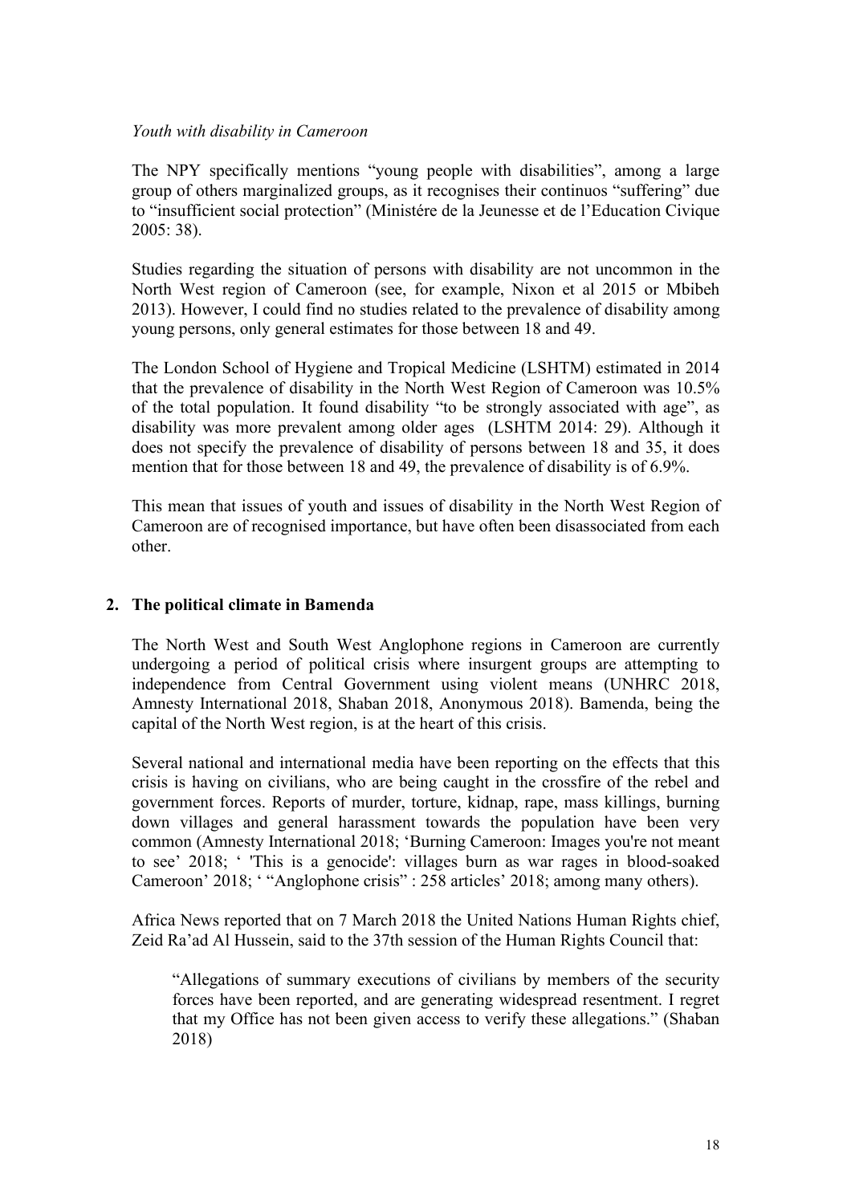*Youth with disability in Cameroon*

The NPY specifically mentions "young people with disabilities", among a large group of others marginalized groups, as it recognises their continuos "suffering" due to "insufficient social protection" (Ministére de la Jeunesse et de l'Education Civique 2005: 38).

Studies regarding the situation of persons with disability are not uncommon in the North West region of Cameroon (see, for example, Nixon et al 2015 or Mbibeh 2013). However, I could find no studies related to the prevalence of disability among young persons, only general estimates for those between 18 and 49.

The London School of Hygiene and Tropical Medicine (LSHTM) estimated in 2014 that the prevalence of disability in the North West Region of Cameroon was 10.5% of the total population. It found disability "to be strongly associated with age", as disability was more prevalent among older ages (LSHTM 2014: 29). Although it does not specify the prevalence of disability of persons between 18 and 35, it does mention that for those between 18 and 49, the prevalence of disability is of 6.9%.

This mean that issues of youth and issues of disability in the North West Region of Cameroon are of recognised importance, but have often been disassociated from each other.

## 2. The political climate in Bamenda

The North West and South West Anglophone regions in Cameroon are currently undergoing a period of political crisis where insurgent groups are attempting to independence from Central Government using violent means (UNHRC 2018, Amnesty International 2018, Shaban 2018, Anonymous 2018). Bamenda, being the capital of the North West region, is at the heart of this crisis.

Several national and international media have been reporting on the effects that this crisis is having on civilians, who are being caught in the crossfire of the rebel and government forces. Reports of murder, torture, kidnap, rape, mass killings, burning down villages and general harassment towards the population have been very common (Amnesty International 2018; 'Burning Cameroon: Images you're not meant to see' 2018; ' 'This is a genocide': villages burn as war rages in blood-soaked Cameroon' 2018; ' "Anglophone crisis" : 258 articles' 2018; among many others).

Africa News reported that on 7 March 2018 the United Nations Human Rights chief, Zeid Ra'ad Al Hussein, said to the 37th session of the Human Rights Council that:

> "Allegations of summary executions of civilians by members of the security forces have been reported, and are generating widespread resentment. I regret that my Office has not been given access to verify these allegations." (Shaban 2018)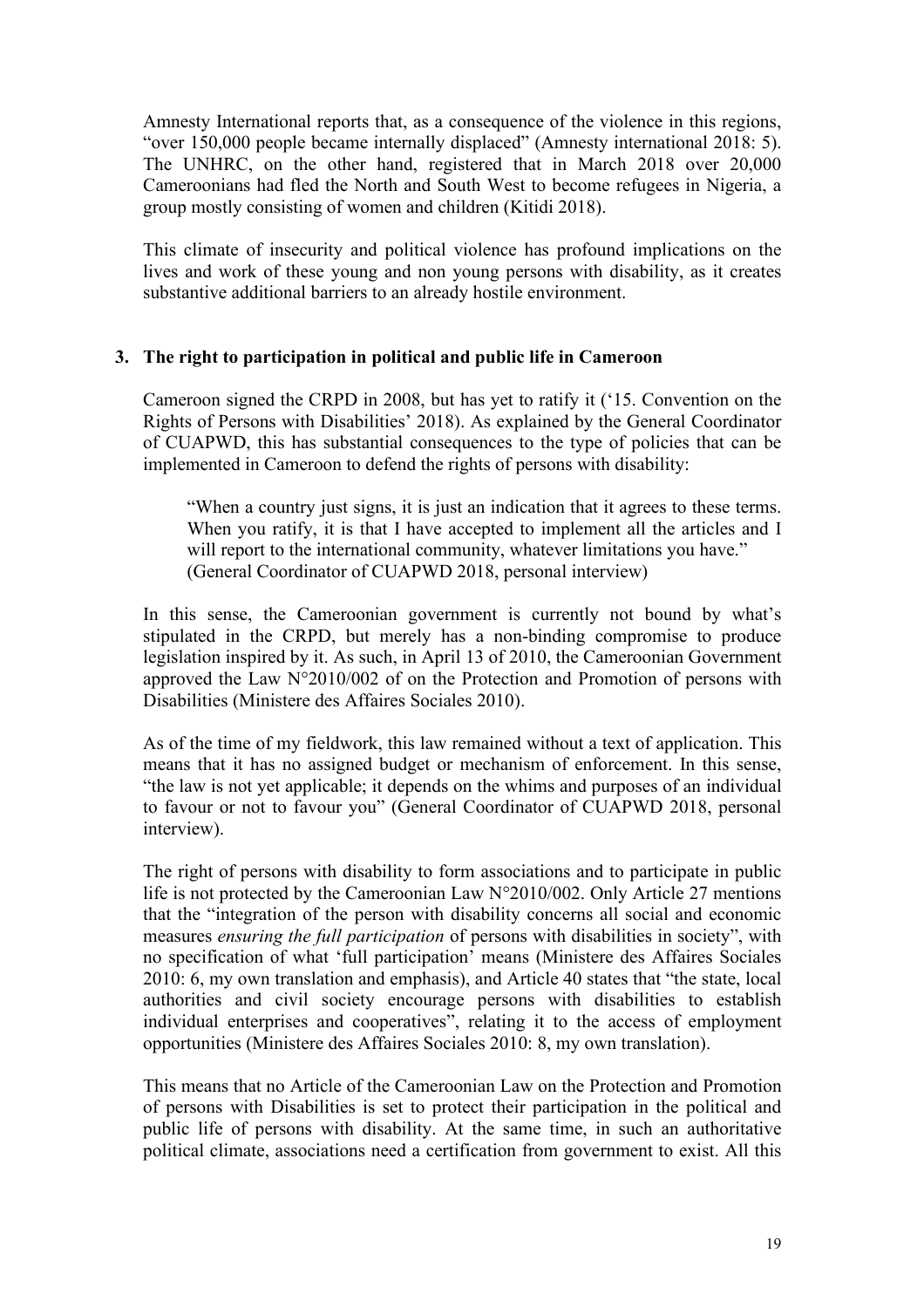Amnesty International reports that, as a consequence of the violence in this regions, "over 150,000 people became internally displaced" (Amnesty international 2018: 5). The UNHRC, on the other hand, registered that in March 2018 over 20,000 Cameroonians had fled the North and South West to become refugees in Nigeria, a group mostly consisting of women and children (Kitidi 2018).

This climate of insecurity and political violence has profound implications on the lives and work of these young and non young persons with disability, as it creates substantive additional barriers to an already hostile environment.

## 3. The right to participation in political and public life in Cameroon

Cameroon signed the CRPD in 2008, but has yet to ratify it ('15. Convention on the Rights of Persons with Disabilities' 2018). As explained by the General Coordinator of CUAPWD, this has substantial consequences to the type of policies that can be implemented in Cameroon to defend the rights of persons with disability:

> "When a country just signs, it is just an indication that it agrees to these terms. When you ratify, it is that I have accepted to implement all the articles and I will report to the international community, whatever limitations you have." (General Coordinator of CUAPWD 2018, personal interview)

In this sense, the Cameroonian government is currently not bound by what's stipulated in the CRPD, but merely has a non-binding compromise to produce legislation inspired by it. As such, in April 13 of 2010, the Cameroonian Government approved the Law N°2010/002 of on the Protection and Promotion of persons with Disabilities (Ministere des Affaires Sociales 2010).

As of the time of my fieldwork, this law remained without a text of application. This means that it has no assigned budget or mechanism of enforcement. In this sense, "the law is not yet applicable; it depends on the whims and purposes of an individual to favour or not to favour you" (General Coordinator of CUAPWD 2018, personal interview).

The right of persons with disability to form associations and to participate in public life is not protected by the Cameroonian Law N°2010/002. Only Article 27 mentions that the "integration of the person with disability concerns all social and economic measures *ensuring the full participation* of persons with disabilities in society", with no specification of what 'full participation' means (Ministere des Affaires Sociales 2010: 6, my own translation and emphasis), and Article 40 states that "the state, local authorities and civil society encourage persons with disabilities to establish individual enterprises and cooperatives", relating it to the access of employment opportunities (Ministere des Affaires Sociales 2010: 8, my own translation).

This means that no Article of the Cameroonian Law on the Protection and Promotion of persons with Disabilities is set to protect their participation in the political and public life of persons with disability. At the same time, in such an authoritative political climate, associations need a certification from government to exist. All this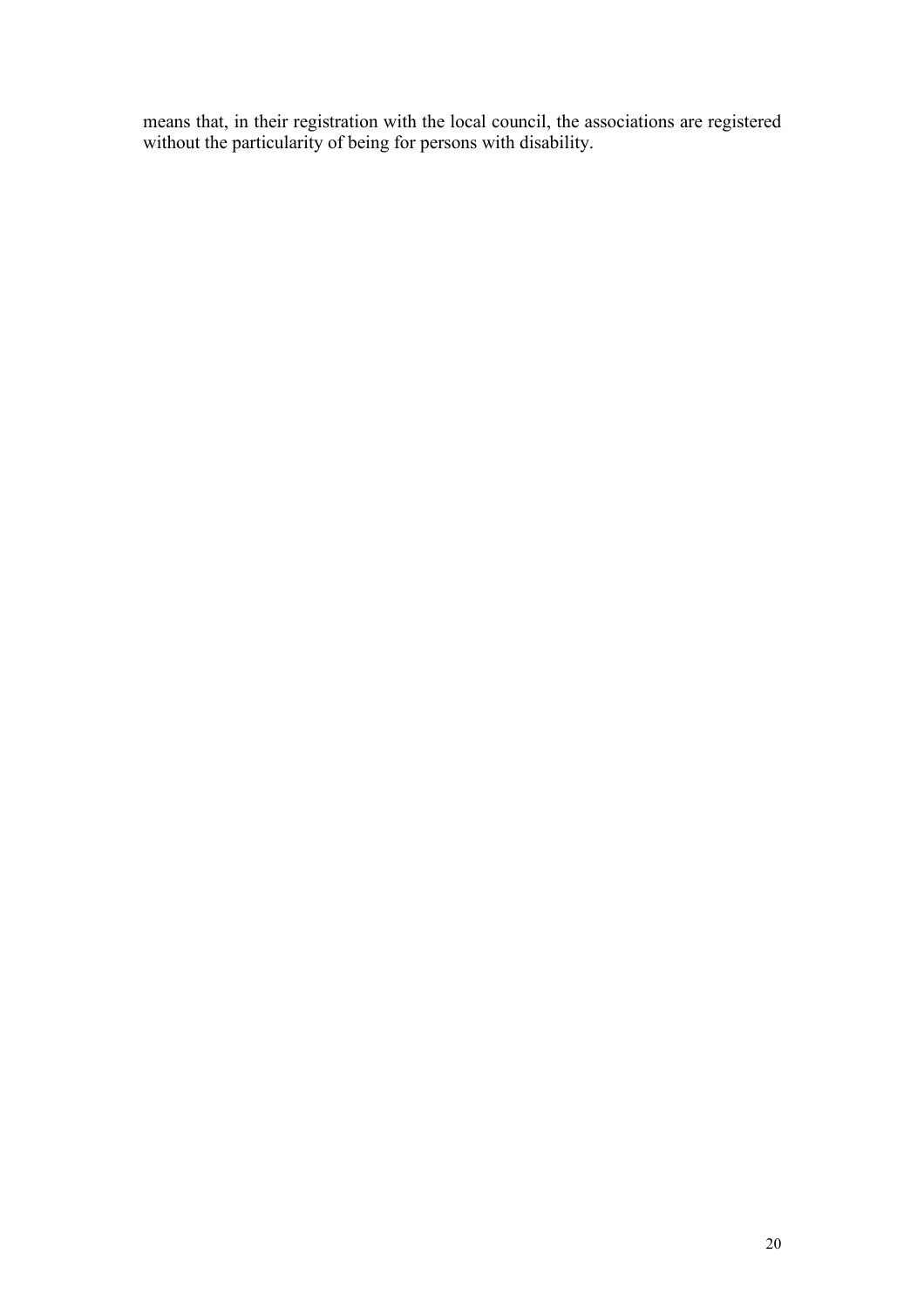means that, in their registration with the local council, the associations are registered without the particularity of being for persons with disability.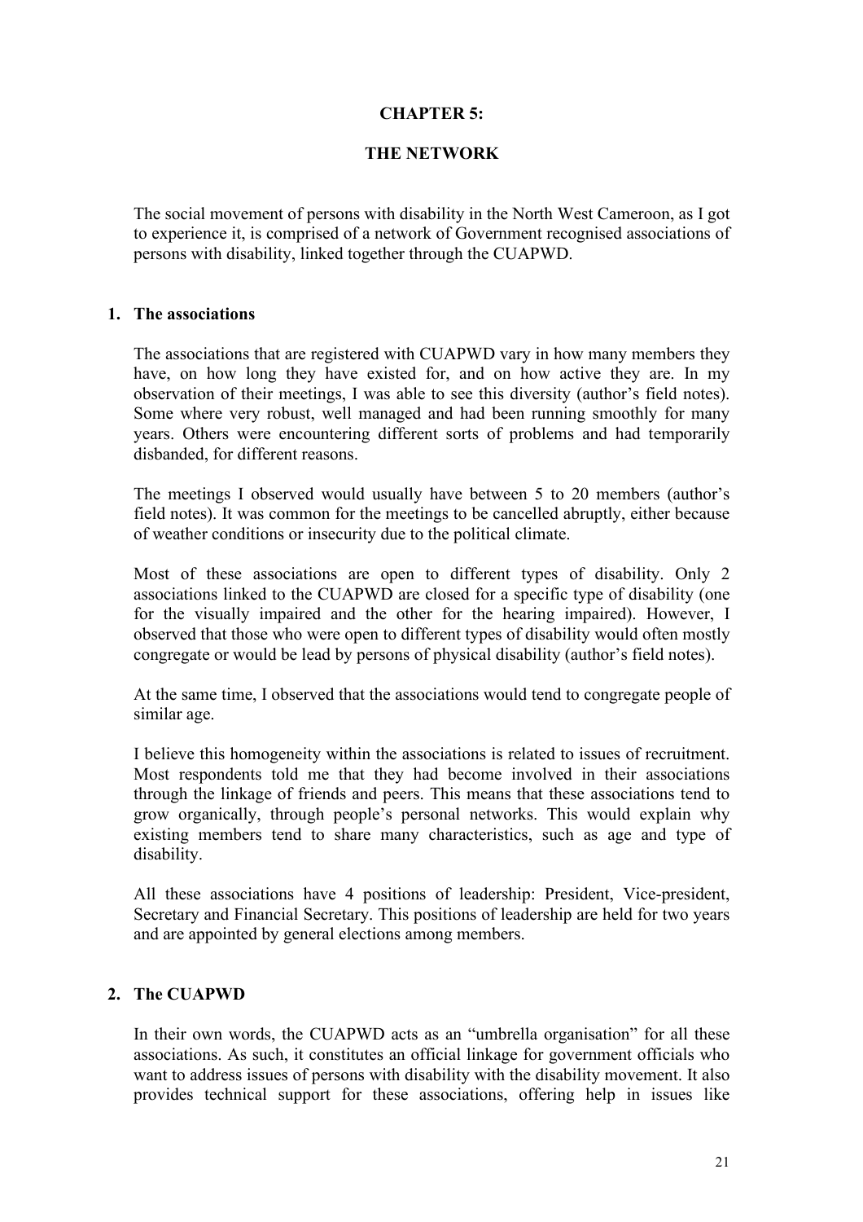# CHAPTER 5:

# THE NETWORK

The social movement of persons with disability in the North West Cameroon, as I got to experience it, is comprised of a network of Government recognised associations of persons with disability, linked together through the CUAPWD.

## 1. The associations

The associations that are registered with CUAPWD vary in how many members they have, on how long they have existed for, and on how active they are. In my observation of their meetings, I was able to see this diversity (author's field notes). Some where very robust, well managed and had been running smoothly for many years. Others were encountering different sorts of problems and had temporarily disbanded, for different reasons.

The meetings I observed would usually have between 5 to 20 members (author's field notes). It was common for the meetings to be cancelled abruptly, either because of weather conditions or insecurity due to the political climate.

Most of these associations are open to different types of disability. Only 2 associations linked to the CUAPWD are closed for a specific type of disability (one for the visually impaired and the other for the hearing impaired). However, I observed that those who were open to different types of disability would often mostly congregate or would be lead by persons of physical disability (author's field notes).

At the same time, I observed that the associations would tend to congregate people of similar age.

I believe this homogeneity within the associations is related to issues of recruitment. Most respondents told me that they had become involved in their associations through the linkage of friends and peers. This means that these associations tend to grow organically, through people's personal networks. This would explain why existing members tend to share many characteristics, such as age and type of disability.

All these associations have 4 positions of leadership: President, Vice-president, Secretary and Financial Secretary. This positions of leadership are held for two years and are appointed by general elections among members.

## 2. The CUAPWD

In their own words, the CUAPWD acts as an "umbrella organisation" for all these associations. As such, it constitutes an official linkage for government officials who want to address issues of persons with disability with the disability movement. It also provides technical support for these associations, offering help in issues like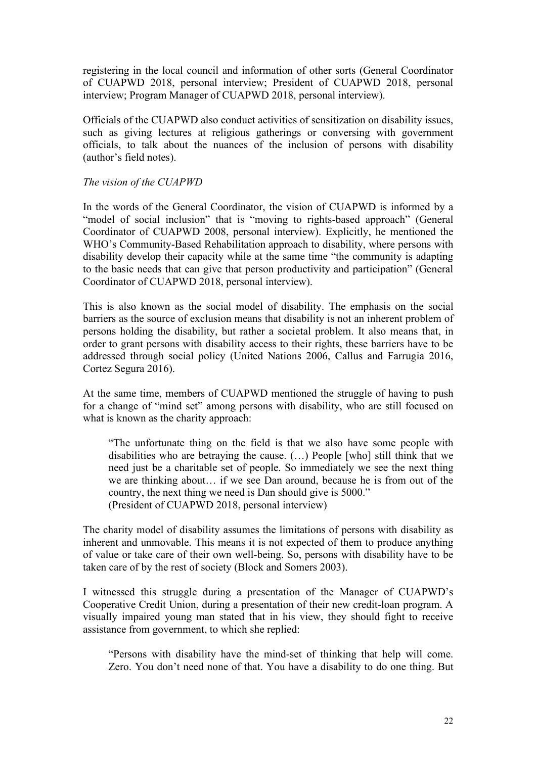registering in the local council and information of other sorts (General Coordinator of CUAPWD 2018, personal interview; President of CUAPWD 2018, personal interview; Program Manager of CUAPWD 2018, personal interview).

Officials of the CUAPWD also conduct activities of sensitization on disability issues, such as giving lectures at religious gatherings or conversing with government officials, to talk about the nuances of the inclusion of persons with disability (author's field notes).

*The vision of the CUAPWD*

In the words of the General Coordinator, the vision of CUAPWD is informed by a "model of social inclusion" that is "moving to rights-based approach" (General Coordinator of CUAPWD 2008, personal interview). Explicitly, he mentioned the WHO's Community-Based Rehabilitation approach to disability, where persons with disability develop their capacity while at the same time "the community is adapting to the basic needs that can give that person productivity and participation" (General Coordinator of CUAPWD 2018, personal interview).

This is also known as the social model of disability. The emphasis on the social barriers as the source of exclusion means that disability is not an inherent problem of persons holding the disability, but rather a societal problem. It also means that, in order to grant persons with disability access to their rights, these barriers have to be addressed through social policy (United Nations 2006, Callus and Farrugia 2016, Cortez Segura 2016).

At the same time, members of CUAPWD mentioned the struggle of having to push for a change of "mind set" among persons with disability, who are still focused on what is known as the charity approach:

> "The unfortunate thing on the field is that we also have some people with disabilities who are betraying the cause. (…) People [who] still think that we need just be a charitable set of people. So immediately we see the next thing we are thinking about… if we see Dan around, because he is from out of the country, the next thing we need is Dan should give is 5000."
> (President of CUAPWD 2018, personal interview)

The charity model of disability assumes the limitations of persons with disability as inherent and unmovable. This means it is not expected of them to produce anything of value or take care of their own well-being. So, persons with disability have to be taken care of by the rest of society (Block and Somers 2003).

I witnessed this struggle during a presentation of the Manager of CUAPWD's Cooperative Credit Union, during a presentation of their new credit-loan program. A visually impaired young man stated that in his view, they should fight to receive assistance from government, to which she replied:

> "Persons with disability have the mind-set of thinking that help will come. Zero. You don't need none of that. You have a disability to do one thing. But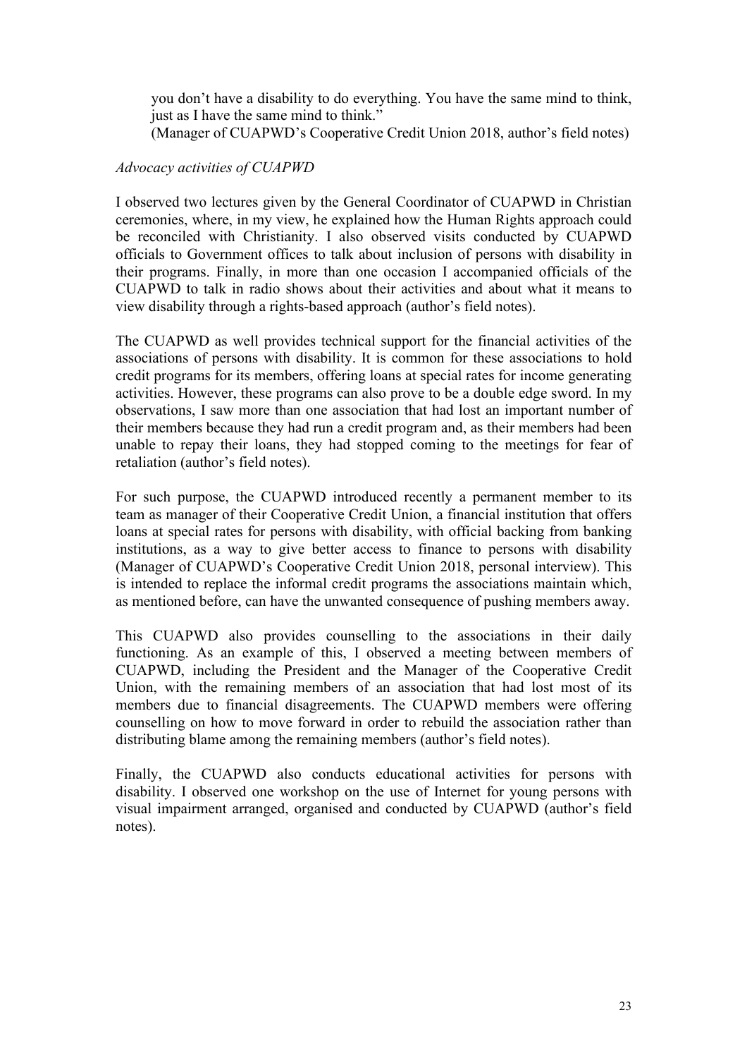> you don't have a disability to do everything. You have the same mind to think, just as I have the same mind to think."
>
> (Manager of CUAPWD's Cooperative Credit Union 2018, author's field notes)

*Advocacy activities of CUAPWD*

I observed two lectures given by the General Coordinator of CUAPWD in Christian ceremonies, where, in my view, he explained how the Human Rights approach could be reconciled with Christianity. I also observed visits conducted by CUAPWD officials to Government offices to talk about inclusion of persons with disability in their programs. Finally, in more than one occasion I accompanied officials of the CUAPWD to talk in radio shows about their activities and about what it means to view disability through a rights-based approach (author's field notes).

The CUAPWD as well provides technical support for the financial activities of the associations of persons with disability. It is common for these associations to hold credit programs for its members, offering loans at special rates for income generating activities. However, these programs can also prove to be a double edge sword. In my observations, I saw more than one association that had lost an important number of their members because they had run a credit program and, as their members had been unable to repay their loans, they had stopped coming to the meetings for fear of retaliation (author's field notes).

For such purpose, the CUAPWD introduced recently a permanent member to its team as manager of their Cooperative Credit Union, a financial institution that offers loans at special rates for persons with disability, with official backing from banking institutions, as a way to give better access to finance to persons with disability (Manager of CUAPWD's Cooperative Credit Union 2018, personal interview). This is intended to replace the informal credit programs the associations maintain which, as mentioned before, can have the unwanted consequence of pushing members away.

This CUAPWD also provides counselling to the associations in their daily functioning. As an example of this, I observed a meeting between members of CUAPWD, including the President and the Manager of the Cooperative Credit Union, with the remaining members of an association that had lost most of its members due to financial disagreements. The CUAPWD members were offering counselling on how to move forward in order to rebuild the association rather than distributing blame among the remaining members (author's field notes).

Finally, the CUAPWD also conducts educational activities for persons with disability. I observed one workshop on the use of Internet for young persons with visual impairment arranged, organised and conducted by CUAPWD (author's field notes).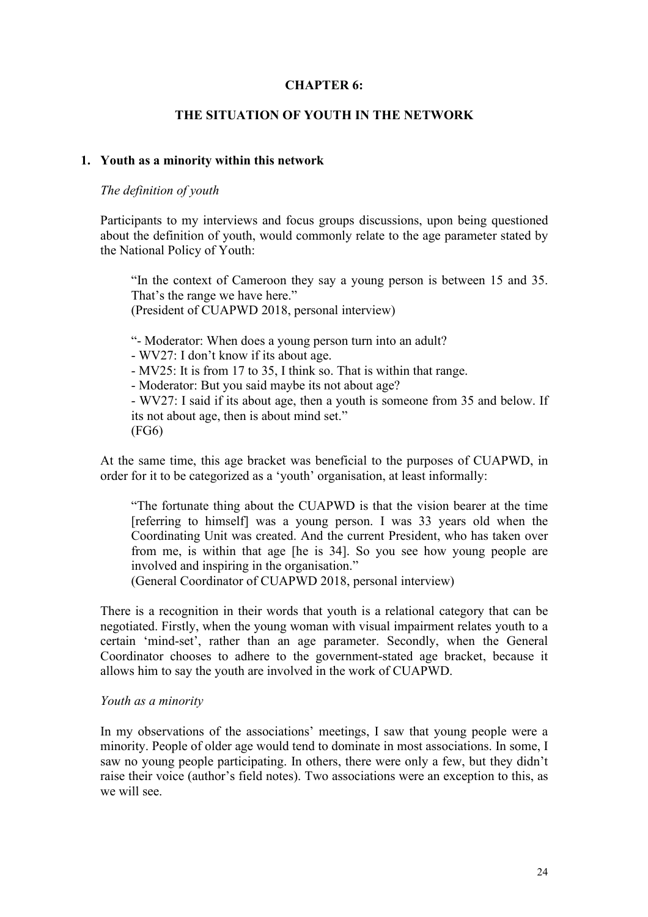# CHAPTER 6:

# THE SITUATION OF YOUTH IN THE NETWORK

## 1. Youth as a minority within this network

### *The definition of youth*

Participants to my interviews and focus groups discussions, upon being questioned about the definition of youth, would commonly relate to the age parameter stated by the National Policy of Youth:

> "In the context of Cameroon they say a young person is between 15 and 35. That's the range we have here."
> (President of CUAPWD 2018, personal interview)

> "- Moderator: When does a young person turn into an adult?
> - WV27: I don't know if its about age.
> - MV25: It is from 17 to 35, I think so. That is within that range.
> - Moderator: But you said maybe its not about age?
> - WV27: I said if its about age, then a youth is someone from 35 and below. If its not about age, then is about mind set."
> (FG6)

At the same time, this age bracket was beneficial to the purposes of CUAPWD, in order for it to be categorized as a 'youth' organisation, at least informally:

> "The fortunate thing about the CUAPWD is that the vision bearer at the time [referring to himself] was a young person. I was 33 years old when the Coordinating Unit was created. And the current President, who has taken over from me, is within that age [he is 34]. So you see how young people are involved and inspiring in the organisation."
> (General Coordinator of CUAPWD 2018, personal interview)

There is a recognition in their words that youth is a relational category that can be negotiated. Firstly, when the young woman with visual impairment relates youth to a certain 'mind-set', rather than an age parameter. Secondly, when the General Coordinator chooses to adhere to the government-stated age bracket, because it allows him to say the youth are involved in the work of CUAPWD.

### *Youth as a minority*

In my observations of the associations' meetings, I saw that young people were a minority. People of older age would tend to dominate in most associations. In some, I saw no young people participating. In others, there were only a few, but they didn't raise their voice (author's field notes). Two associations were an exception to this, as we will see.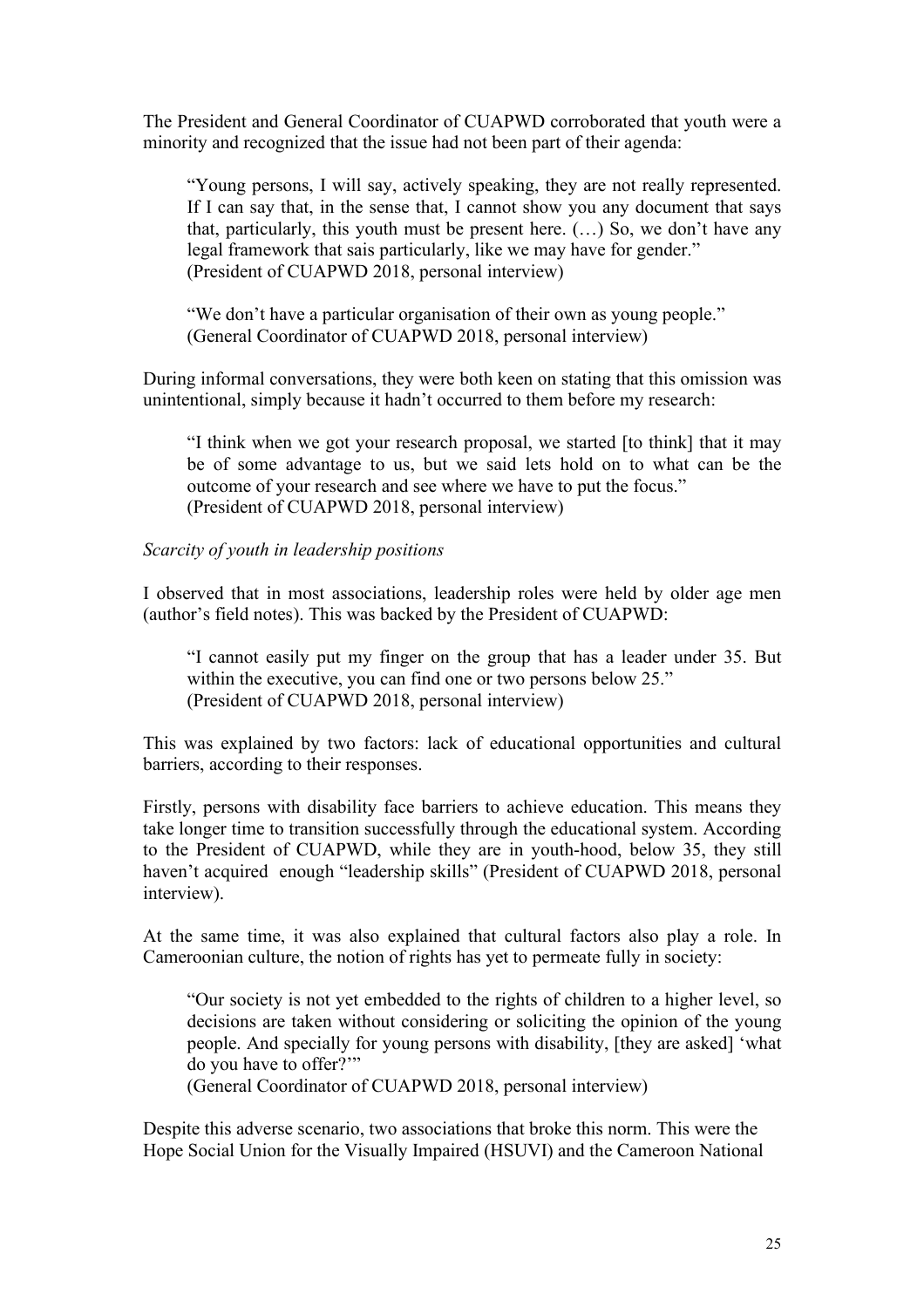The President and General Coordinator of CUAPWD corroborated that youth were a minority and recognized that the issue had not been part of their agenda:

> "Young persons, I will say, actively speaking, they are not really represented. If I can say that, in the sense that, I cannot show you any document that says that, particularly, this youth must be present here. (…) So, we don't have any legal framework that sais particularly, like we may have for gender."
> (President of CUAPWD 2018, personal interview)

> "We don't have a particular organisation of their own as young people."
> (General Coordinator of CUAPWD 2018, personal interview)

During informal conversations, they were both keen on stating that this omission was unintentional, simply because it hadn't occurred to them before my research:

> "I think when we got your research proposal, we started [to think] that it may be of some advantage to us, but we said lets hold on to what can be the outcome of your research and see where we have to put the focus."
> (President of CUAPWD 2018, personal interview)

*Scarcity of youth in leadership positions*

I observed that in most associations, leadership roles were held by older age men (author's field notes). This was backed by the President of CUAPWD:

> "I cannot easily put my finger on the group that has a leader under 35. But within the executive, you can find one or two persons below 25."
> (President of CUAPWD 2018, personal interview)

This was explained by two factors: lack of educational opportunities and cultural barriers, according to their responses.

Firstly, persons with disability face barriers to achieve education. This means they take longer time to transition successfully through the educational system. According to the President of CUAPWD, while they are in youth-hood, below 35, they still haven't acquired enough "leadership skills" (President of CUAPWD 2018, personal interview).

At the same time, it was also explained that cultural factors also play a role. In Cameroonian culture, the notion of rights has yet to permeate fully in society:

> "Our society is not yet embedded to the rights of children to a higher level, so decisions are taken without considering or soliciting the opinion of the young people. And specially for young persons with disability, [they are asked] 'what do you have to offer?'"
> (General Coordinator of CUAPWD 2018, personal interview)

Despite this adverse scenario, two associations that broke this norm. This were the Hope Social Union for the Visually Impaired (HSUVI) and the Cameroon National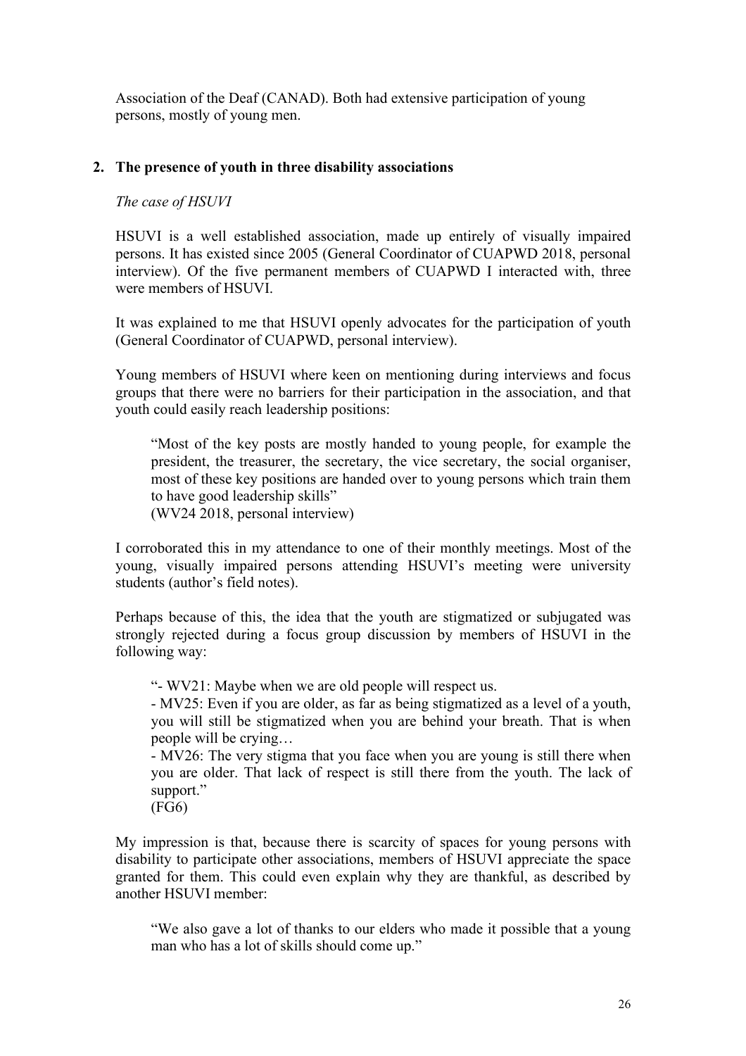Association of the Deaf (CANAD). Both had extensive participation of young persons, mostly of young men.

## 2. The presence of youth in three disability associations

*The case of HSUVI*

HSUVI is a well established association, made up entirely of visually impaired persons. It has existed since 2005 (General Coordinator of CUAPWD 2018, personal interview). Of the five permanent members of CUAPWD I interacted with, three were members of HSUVI.

It was explained to me that HSUVI openly advocates for the participation of youth (General Coordinator of CUAPWD, personal interview).

Young members of HSUVI where keen on mentioning during interviews and focus groups that there were no barriers for their participation in the association, and that youth could easily reach leadership positions:

> "Most of the key posts are mostly handed to young people, for example the president, the treasurer, the secretary, the vice secretary, the social organiser, most of these key positions are handed over to young persons which train them to have good leadership skills"
> (WV24 2018, personal interview)

I corroborated this in my attendance to one of their monthly meetings. Most of the young, visually impaired persons attending HSUVI's meeting were university students (author's field notes).

Perhaps because of this, the idea that the youth are stigmatized or subjugated was strongly rejected during a focus group discussion by members of HSUVI in the following way:

> "- WV21: Maybe when we are old people will respect us.
> - MV25: Even if you are older, as far as being stigmatized as a level of a youth, you will still be stigmatized when you are behind your breath. That is when people will be crying…
> - MV26: The very stigma that you face when you are young is still there when you are older. That lack of respect is still there from the youth. The lack of support."
> (FG6)

My impression is that, because there is scarcity of spaces for young persons with disability to participate other associations, members of HSUVI appreciate the space granted for them. This could even explain why they are thankful, as described by another HSUVI member:

> "We also gave a lot of thanks to our elders who made it possible that a young man who has a lot of skills should come up."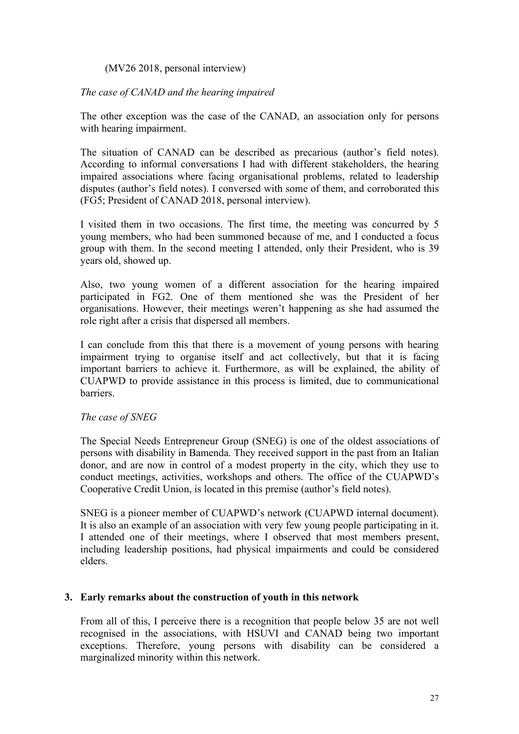(MV26 2018, personal interview)

*The case of CANAD and the hearing impaired*

The other exception was the case of the CANAD, an association only for persons with hearing impairment.

The situation of CANAD can be described as precarious (author's field notes). According to informal conversations I had with different stakeholders, the hearing impaired associations where facing organisational problems, related to leadership disputes (author's field notes). I conversed with some of them, and corroborated this (FG5; President of CANAD 2018, personal interview).

I visited them in two occasions. The first time, the meeting was concurred by 5 young members, who had been summoned because of me, and I conducted a focus group with them. In the second meeting I attended, only their President, who is 39 years old, showed up.

Also, two young women of a different association for the hearing impaired participated in FG2. One of them mentioned she was the President of her organisations. However, their meetings weren't happening as she had assumed the role right after a crisis that dispersed all members.

I can conclude from this that there is a movement of young persons with hearing impairment trying to organise itself and act collectively, but that it is facing important barriers to achieve it. Furthermore, as will be explained, the ability of CUAPWD to provide assistance in this process is limited, due to communicational barriers.

*The case of SNEG*

The Special Needs Entrepreneur Group (SNEG) is one of the oldest associations of persons with disability in Bamenda. They received support in the past from an Italian donor, and are now in control of a modest property in the city, which they use to conduct meetings, activities, workshops and others. The office of the CUAPWD's Cooperative Credit Union, is located in this premise (author's field notes).

SNEG is a pioneer member of CUAPWD's network (CUAPWD internal document). It is also an example of an association with very few young people participating in it. I attended one of their meetings, where I observed that most members present, including leadership positions, had physical impairments and could be considered elders.

## 3. Early remarks about the construction of youth in this network

From all of this, I perceive there is a recognition that people below 35 are not well recognised in the associations, with HSUVI and CANAD being two important exceptions. Therefore, young persons with disability can be considered a marginalized minority within this network.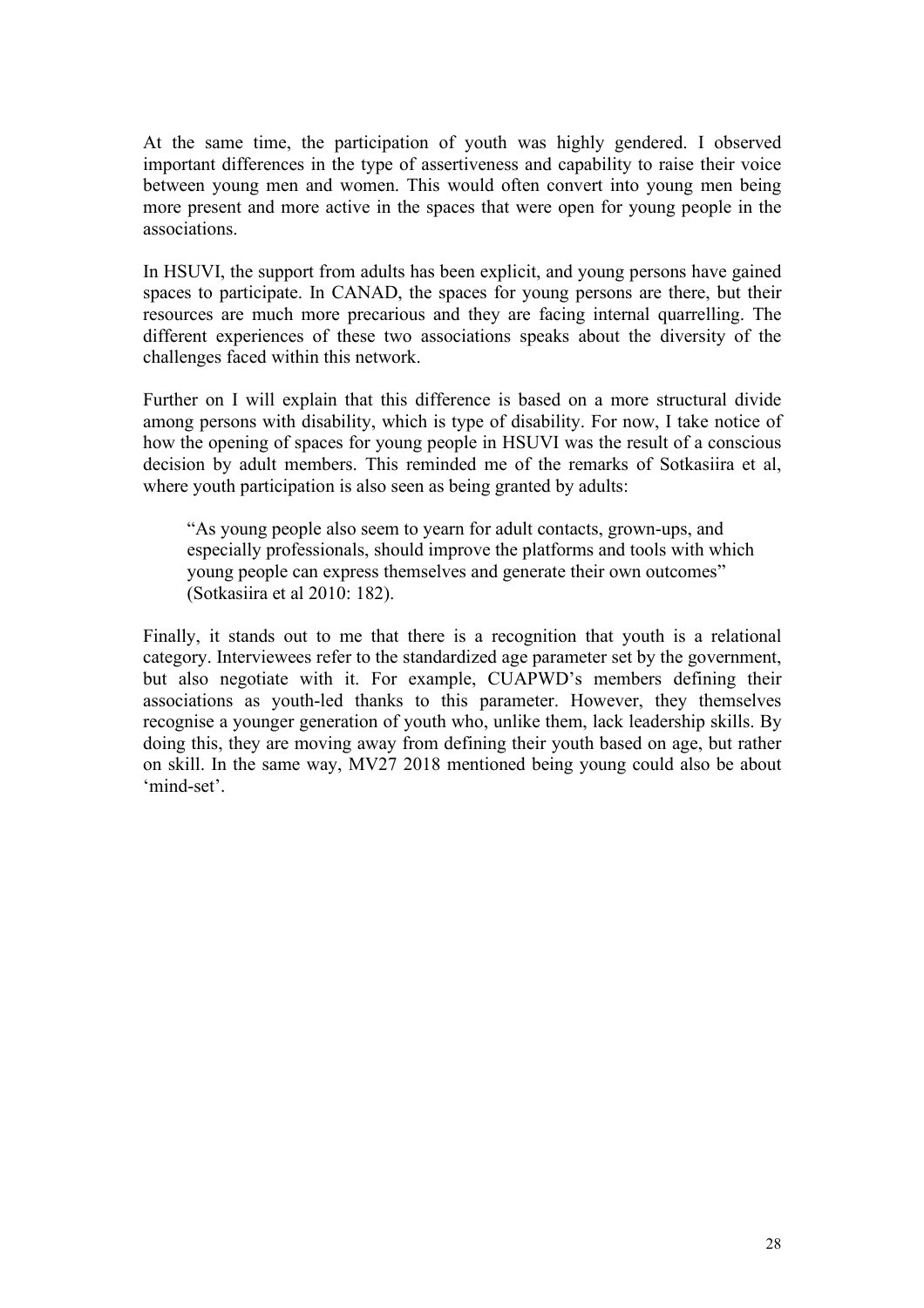At the same time, the participation of youth was highly gendered. I observed important differences in the type of assertiveness and capability to raise their voice between young men and women. This would often convert into young men being more present and more active in the spaces that were open for young people in the associations.

In HSUVI, the support from adults has been explicit, and young persons have gained spaces to participate. In CANAD, the spaces for young persons are there, but their resources are much more precarious and they are facing internal quarrelling. The different experiences of these two associations speaks about the diversity of the challenges faced within this network.

Further on I will explain that this difference is based on a more structural divide among persons with disability, which is type of disability. For now, I take notice of how the opening of spaces for young people in HSUVI was the result of a conscious decision by adult members. This reminded me of the remarks of Sotkasiira et al, where youth participation is also seen as being granted by adults:

> "As young people also seem to yearn for adult contacts, grown-ups, and especially professionals, should improve the platforms and tools with which young people can express themselves and generate their own outcomes" (Sotkasiira et al 2010: 182).

Finally, it stands out to me that there is a recognition that youth is a relational category. Interviewees refer to the standardized age parameter set by the government, but also negotiate with it. For example, CUAPWD's members defining their associations as youth-led thanks to this parameter. However, they themselves recognise a younger generation of youth who, unlike them, lack leadership skills. By doing this, they are moving away from defining their youth based on age, but rather on skill. In the same way, MV27 2018 mentioned being young could also be about 'mind-set'.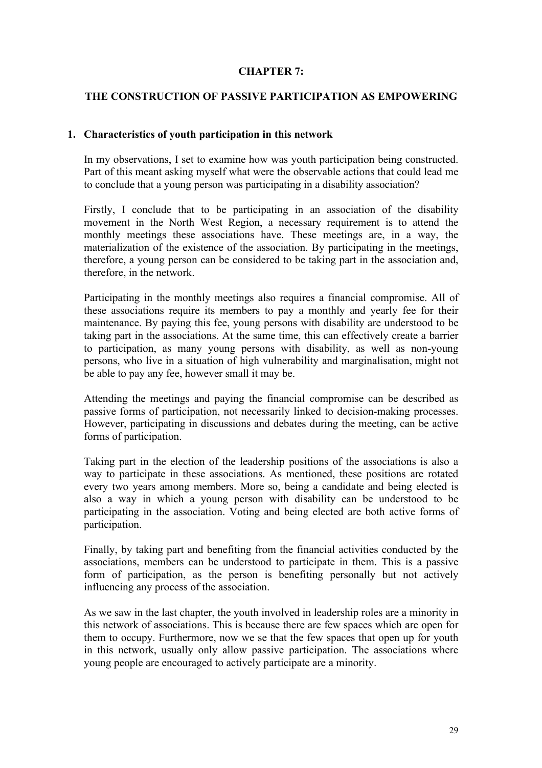# CHAPTER 7:

## THE CONSTRUCTION OF PASSIVE PARTICIPATION AS EMPOWERING

### 1. Characteristics of youth participation in this network

In my observations, I set to examine how was youth participation being constructed. Part of this meant asking myself what were the observable actions that could lead me to conclude that a young person was participating in a disability association?

Firstly, I conclude that to be participating in an association of the disability movement in the North West Region, a necessary requirement is to attend the monthly meetings these associations have. These meetings are, in a way, the materialization of the existence of the association. By participating in the meetings, therefore, a young person can be considered to be taking part in the association and, therefore, in the network.

Participating in the monthly meetings also requires a financial compromise. All of these associations require its members to pay a monthly and yearly fee for their maintenance. By paying this fee, young persons with disability are understood to be taking part in the associations. At the same time, this can effectively create a barrier to participation, as many young persons with disability, as well as non-young persons, who live in a situation of high vulnerability and marginalisation, might not be able to pay any fee, however small it may be.

Attending the meetings and paying the financial compromise can be described as passive forms of participation, not necessarily linked to decision-making processes. However, participating in discussions and debates during the meeting, can be active forms of participation.

Taking part in the election of the leadership positions of the associations is also a way to participate in these associations. As mentioned, these positions are rotated every two years among members. More so, being a candidate and being elected is also a way in which a young person with disability can be understood to be participating in the association. Voting and being elected are both active forms of participation.

Finally, by taking part and benefiting from the financial activities conducted by the associations, members can be understood to participate in them. This is a passive form of participation, as the person is benefiting personally but not actively influencing any process of the association.

As we saw in the last chapter, the youth involved in leadership roles are a minority in this network of associations. This is because there are few spaces which are open for them to occupy. Furthermore, now we se that the few spaces that open up for youth in this network, usually only allow passive participation. The associations where young people are encouraged to actively participate are a minority.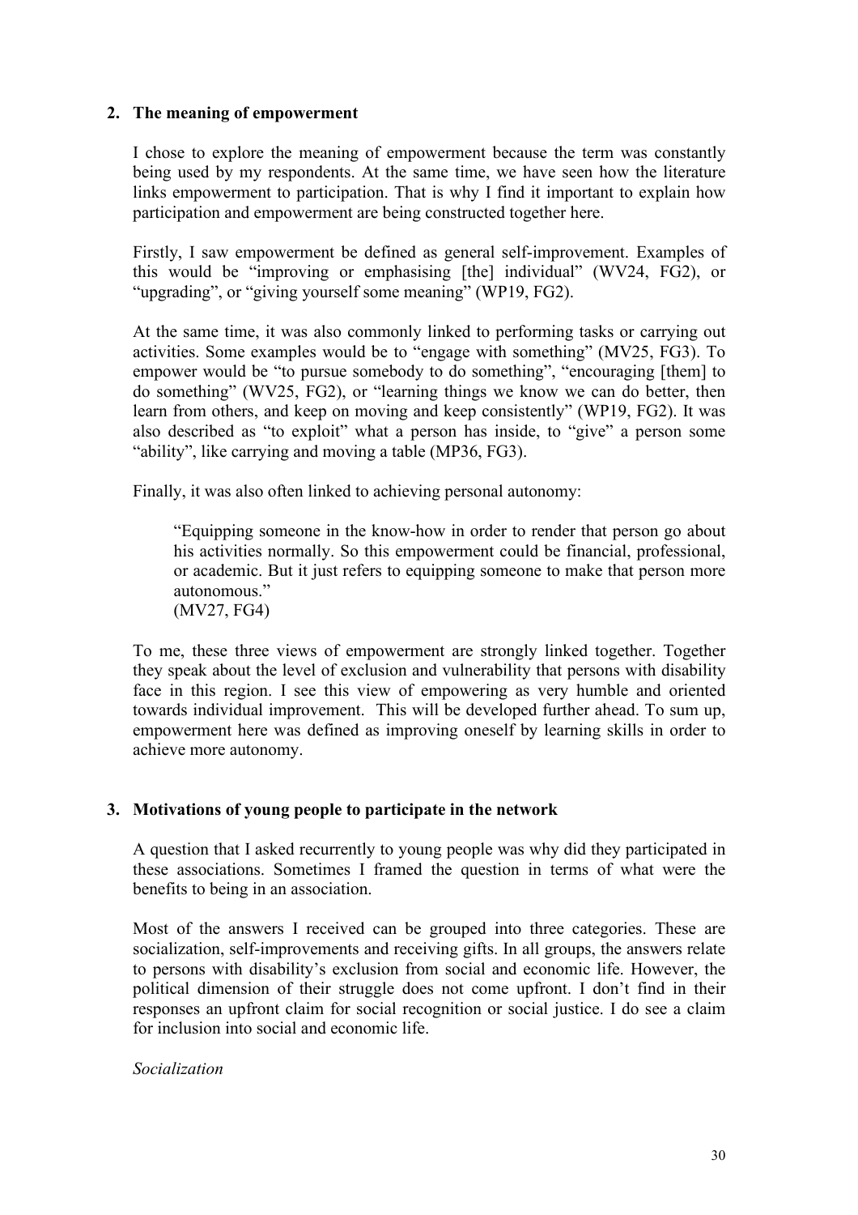## 2. The meaning of empowerment

I chose to explore the meaning of empowerment because the term was constantly being used by my respondents. At the same time, we have seen how the literature links empowerment to participation. That is why I find it important to explain how participation and empowerment are being constructed together here.

Firstly, I saw empowerment be defined as general self-improvement. Examples of this would be "improving or emphasising [the] individual" (WV24, FG2), or "upgrading", or "giving yourself some meaning" (WP19, FG2).

At the same time, it was also commonly linked to performing tasks or carrying out activities. Some examples would be to "engage with something" (MV25, FG3). To empower would be "to pursue somebody to do something", "encouraging [them] to do something" (WV25, FG2), or "learning things we know we can do better, then learn from others, and keep on moving and keep consistently" (WP19, FG2). It was also described as "to exploit" what a person has inside, to "give" a person some "ability", like carrying and moving a table (MP36, FG3).

Finally, it was also often linked to achieving personal autonomy:

> "Equipping someone in the know-how in order to render that person go about his activities normally. So this empowerment could be financial, professional, or academic. But it just refers to equipping someone to make that person more autonomous."
> (MV27, FG4)

To me, these three views of empowerment are strongly linked together. Together they speak about the level of exclusion and vulnerability that persons with disability face in this region. I see this view of empowering as very humble and oriented towards individual improvement. This will be developed further ahead. To sum up, empowerment here was defined as improving oneself by learning skills in order to achieve more autonomy.

## 3. Motivations of young people to participate in the network

A question that I asked recurrently to young people was why did they participated in these associations. Sometimes I framed the question in terms of what were the benefits to being in an association.

Most of the answers I received can be grouped into three categories. These are socialization, self-improvements and receiving gifts. In all groups, the answers relate to persons with disability's exclusion from social and economic life. However, the political dimension of their struggle does not come upfront. I don't find in their responses an upfront claim for social recognition or social justice. I do see a claim for inclusion into social and economic life.

*Socialization*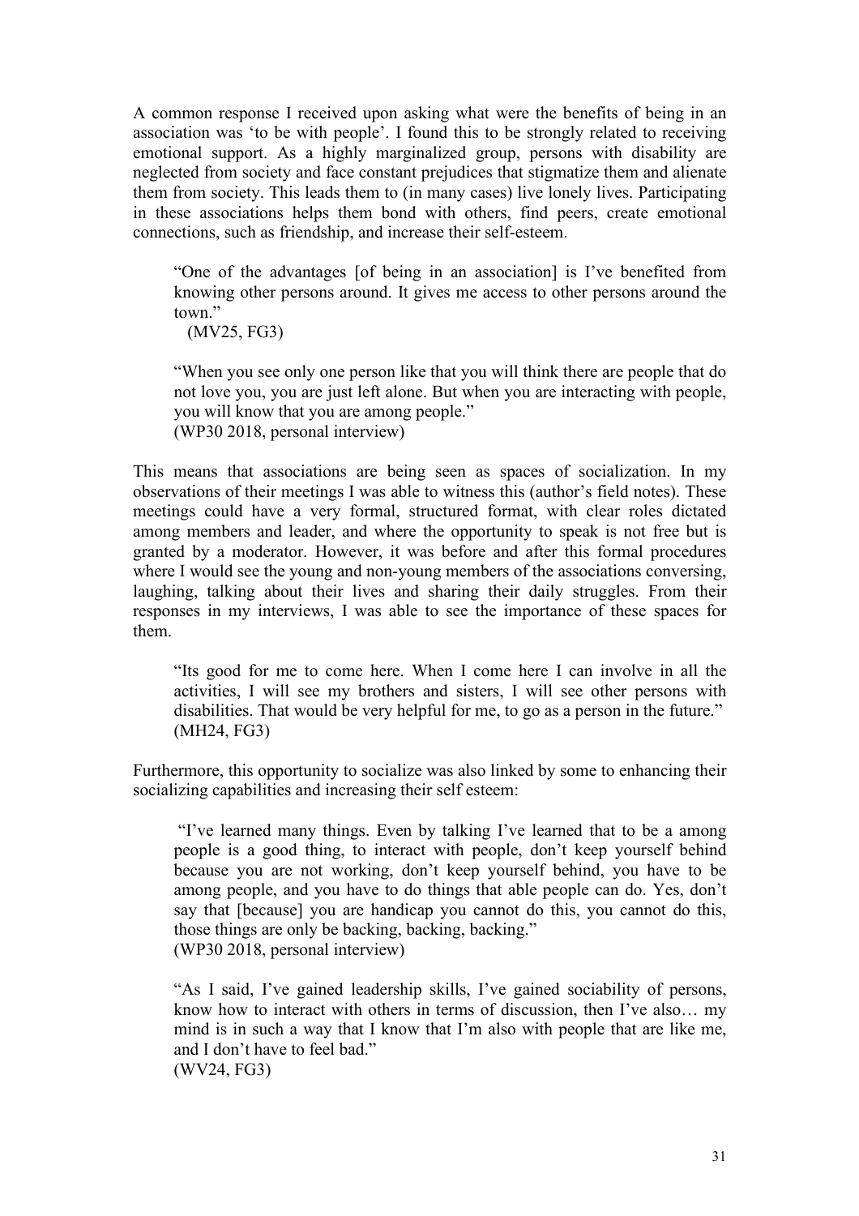A common response I received upon asking what were the benefits of being in an association was 'to be with people'. I found this to be strongly related to receiving emotional support. As a highly marginalized group, persons with disability are neglected from society and face constant prejudices that stigmatize them and alienate them from society. This leads them to (in many cases) live lonely lives. Participating in these associations helps them bond with others, find peers, create emotional connections, such as friendship, and increase their self-esteem.

> "One of the advantages [of being in an association] is I've benefited from knowing other persons around. It gives me access to other persons around the town."
> (MV25, FG3)

> "When you see only one person like that you will think there are people that do not love you, you are just left alone. But when you are interacting with people, you will know that you are among people."
> (WP30 2018, personal interview)

This means that associations are being seen as spaces of socialization. In my observations of their meetings I was able to witness this (author's field notes). These meetings could have a very formal, structured format, with clear roles dictated among members and leader, and where the opportunity to speak is not free but is granted by a moderator. However, it was before and after this formal procedures where I would see the young and non-young members of the associations conversing, laughing, talking about their lives and sharing their daily struggles. From their responses in my interviews, I was able to see the importance of these spaces for them.

> "Its good for me to come here. When I come here I can involve in all the activities, I will see my brothers and sisters, I will see other persons with disabilities. That would be very helpful for me, to go as a person in the future."
> (MH24, FG3)

Furthermore, this opportunity to socialize was also linked by some to enhancing their socializing capabilities and increasing their self esteem:

> "I've learned many things. Even by talking I've learned that to be a among people is a good thing, to interact with people, don't keep yourself behind because you are not working, don't keep yourself behind, you have to be among people, and you have to do things that able people can do. Yes, don't say that [because] you are handicap you cannot do this, you cannot do this, those things are only be backing, backing, backing."
> (WP30 2018, personal interview)

> "As I said, I've gained leadership skills, I've gained sociability of persons, know how to interact with others in terms of discussion, then I've also… my mind is in such a way that I know that I'm also with people that are like me, and I don't have to feel bad."
> (WV24, FG3)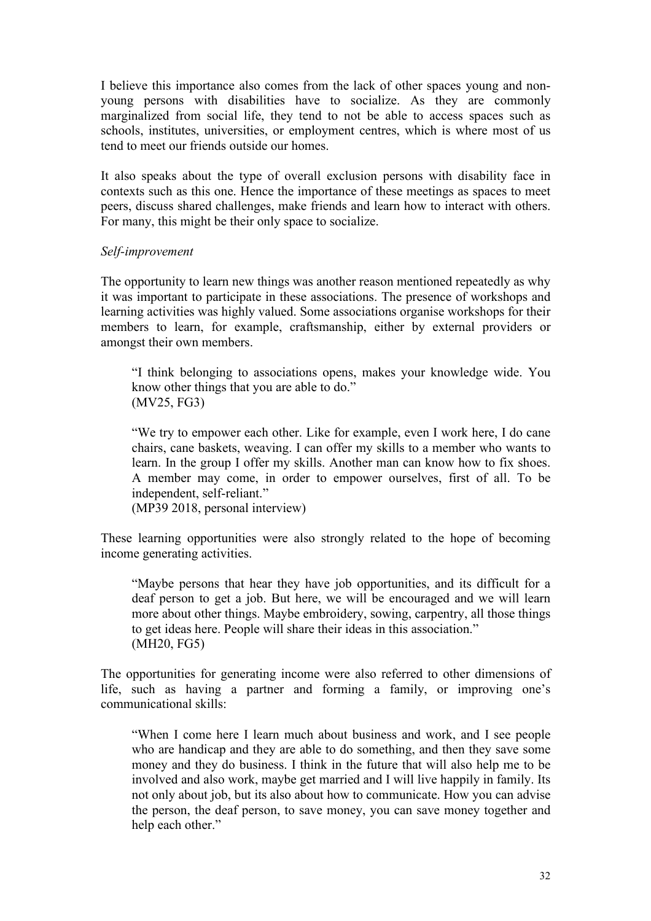I believe this importance also comes from the lack of other spaces young and non-young persons with disabilities have to socialize. As they are commonly marginalized from social life, they tend to not be able to access spaces such as schools, institutes, universities, or employment centres, which is where most of us tend to meet our friends outside our homes.

It also speaks about the type of overall exclusion persons with disability face in contexts such as this one. Hence the importance of these meetings as spaces to meet peers, discuss shared challenges, make friends and learn how to interact with others. For many, this might be their only space to socialize.

*Self-improvement*

The opportunity to learn new things was another reason mentioned repeatedly as why it was important to participate in these associations. The presence of workshops and learning activities was highly valued. Some associations organise workshops for their members to learn, for example, craftsmanship, either by external providers or amongst their own members.

> "I think belonging to associations opens, makes your knowledge wide. You know other things that you are able to do."
> (MV25, FG3)

> "We try to empower each other. Like for example, even I work here, I do cane chairs, cane baskets, weaving. I can offer my skills to a member who wants to learn. In the group I offer my skills. Another man can know how to fix shoes. A member may come, in order to empower ourselves, first of all. To be independent, self-reliant."
> (MP39 2018, personal interview)

These learning opportunities were also strongly related to the hope of becoming income generating activities.

> "Maybe persons that hear they have job opportunities, and its difficult for a deaf person to get a job. But here, we will be encouraged and we will learn more about other things. Maybe embroidery, sowing, carpentry, all those things to get ideas here. People will share their ideas in this association."
> (MH20, FG5)

The opportunities for generating income were also referred to other dimensions of life, such as having a partner and forming a family, or improving one's communicational skills:

> "When I come here I learn much about business and work, and I see people who are handicap and they are able to do something, and then they save some money and they do business. I think in the future that will also help me to be involved and also work, maybe get married and I will live happily in family. Its not only about job, but its also about how to communicate. How you can advise the person, the deaf person, to save money, you can save money together and help each other."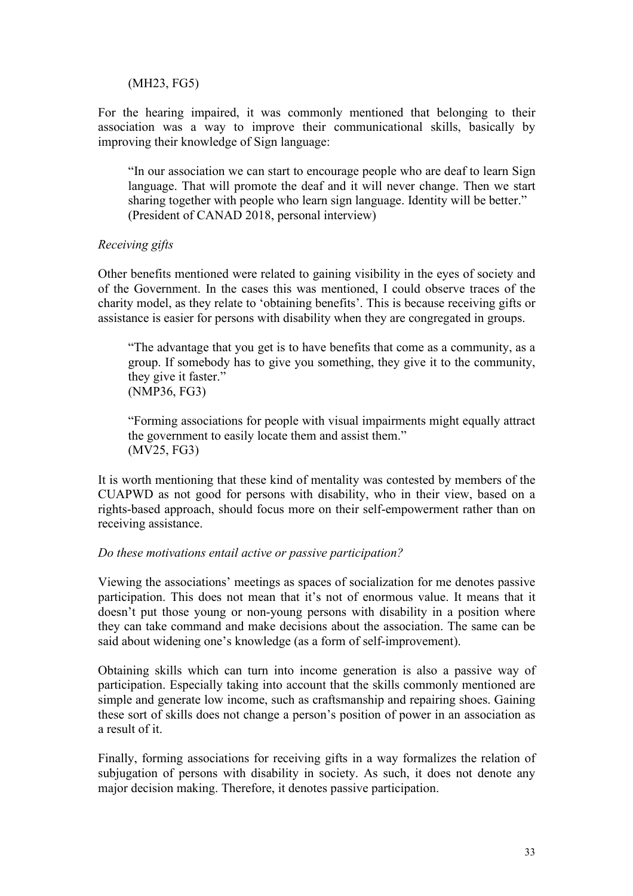(MH23, FG5)

For the hearing impaired, it was commonly mentioned that belonging to their association was a way to improve their communicational skills, basically by improving their knowledge of Sign language:

> "In our association we can start to encourage people who are deaf to learn Sign language. That will promote the deaf and it will never change. Then we start sharing together with people who learn sign language. Identity will be better."
> (President of CANAD 2018, personal interview)

*Receiving gifts*

Other benefits mentioned were related to gaining visibility in the eyes of society and of the Government. In the cases this was mentioned, I could observe traces of the charity model, as they relate to 'obtaining benefits'. This is because receiving gifts or assistance is easier for persons with disability when they are congregated in groups.

> "The advantage that you get is to have benefits that come as a community, as a group. If somebody has to give you something, they give it to the community, they give it faster."
> (NMP36, FG3)

> "Forming associations for people with visual impairments might equally attract the government to easily locate them and assist them."
> (MV25, FG3)

It is worth mentioning that these kind of mentality was contested by members of the CUAPWD as not good for persons with disability, who in their view, based on a rights-based approach, should focus more on their self-empowerment rather than on receiving assistance.

*Do these motivations entail active or passive participation?*

Viewing the associations' meetings as spaces of socialization for me denotes passive participation. This does not mean that it's not of enormous value. It means that it doesn't put those young or non-young persons with disability in a position where they can take command and make decisions about the association. The same can be said about widening one's knowledge (as a form of self-improvement).

Obtaining skills which can turn into income generation is also a passive way of participation. Especially taking into account that the skills commonly mentioned are simple and generate low income, such as craftsmanship and repairing shoes. Gaining these sort of skills does not change a person's position of power in an association as a result of it.

Finally, forming associations for receiving gifts in a way formalizes the relation of subjugation of persons with disability in society. As such, it does not denote any major decision making. Therefore, it denotes passive participation.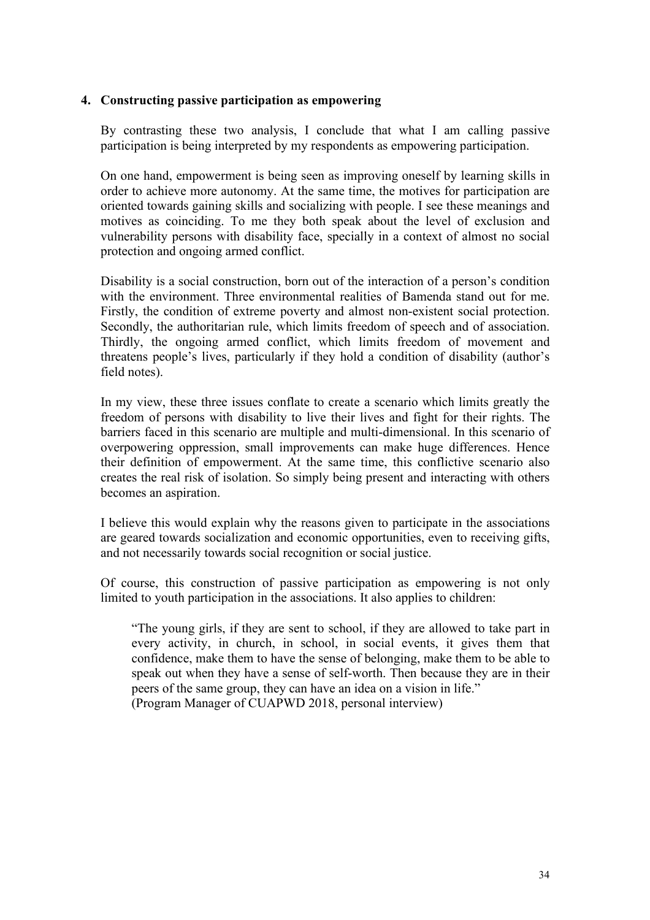## 4. Constructing passive participation as empowering

By contrasting these two analysis, I conclude that what I am calling passive participation is being interpreted by my respondents as empowering participation.

On one hand, empowerment is being seen as improving oneself by learning skills in order to achieve more autonomy. At the same time, the motives for participation are oriented towards gaining skills and socializing with people. I see these meanings and motives as coinciding. To me they both speak about the level of exclusion and vulnerability persons with disability face, specially in a context of almost no social protection and ongoing armed conflict.

Disability is a social construction, born out of the interaction of a person's condition with the environment. Three environmental realities of Bamenda stand out for me. Firstly, the condition of extreme poverty and almost non-existent social protection. Secondly, the authoritarian rule, which limits freedom of speech and of association. Thirdly, the ongoing armed conflict, which limits freedom of movement and threatens people's lives, particularly if they hold a condition of disability (author's field notes).

In my view, these three issues conflate to create a scenario which limits greatly the freedom of persons with disability to live their lives and fight for their rights. The barriers faced in this scenario are multiple and multi-dimensional. In this scenario of overpowering oppression, small improvements can make huge differences. Hence their definition of empowerment. At the same time, this conflictive scenario also creates the real risk of isolation. So simply being present and interacting with others becomes an aspiration.

I believe this would explain why the reasons given to participate in the associations are geared towards socialization and economic opportunities, even to receiving gifts, and not necessarily towards social recognition or social justice.

Of course, this construction of passive participation as empowering is not only limited to youth participation in the associations. It also applies to children:

> "The young girls, if they are sent to school, if they are allowed to take part in every activity, in church, in school, in social events, it gives them that confidence, make them to have the sense of belonging, make them to be able to speak out when they have a sense of self-worth. Then because they are in their peers of the same group, they can have an idea on a vision in life."
> (Program Manager of CUAPWD 2018, personal interview)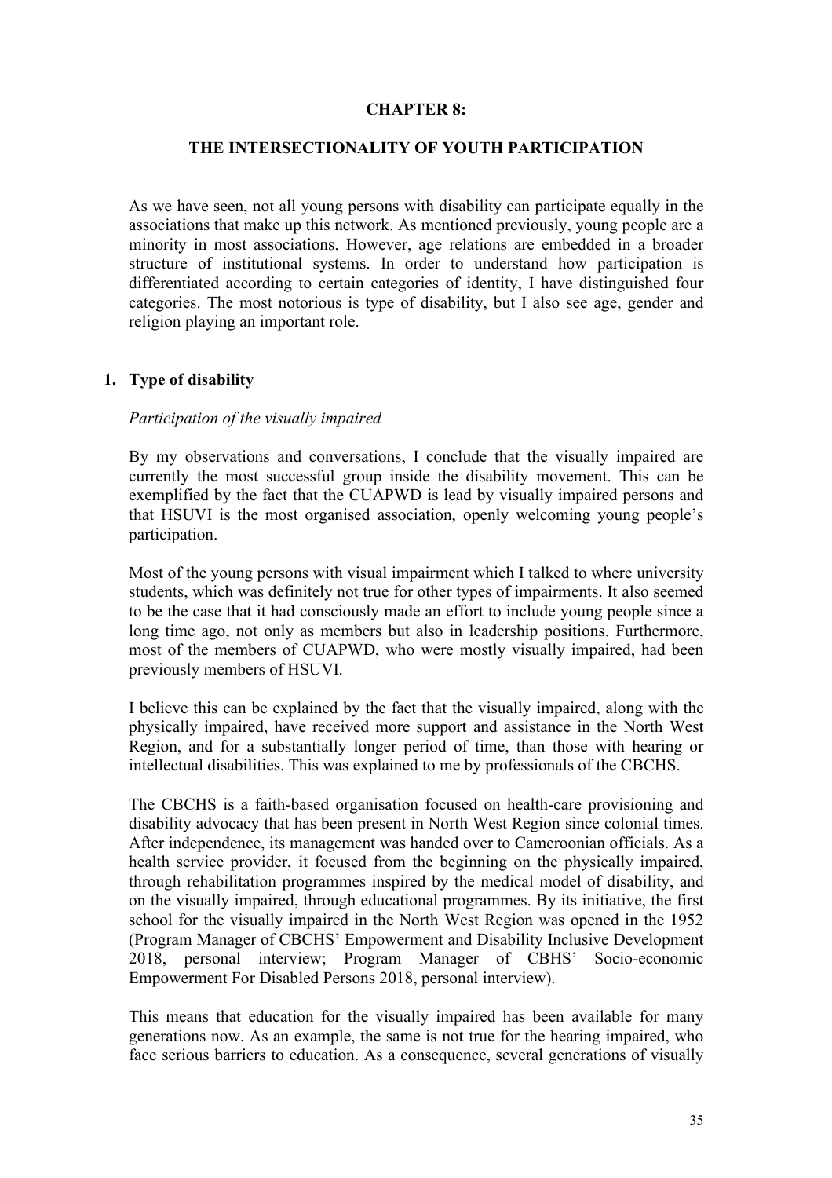# CHAPTER 8:

# THE INTERSECTIONALITY OF YOUTH PARTICIPATION

As we have seen, not all young persons with disability can participate equally in the associations that make up this network. As mentioned previously, young people are a minority in most associations. However, age relations are embedded in a broader structure of institutional systems. In order to understand how participation is differentiated according to certain categories of identity, I have distinguished four categories. The most notorious is type of disability, but I also see age, gender and religion playing an important role.

## 1. Type of disability

*Participation of the visually impaired*

By my observations and conversations, I conclude that the visually impaired are currently the most successful group inside the disability movement. This can be exemplified by the fact that the CUAPWD is lead by visually impaired persons and that HSUVI is the most organised association, openly welcoming young people's participation.

Most of the young persons with visual impairment which I talked to where university students, which was definitely not true for other types of impairments. It also seemed to be the case that it had consciously made an effort to include young people since a long time ago, not only as members but also in leadership positions. Furthermore, most of the members of CUAPWD, who were mostly visually impaired, had been previously members of HSUVI.

I believe this can be explained by the fact that the visually impaired, along with the physically impaired, have received more support and assistance in the North West Region, and for a substantially longer period of time, than those with hearing or intellectual disabilities. This was explained to me by professionals of the CBCHS.

The CBCHS is a faith-based organisation focused on health-care provisioning and disability advocacy that has been present in North West Region since colonial times. After independence, its management was handed over to Cameroonian officials. As a health service provider, it focused from the beginning on the physically impaired, through rehabilitation programmes inspired by the medical model of disability, and on the visually impaired, through educational programmes. By its initiative, the first school for the visually impaired in the North West Region was opened in the 1952 (Program Manager of CBCHS' Empowerment and Disability Inclusive Development 2018, personal interview; Program Manager of CBHS' Socio-economic Empowerment For Disabled Persons 2018, personal interview).

This means that education for the visually impaired has been available for many generations now. As an example, the same is not true for the hearing impaired, who face serious barriers to education. As a consequence, several generations of visually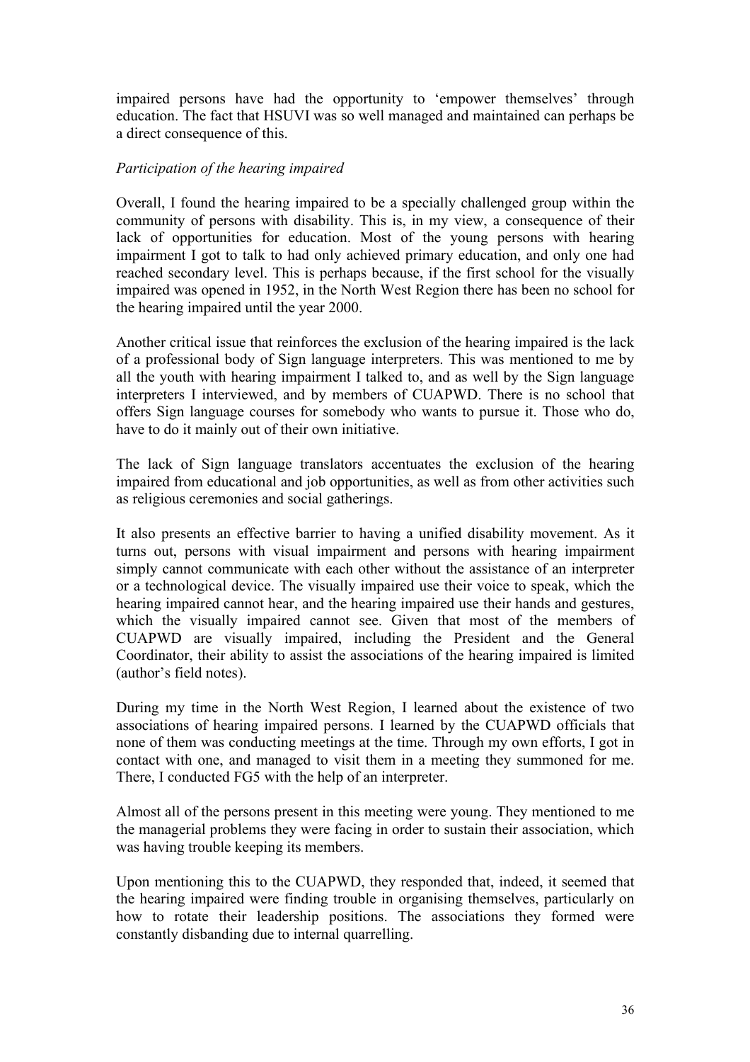impaired persons have had the opportunity to 'empower themselves' through education. The fact that HSUVI was so well managed and maintained can perhaps be a direct consequence of this.

*Participation of the hearing impaired*

Overall, I found the hearing impaired to be a specially challenged group within the community of persons with disability. This is, in my view, a consequence of their lack of opportunities for education. Most of the young persons with hearing impairment I got to talk to had only achieved primary education, and only one had reached secondary level. This is perhaps because, if the first school for the visually impaired was opened in 1952, in the North West Region there has been no school for the hearing impaired until the year 2000.

Another critical issue that reinforces the exclusion of the hearing impaired is the lack of a professional body of Sign language interpreters. This was mentioned to me by all the youth with hearing impairment I talked to, and as well by the Sign language interpreters I interviewed, and by members of CUAPWD. There is no school that offers Sign language courses for somebody who wants to pursue it. Those who do, have to do it mainly out of their own initiative.

The lack of Sign language translators accentuates the exclusion of the hearing impaired from educational and job opportunities, as well as from other activities such as religious ceremonies and social gatherings.

It also presents an effective barrier to having a unified disability movement. As it turns out, persons with visual impairment and persons with hearing impairment simply cannot communicate with each other without the assistance of an interpreter or a technological device. The visually impaired use their voice to speak, which the hearing impaired cannot hear, and the hearing impaired use their hands and gestures, which the visually impaired cannot see. Given that most of the members of CUAPWD are visually impaired, including the President and the General Coordinator, their ability to assist the associations of the hearing impaired is limited (author's field notes).

During my time in the North West Region, I learned about the existence of two associations of hearing impaired persons. I learned by the CUAPWD officials that none of them was conducting meetings at the time. Through my own efforts, I got in contact with one, and managed to visit them in a meeting they summoned for me. There, I conducted FG5 with the help of an interpreter.

Almost all of the persons present in this meeting were young. They mentioned to me the managerial problems they were facing in order to sustain their association, which was having trouble keeping its members.

Upon mentioning this to the CUAPWD, they responded that, indeed, it seemed that the hearing impaired were finding trouble in organising themselves, particularly on how to rotate their leadership positions. The associations they formed were constantly disbanding due to internal quarrelling.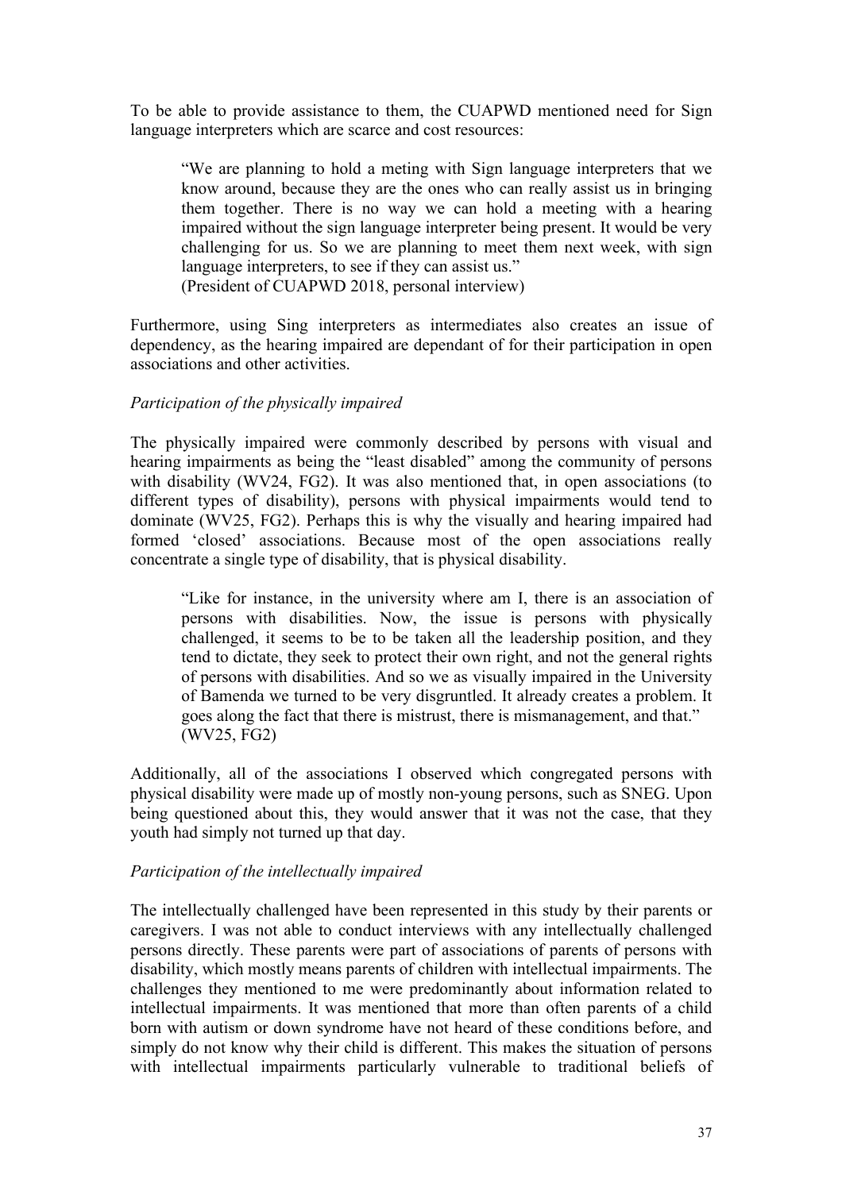To be able to provide assistance to them, the CUAPWD mentioned need for Sign language interpreters which are scarce and cost resources:

> "We are planning to hold a meting with Sign language interpreters that we know around, because they are the ones who can really assist us in bringing them together. There is no way we can hold a meeting with a hearing impaired without the sign language interpreter being present. It would be very challenging for us. So we are planning to meet them next week, with sign language interpreters, to see if they can assist us."
> (President of CUAPWD 2018, personal interview)

Furthermore, using Sing interpreters as intermediates also creates an issue of dependency, as the hearing impaired are dependant of for their participation in open associations and other activities.

*Participation of the physically impaired*

The physically impaired were commonly described by persons with visual and hearing impairments as being the "least disabled" among the community of persons with disability (WV24, FG2). It was also mentioned that, in open associations (to different types of disability), persons with physical impairments would tend to dominate (WV25, FG2). Perhaps this is why the visually and hearing impaired had formed 'closed' associations. Because most of the open associations really concentrate a single type of disability, that is physical disability.

> "Like for instance, in the university where am I, there is an association of persons with disabilities. Now, the issue is persons with physically challenged, it seems to be to be taken all the leadership position, and they tend to dictate, they seek to protect their own right, and not the general rights of persons with disabilities. And so we as visually impaired in the University of Bamenda we turned to be very disgruntled. It already creates a problem. It goes along the fact that there is mistrust, there is mismanagement, and that."
> (WV25, FG2)

Additionally, all of the associations I observed which congregated persons with physical disability were made up of mostly non-young persons, such as SNEG. Upon being questioned about this, they would answer that it was not the case, that they youth had simply not turned up that day.

*Participation of the intellectually impaired*

The intellectually challenged have been represented in this study by their parents or caregivers. I was not able to conduct interviews with any intellectually challenged persons directly. These parents were part of associations of parents of persons with disability, which mostly means parents of children with intellectual impairments. The challenges they mentioned to me were predominantly about information related to intellectual impairments. It was mentioned that more than often parents of a child born with autism or down syndrome have not heard of these conditions before, and simply do not know why their child is different. This makes the situation of persons with intellectual impairments particularly vulnerable to traditional beliefs of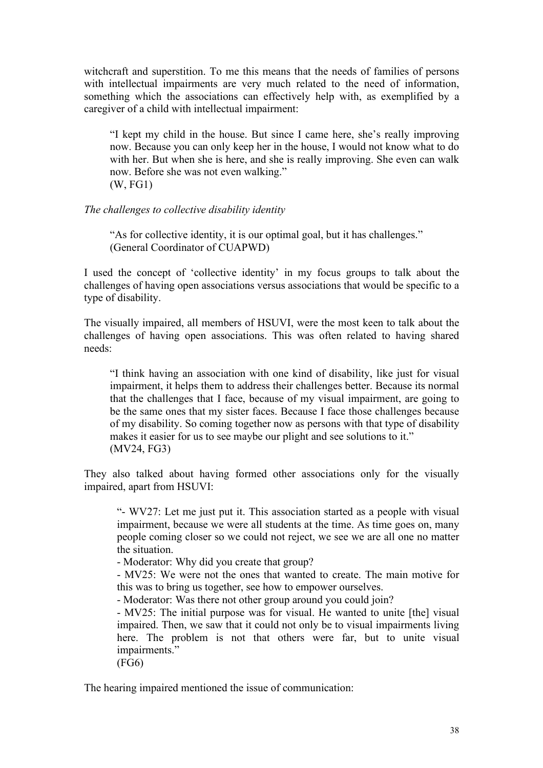witchcraft and superstition. To me this means that the needs of families of persons with intellectual impairments are very much related to the need of information, something which the associations can effectively help with, as exemplified by a caregiver of a child with intellectual impairment:

> "I kept my child in the house. But since I came here, she's really improving now. Because you can only keep her in the house, I would not know what to do with her. But when she is here, and she is really improving. She even can walk now. Before she was not even walking."
> (W, FG1)

*The challenges to collective disability identity*

> "As for collective identity, it is our optimal goal, but it has challenges."
> (General Coordinator of CUAPWD)

I used the concept of 'collective identity' in my focus groups to talk about the challenges of having open associations versus associations that would be specific to a type of disability.

The visually impaired, all members of HSUVI, were the most keen to talk about the challenges of having open associations. This was often related to having shared needs:

> "I think having an association with one kind of disability, like just for visual impairment, it helps them to address their challenges better. Because its normal that the challenges that I face, because of my visual impairment, are going to be the same ones that my sister faces. Because I face those challenges because of my disability. So coming together now as persons with that type of disability makes it easier for us to see maybe our plight and see solutions to it."
> (MV24, FG3)

They also talked about having formed other associations only for the visually impaired, apart from HSUVI:

> "- WV27: Let me just put it. This association started as a people with visual impairment, because we were all students at the time. As time goes on, many people coming closer so we could not reject, we see we are all one no matter the situation.
> - Moderator: Why did you create that group?
> - MV25: We were not the ones that wanted to create. The main motive for this was to bring us together, see how to empower ourselves.
> - Moderator: Was there not other group around you could join?
> - MV25: The initial purpose was for visual. He wanted to unite [the] visual impaired. Then, we saw that it could not only be to visual impairments living here. The problem is not that others were far, but to unite visual impairments."
> (FG6)

The hearing impaired mentioned the issue of communication: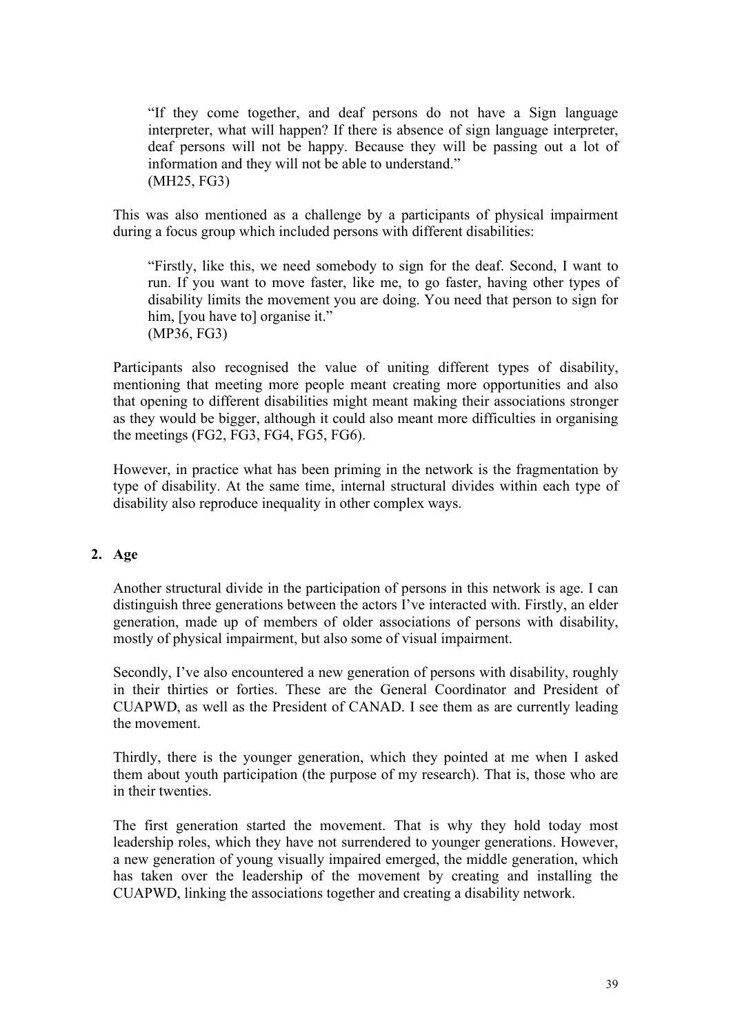> "If they come together, and deaf persons do not have a Sign language interpreter, what will happen? If there is absence of sign language interpreter, deaf persons will not be happy. Because they will be passing out a lot of information and they will not be able to understand."
> (MH25, FG3)

This was also mentioned as a challenge by a participants of physical impairment during a focus group which included persons with different disabilities:

> "Firstly, like this, we need somebody to sign for the deaf. Second, I want to run. If you want to move faster, like me, to go faster, having other types of disability limits the movement you are doing. You need that person to sign for him, [you have to] organise it."
> (MP36, FG3)

Participants also recognised the value of uniting different types of disability, mentioning that meeting more people meant creating more opportunities and also that opening to different disabilities might meant making their associations stronger as they would be bigger, although it could also meant more difficulties in organising the meetings (FG2, FG3, FG4, FG5, FG6).

However, in practice what has been priming in the network is the fragmentation by type of disability. At the same time, internal structural divides within each type of disability also reproduce inequality in other complex ways.

## 2. Age

Another structural divide in the participation of persons in this network is age. I can distinguish three generations between the actors I've interacted with. Firstly, an elder generation, made up of members of older associations of persons with disability, mostly of physical impairment, but also some of visual impairment.

Secondly, I've also encountered a new generation of persons with disability, roughly in their thirties or forties. These are the General Coordinator and President of CUAPWD, as well as the President of CANAD. I see them as are currently leading the movement.

Thirdly, there is the younger generation, which they pointed at me when I asked them about youth participation (the purpose of my research). That is, those who are in their twenties.

The first generation started the movement. That is why they hold today most leadership roles, which they have not surrendered to younger generations. However, a new generation of young visually impaired emerged, the middle generation, which has taken over the leadership of the movement by creating and installing the CUAPWD, linking the associations together and creating a disability network.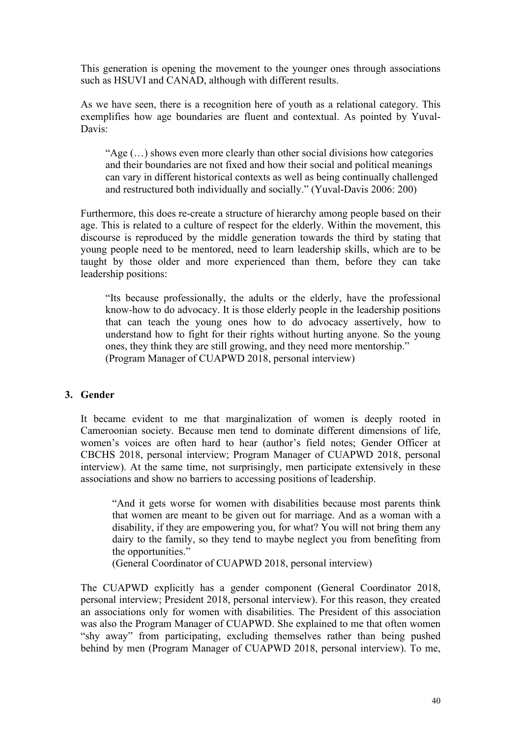This generation is opening the movement to the younger ones through associations such as HSUVI and CANAD, although with different results.

As we have seen, there is a recognition here of youth as a relational category. This exemplifies how age boundaries are fluent and contextual. As pointed by Yuval-Davis:

> "Age (…) shows even more clearly than other social divisions how categories and their boundaries are not fixed and how their social and political meanings can vary in different historical contexts as well as being continually challenged and restructured both individually and socially." (Yuval-Davis 2006: 200)

Furthermore, this does re-create a structure of hierarchy among people based on their age. This is related to a culture of respect for the elderly. Within the movement, this discourse is reproduced by the middle generation towards the third by stating that young people need to be mentored, need to learn leadership skills, which are to be taught by those older and more experienced than them, before they can take leadership positions:

> "Its because professionally, the adults or the elderly, have the professional know-how to do advocacy. It is those elderly people in the leadership positions that can teach the young ones how to do advocacy assertively, how to understand how to fight for their rights without hurting anyone. So the young ones, they think they are still growing, and they need more mentorship."
> (Program Manager of CUAPWD 2018, personal interview)

## 3. Gender

It became evident to me that marginalization of women is deeply rooted in Cameroonian society. Because men tend to dominate different dimensions of life, women's voices are often hard to hear (author's field notes; Gender Officer at CBCHS 2018, personal interview; Program Manager of CUAPWD 2018, personal interview). At the same time, not surprisingly, men participate extensively in these associations and show no barriers to accessing positions of leadership.

> "And it gets worse for women with disabilities because most parents think that women are meant to be given out for marriage. And as a woman with a disability, if they are empowering you, for what? You will not bring them any dairy to the family, so they tend to maybe neglect you from benefiting from the opportunities."
> (General Coordinator of CUAPWD 2018, personal interview)

The CUAPWD explicitly has a gender component (General Coordinator 2018, personal interview; President 2018, personal interview). For this reason, they created an associations only for women with disabilities. The President of this association was also the Program Manager of CUAPWD. She explained to me that often women "shy away" from participating, excluding themselves rather than being pushed behind by men (Program Manager of CUAPWD 2018, personal interview). To me,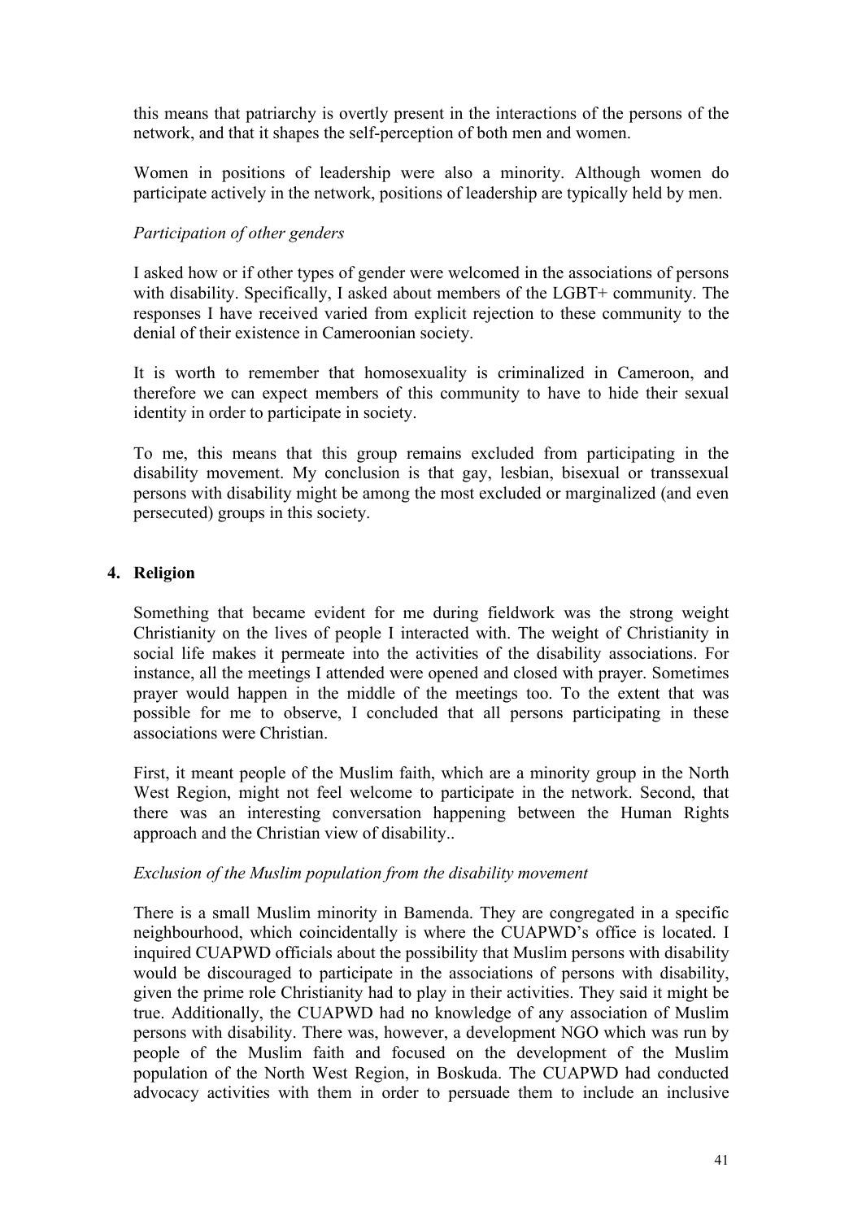this means that patriarchy is overtly present in the interactions of the persons of the network, and that it shapes the self-perception of both men and women.

Women in positions of leadership were also a minority. Although women do participate actively in the network, positions of leadership are typically held by men.

*Participation of other genders*

I asked how or if other types of gender were welcomed in the associations of persons with disability. Specifically, I asked about members of the LGBT+ community. The responses I have received varied from explicit rejection to these community to the denial of their existence in Cameroonian society.

It is worth to remember that homosexuality is criminalized in Cameroon, and therefore we can expect members of this community to have to hide their sexual identity in order to participate in society.

To me, this means that this group remains excluded from participating in the disability movement. My conclusion is that gay, lesbian, bisexual or transsexual persons with disability might be among the most excluded or marginalized (and even persecuted) groups in this society.

## 4. Religion

Something that became evident for me during fieldwork was the strong weight Christianity on the lives of people I interacted with. The weight of Christianity in social life makes it permeate into the activities of the disability associations. For instance, all the meetings I attended were opened and closed with prayer. Sometimes prayer would happen in the middle of the meetings too. To the extent that was possible for me to observe, I concluded that all persons participating in these associations were Christian.

First, it meant people of the Muslim faith, which are a minority group in the North West Region, might not feel welcome to participate in the network. Second, that there was an interesting conversation happening between the Human Rights approach and the Christian view of disability..

*Exclusion of the Muslim population from the disability movement*

There is a small Muslim minority in Bamenda. They are congregated in a specific neighbourhood, which coincidentally is where the CUAPWD's office is located. I inquired CUAPWD officials about the possibility that Muslim persons with disability would be discouraged to participate in the associations of persons with disability, given the prime role Christianity had to play in their activities. They said it might be true. Additionally, the CUAPWD had no knowledge of any association of Muslim persons with disability. There was, however, a development NGO which was run by people of the Muslim faith and focused on the development of the Muslim population of the North West Region, in Boskuda. The CUAPWD had conducted advocacy activities with them in order to persuade them to include an inclusive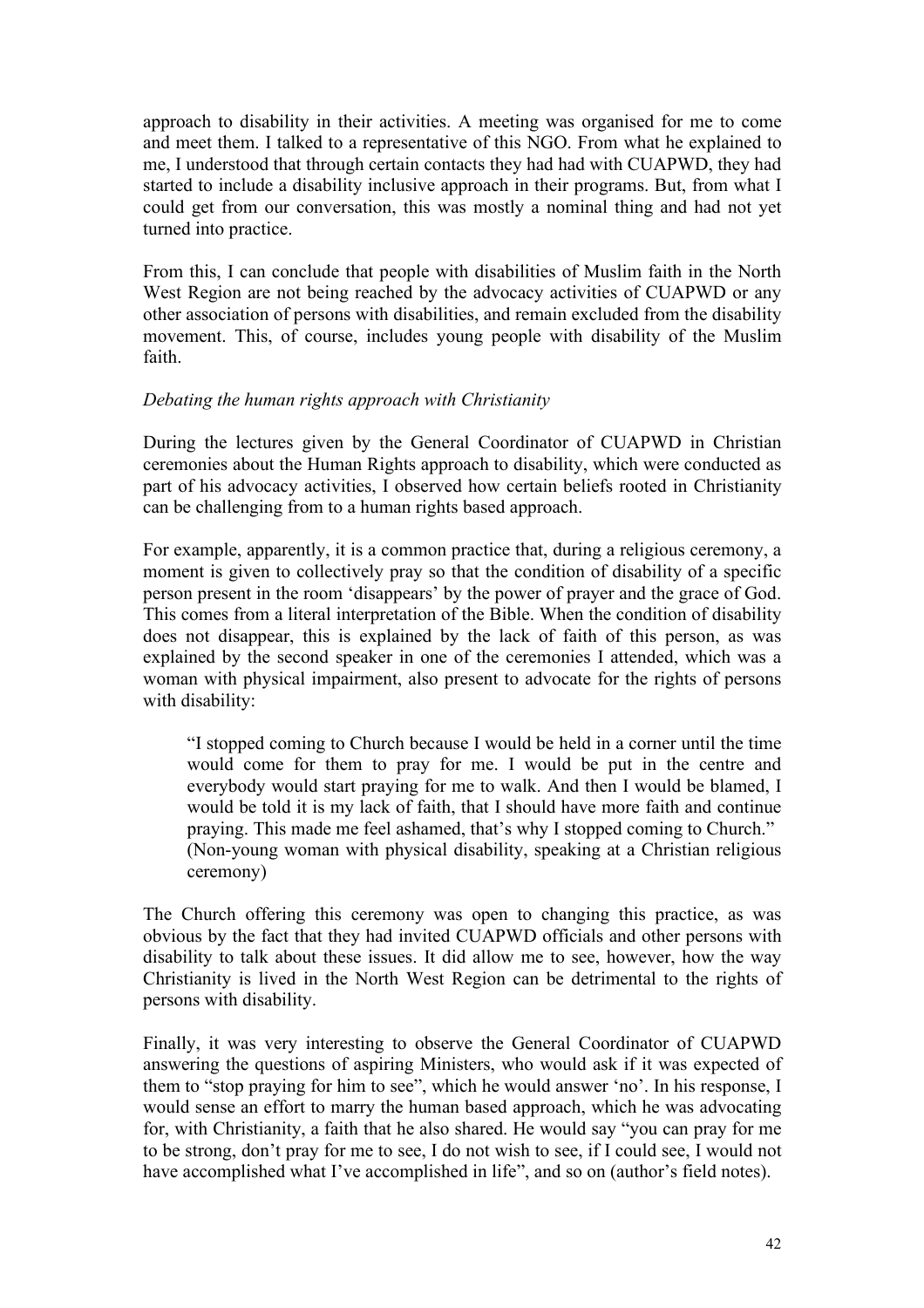approach to disability in their activities. A meeting was organised for me to come and meet them. I talked to a representative of this NGO. From what he explained to me, I understood that through certain contacts they had had with CUAPWD, they had started to include a disability inclusive approach in their programs. But, from what I could get from our conversation, this was mostly a nominal thing and had not yet turned into practice.

From this, I can conclude that people with disabilities of Muslim faith in the North West Region are not being reached by the advocacy activities of CUAPWD or any other association of persons with disabilities, and remain excluded from the disability movement. This, of course, includes young people with disability of the Muslim faith.

*Debating the human rights approach with Christianity*

During the lectures given by the General Coordinator of CUAPWD in Christian ceremonies about the Human Rights approach to disability, which were conducted as part of his advocacy activities, I observed how certain beliefs rooted in Christianity can be challenging from to a human rights based approach.

For example, apparently, it is a common practice that, during a religious ceremony, a moment is given to collectively pray so that the condition of disability of a specific person present in the room 'disappears' by the power of prayer and the grace of God. This comes from a literal interpretation of the Bible. When the condition of disability does not disappear, this is explained by the lack of faith of this person, as was explained by the second speaker in one of the ceremonies I attended, which was a woman with physical impairment, also present to advocate for the rights of persons with disability:

> "I stopped coming to Church because I would be held in a corner until the time would come for them to pray for me. I would be put in the centre and everybody would start praying for me to walk. And then I would be blamed, I would be told it is my lack of faith, that I should have more faith and continue praying. This made me feel ashamed, that's why I stopped coming to Church." (Non-young woman with physical disability, speaking at a Christian religious ceremony)

The Church offering this ceremony was open to changing this practice, as was obvious by the fact that they had invited CUAPWD officials and other persons with disability to talk about these issues. It did allow me to see, however, how the way Christianity is lived in the North West Region can be detrimental to the rights of persons with disability.

Finally, it was very interesting to observe the General Coordinator of CUAPWD answering the questions of aspiring Ministers, who would ask if it was expected of them to "stop praying for him to see", which he would answer 'no'. In his response, I would sense an effort to marry the human based approach, which he was advocating for, with Christianity, a faith that he also shared. He would say "you can pray for me to be strong, don't pray for me to see, I do not wish to see, if I could see, I would not have accomplished what I've accomplished in life", and so on (author's field notes).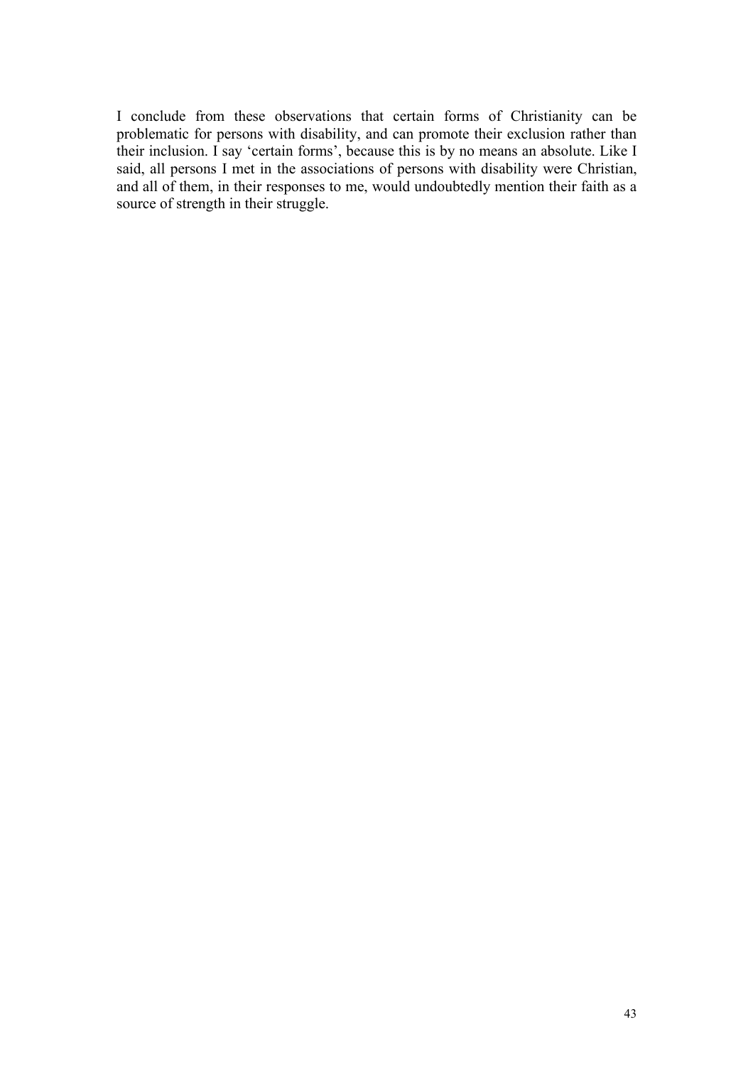I conclude from these observations that certain forms of Christianity can be problematic for persons with disability, and can promote their exclusion rather than their inclusion. I say 'certain forms', because this is by no means an absolute. Like I said, all persons I met in the associations of persons with disability were Christian, and all of them, in their responses to me, would undoubtedly mention their faith as a source of strength in their struggle.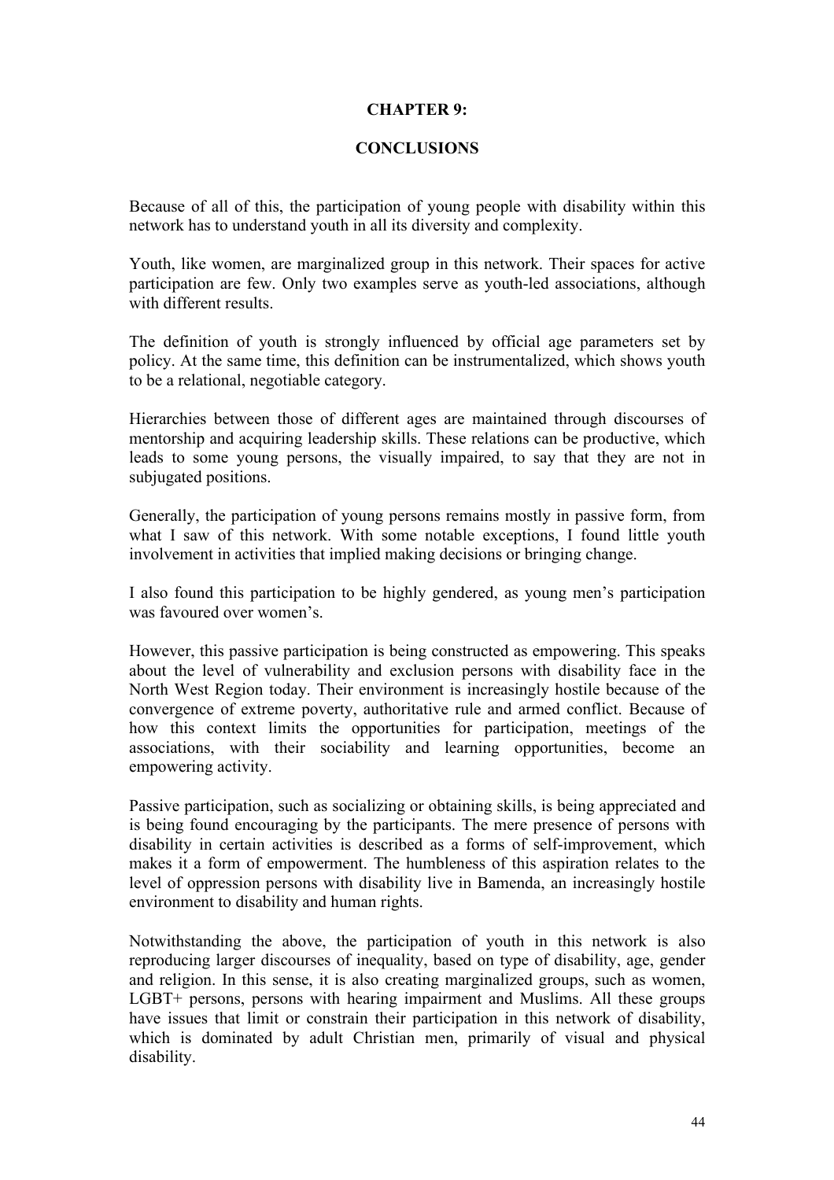# CHAPTER 9:

# CONCLUSIONS

Because of all of this, the participation of young people with disability within this network has to understand youth in all its diversity and complexity.

Youth, like women, are marginalized group in this network. Their spaces for active participation are few. Only two examples serve as youth-led associations, although with different results.

The definition of youth is strongly influenced by official age parameters set by policy. At the same time, this definition can be instrumentalized, which shows youth to be a relational, negotiable category.

Hierarchies between those of different ages are maintained through discourses of mentorship and acquiring leadership skills. These relations can be productive, which leads to some young persons, the visually impaired, to say that they are not in subjugated positions.

Generally, the participation of young persons remains mostly in passive form, from what I saw of this network. With some notable exceptions, I found little youth involvement in activities that implied making decisions or bringing change.

I also found this participation to be highly gendered, as young men's participation was favoured over women's.

However, this passive participation is being constructed as empowering. This speaks about the level of vulnerability and exclusion persons with disability face in the North West Region today. Their environment is increasingly hostile because of the convergence of extreme poverty, authoritative rule and armed conflict. Because of how this context limits the opportunities for participation, meetings of the associations, with their sociability and learning opportunities, become an empowering activity.

Passive participation, such as socializing or obtaining skills, is being appreciated and is being found encouraging by the participants. The mere presence of persons with disability in certain activities is described as a forms of self-improvement, which makes it a form of empowerment. The humbleness of this aspiration relates to the level of oppression persons with disability live in Bamenda, an increasingly hostile environment to disability and human rights.

Notwithstanding the above, the participation of youth in this network is also reproducing larger discourses of inequality, based on type of disability, age, gender and religion. In this sense, it is also creating marginalized groups, such as women, LGBT+ persons, persons with hearing impairment and Muslims. All these groups have issues that limit or constrain their participation in this network of disability, which is dominated by adult Christian men, primarily of visual and physical disability.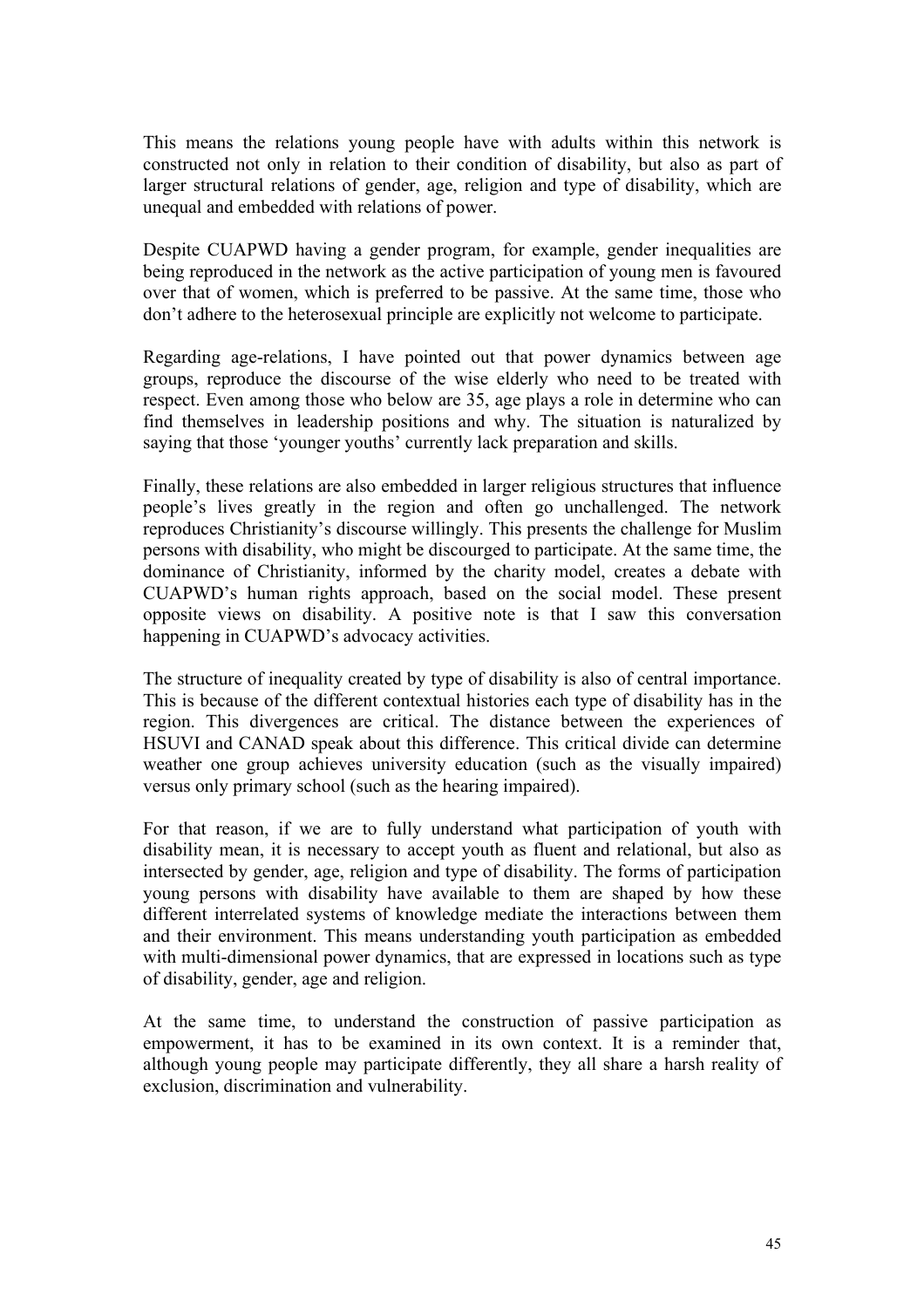This means the relations young people have with adults within this network is constructed not only in relation to their condition of disability, but also as part of larger structural relations of gender, age, religion and type of disability, which are unequal and embedded with relations of power.

Despite CUAPWD having a gender program, for example, gender inequalities are being reproduced in the network as the active participation of young men is favoured over that of women, which is preferred to be passive. At the same time, those who don't adhere to the heterosexual principle are explicitly not welcome to participate.

Regarding age-relations, I have pointed out that power dynamics between age groups, reproduce the discourse of the wise elderly who need to be treated with respect. Even among those who below are 35, age plays a role in determine who can find themselves in leadership positions and why. The situation is naturalized by saying that those 'younger youths' currently lack preparation and skills.

Finally, these relations are also embedded in larger religious structures that influence people's lives greatly in the region and often go unchallenged. The network reproduces Christianity's discourse willingly. This presents the challenge for Muslim persons with disability, who might be discourged to participate. At the same time, the dominance of Christianity, informed by the charity model, creates a debate with CUAPWD's human rights approach, based on the social model. These present opposite views on disability. A positive note is that I saw this conversation happening in CUAPWD's advocacy activities.

The structure of inequality created by type of disability is also of central importance. This is because of the different contextual histories each type of disability has in the region. This divergences are critical. The distance between the experiences of HSUVI and CANAD speak about this difference. This critical divide can determine weather one group achieves university education (such as the visually impaired) versus only primary school (such as the hearing impaired).

For that reason, if we are to fully understand what participation of youth with disability mean, it is necessary to accept youth as fluent and relational, but also as intersected by gender, age, religion and type of disability. The forms of participation young persons with disability have available to them are shaped by how these different interrelated systems of knowledge mediate the interactions between them and their environment. This means understanding youth participation as embedded with multi-dimensional power dynamics, that are expressed in locations such as type of disability, gender, age and religion.

At the same time, to understand the construction of passive participation as empowerment, it has to be examined in its own context. It is a reminder that, although young people may participate differently, they all share a harsh reality of exclusion, discrimination and vulnerability.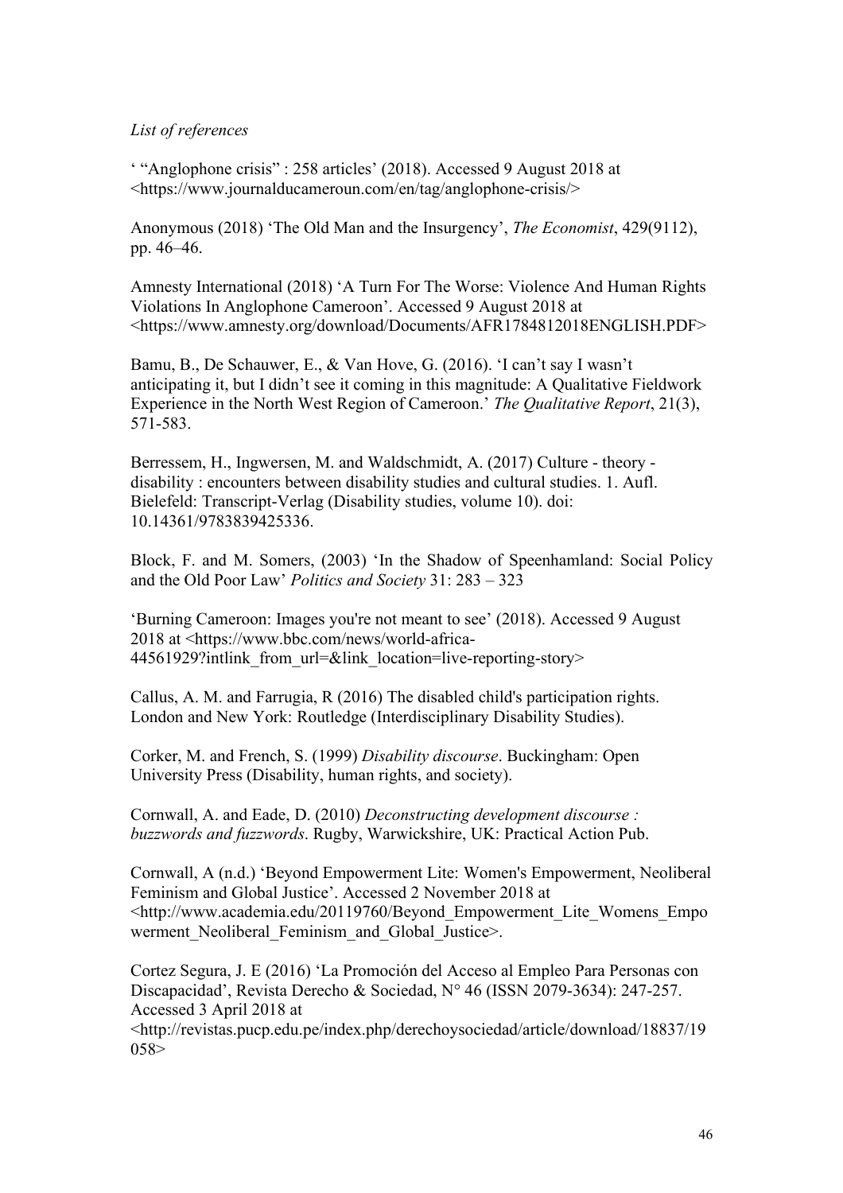*List of references*

' "Anglophone crisis" : 258 articles' (2018). Accessed 9 August 2018 at <https://www.journalducameroun.com/en/tag/anglophone-crisis/>

Anonymous (2018) 'The Old Man and the Insurgency', *The Economist*, 429(9112), pp. 46–46.

Amnesty International (2018) 'A Turn For The Worse: Violence And Human Rights Violations In Anglophone Cameroon'. Accessed 9 August 2018 at <https://www.amnesty.org/download/Documents/AFR1784812018ENGLISH.PDF>

Bamu, B., De Schauwer, E., & Van Hove, G. (2016). 'I can't say I wasn't anticipating it, but I didn't see it coming in this magnitude: A Qualitative Fieldwork Experience in the North West Region of Cameroon.' *The Qualitative Report*, 21(3), 571-583.

Berressem, H., Ingwersen, M. and Waldschmidt, A. (2017) Culture - theory - disability : encounters between disability studies and cultural studies. 1. Aufl. Bielefeld: Transcript-Verlag (Disability studies, volume 10). doi: 10.14361/9783839425336.

Block, F. and M. Somers, (2003) 'In the Shadow of Speenhamland: Social Policy and the Old Poor Law' *Politics and Society* 31: 283 – 323

'Burning Cameroon: Images you're not meant to see' (2018). Accessed 9 August 2018 at <https://www.bbc.com/news/world-africa-44561929?intlink_from_url=&link_location=live-reporting-story>

Callus, A. M. and Farrugia, R (2016) The disabled child's participation rights. London and New York: Routledge (Interdisciplinary Disability Studies).

Corker, M. and French, S. (1999) *Disability discourse*. Buckingham: Open University Press (Disability, human rights, and society).

Cornwall, A. and Eade, D. (2010) *Deconstructing development discourse : buzzwords and fuzzwords*. Rugby, Warwickshire, UK: Practical Action Pub.

Cornwall, A (n.d.) 'Beyond Empowerment Lite: Women's Empowerment, Neoliberal Feminism and Global Justice'. Accessed 2 November 2018 at <http://www.academia.edu/20119760/Beyond_Empowerment_Lite_Womens_Empowerment_Neoliberal_Feminism_and_Global_Justice>.

Cortez Segura, J. E (2016) 'La Promoción del Acceso al Empleo Para Personas con Discapacidad', Revista Derecho & Sociedad, N° 46 (ISSN 2079-3634): 247-257. Accessed 3 April 2018 at <http://revistas.pucp.edu.pe/index.php/derechoysociedad/article/download/18837/19058>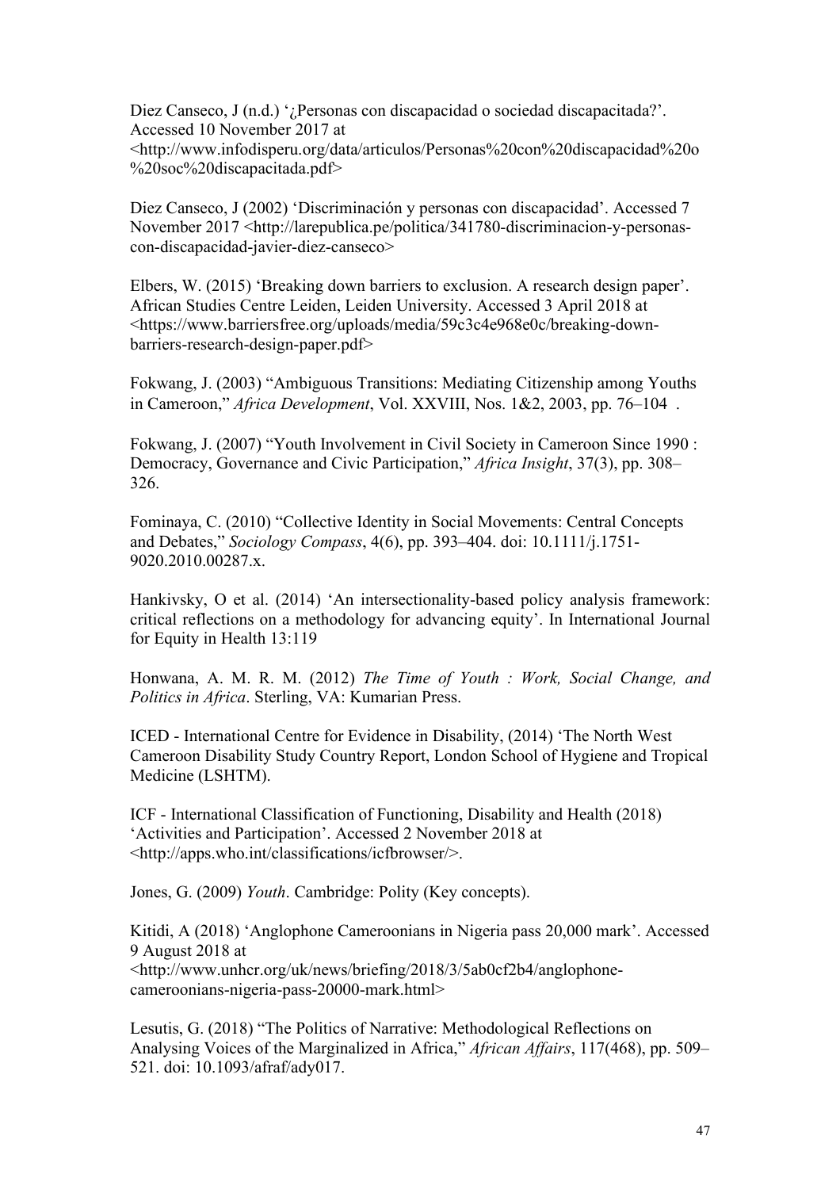Diez Canseco, J (n.d.) '¿Personas con discapacidad o sociedad discapacitada?'. Accessed 10 November 2017 at <http://www.infodisperu.org/data/articulos/Personas%20con%20discapacidad%20o%20soc%20discapacitada.pdf>

Diez Canseco, J (2002) 'Discriminación y personas con discapacidad'. Accessed 7 November 2017 <http://larepublica.pe/politica/341780-discriminacion-y-personas-con-discapacidad-javier-diez-canseco>

Elbers, W. (2015) 'Breaking down barriers to exclusion. A research design paper'. African Studies Centre Leiden, Leiden University. Accessed 3 April 2018 at <https://www.barriersfree.org/uploads/media/59c3c4e968e0c/breaking-down-barriers-research-design-paper.pdf>

Fokwang, J. (2003) "Ambiguous Transitions: Mediating Citizenship among Youths in Cameroon," *Africa Development*, Vol. XXVIII, Nos. 1&2, 2003, pp. 76–104 .

Fokwang, J. (2007) "Youth Involvement in Civil Society in Cameroon Since 1990 : Democracy, Governance and Civic Participation," *Africa Insight*, 37(3), pp. 308–326.

Fominaya, C. (2010) "Collective Identity in Social Movements: Central Concepts and Debates," *Sociology Compass*, 4(6), pp. 393–404. doi: 10.1111/j.1751-9020.2010.00287.x.

Hankivsky, O et al. (2014) 'An intersectionality-based policy analysis framework: critical reflections on a methodology for advancing equity'. In International Journal for Equity in Health 13:119

Honwana, A. M. R. M. (2012) *The Time of Youth : Work, Social Change, and Politics in Africa*. Sterling, VA: Kumarian Press.

ICED - International Centre for Evidence in Disability, (2014) 'The North West Cameroon Disability Study Country Report, London School of Hygiene and Tropical Medicine (LSHTM).

ICF - International Classification of Functioning, Disability and Health (2018) 'Activities and Participation'. Accessed 2 November 2018 at <http://apps.who.int/classifications/icfbrowser/>.

Jones, G. (2009) *Youth*. Cambridge: Polity (Key concepts).

Kitidi, A (2018) 'Anglophone Cameroonians in Nigeria pass 20,000 mark'. Accessed 9 August 2018 at <http://www.unhcr.org/uk/news/briefing/2018/3/5ab0cf2b4/anglophone-cameroonians-nigeria-pass-20000-mark.html>

Lesutis, G. (2018) "The Politics of Narrative: Methodological Reflections on Analysing Voices of the Marginalized in Africa," *African Affairs*, 117(468), pp. 509–521. doi: 10.1093/afraf/ady017.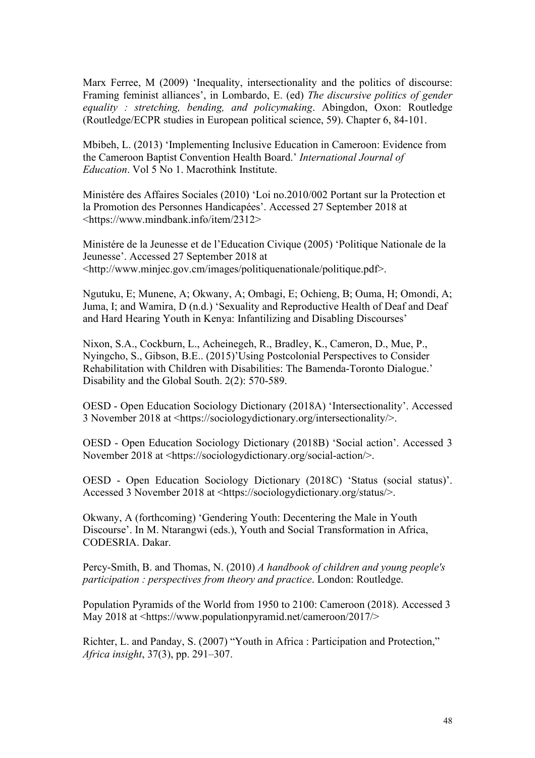Marx Ferree, M (2009) 'Inequality, intersectionality and the politics of discourse: Framing feminist alliances', in Lombardo, E. (ed) *The discursive politics of gender equality : stretching, bending, and policymaking*. Abingdon, Oxon: Routledge (Routledge/ECPR studies in European political science, 59). Chapter 6, 84-101.

Mbibeh, L. (2013) 'Implementing Inclusive Education in Cameroon: Evidence from the Cameroon Baptist Convention Health Board.' *International Journal of Education*. Vol 5 No 1. Macrothink Institute.

Ministére des Affaires Sociales (2010) 'Loi no.2010/002 Portant sur la Protection et la Promotion des Personnes Handicapées'. Accessed 27 September 2018 at <https://www.mindbank.info/item/2312>

Ministére de la Jeunesse et de l'Education Civique (2005) 'Politique Nationale de la Jeunesse'. Accessed 27 September 2018 at <http://www.minjec.gov.cm/images/politiquenationale/politique.pdf>.

Ngutuku, E; Munene, A; Okwany, A; Ombagi, E; Ochieng, B; Ouma, H; Omondi, A; Juma, I; and Wamira, D (n.d.) 'Sexuality and Reproductive Health of Deaf and Deaf and Hard Hearing Youth in Kenya: Infantilizing and Disabling Discourses'

Nixon, S.A., Cockburn, L., Acheinegeh, R., Bradley, K., Cameron, D., Mue, P., Nyingcho, S., Gibson, B.E.. (2015)'Using Postcolonial Perspectives to Consider Rehabilitation with Children with Disabilities: The Bamenda-Toronto Dialogue.' Disability and the Global South. 2(2): 570-589.

OESD - Open Education Sociology Dictionary (2018A) 'Intersectionality'. Accessed 3 November 2018 at <https://sociologydictionary.org/intersectionality/>.

OESD - Open Education Sociology Dictionary (2018B) 'Social action'. Accessed 3 November 2018 at <https://sociologydictionary.org/social-action/>.

OESD - Open Education Sociology Dictionary (2018C) 'Status (social status)'. Accessed 3 November 2018 at <https://sociologydictionary.org/status/>.

Okwany, A (forthcoming) 'Gendering Youth: Decentering the Male in Youth Discourse'. In M. Ntarangwi (eds.), Youth and Social Transformation in Africa, CODESRIA. Dakar.

Percy-Smith, B. and Thomas, N. (2010) *A handbook of children and young people's participation : perspectives from theory and practice*. London: Routledge.

Population Pyramids of the World from 1950 to 2100: Cameroon (2018). Accessed 3 May 2018 at <https://www.populationpyramid.net/cameroon/2017/>

Richter, L. and Panday, S. (2007) "Youth in Africa : Participation and Protection," *Africa insight*, 37(3), pp. 291–307.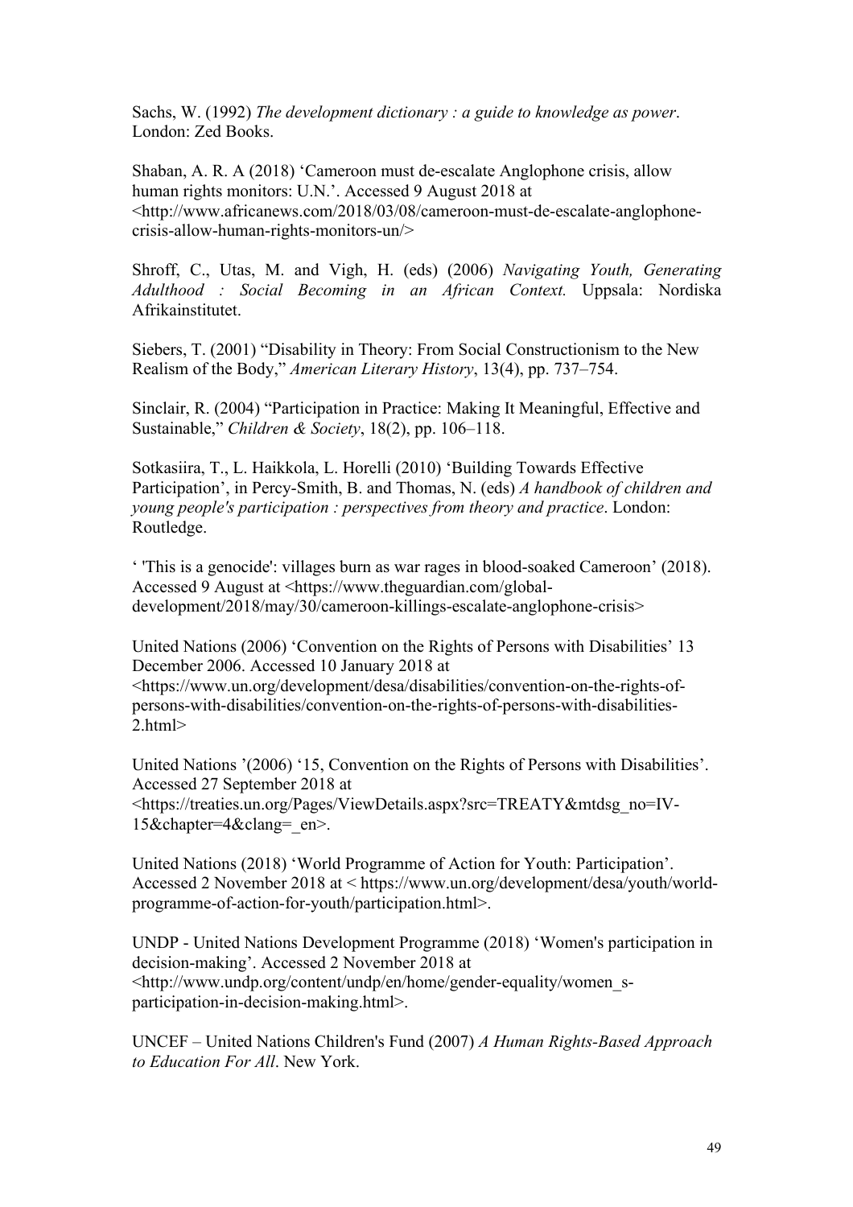Sachs, W. (1992) *The development dictionary : a guide to knowledge as power*. London: Zed Books.

Shaban, A. R. A (2018) 'Cameroon must de-escalate Anglophone crisis, allow human rights monitors: U.N.'. Accessed 9 August 2018 at <http://www.africanews.com/2018/03/08/cameroon-must-de-escalate-anglophone-crisis-allow-human-rights-monitors-un/>

Shroff, C., Utas, M. and Vigh, H. (eds) (2006) *Navigating Youth, Generating Adulthood : Social Becoming in an African Context.* Uppsala: Nordiska Afrikainstitutet.

Siebers, T. (2001) "Disability in Theory: From Social Constructionism to the New Realism of the Body," *American Literary History*, 13(4), pp. 737–754.

Sinclair, R. (2004) "Participation in Practice: Making It Meaningful, Effective and Sustainable," *Children & Society*, 18(2), pp. 106–118.

Sotkasiira, T., L. Haikkola, L. Horelli (2010) 'Building Towards Effective Participation', in Percy-Smith, B. and Thomas, N. (eds) *A handbook of children and young people's participation : perspectives from theory and practice*. London: Routledge.

' 'This is a genocide': villages burn as war rages in blood-soaked Cameroon' (2018). Accessed 9 August at <https://www.theguardian.com/global-development/2018/may/30/cameroon-killings-escalate-anglophone-crisis>

United Nations (2006) 'Convention on the Rights of Persons with Disabilities' 13 December 2006. Accessed 10 January 2018 at <https://www.un.org/development/desa/disabilities/convention-on-the-rights-of-persons-with-disabilities/convention-on-the-rights-of-persons-with-disabilities-2.html>

United Nations '(2006) '15, Convention on the Rights of Persons with Disabilities'. Accessed 27 September 2018 at <https://treaties.un.org/Pages/ViewDetails.aspx?src=TREATY&mtdsg_no=IV-15&chapter=4&clang=_en>.

United Nations (2018) 'World Programme of Action for Youth: Participation'. Accessed 2 November 2018 at < https://www.un.org/development/desa/youth/world-programme-of-action-for-youth/participation.html>.

UNDP - United Nations Development Programme (2018) 'Women's participation in decision-making'. Accessed 2 November 2018 at <http://www.undp.org/content/undp/en/home/gender-equality/women_s-participation-in-decision-making.html>.

UNCEF – United Nations Children's Fund (2007) *A Human Rights-Based Approach to Education For All*. New York.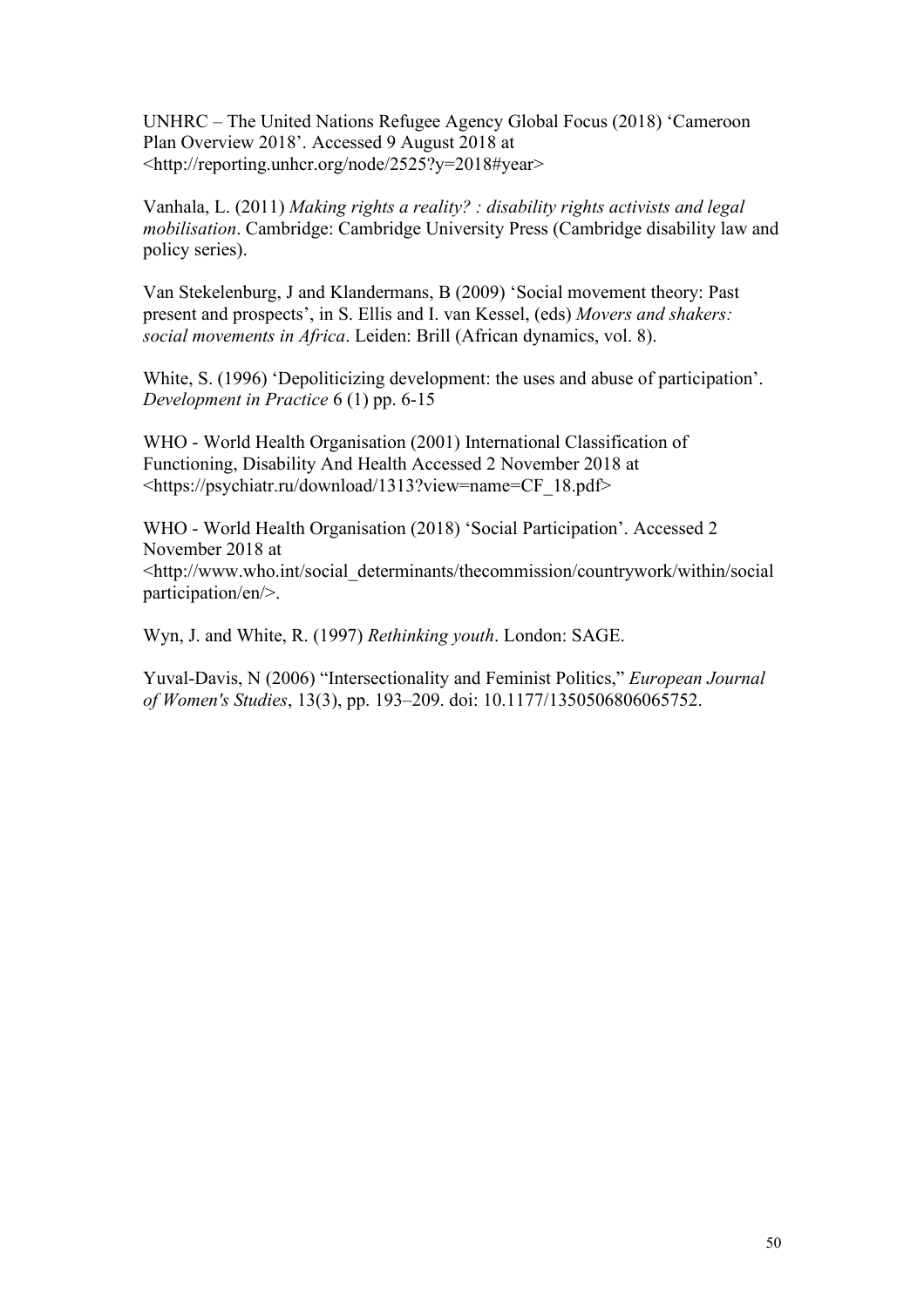UNHRC – The United Nations Refugee Agency Global Focus (2018) 'Cameroon Plan Overview 2018'. Accessed 9 August 2018 at <http://reporting.unhcr.org/node/2525?y=2018#year>

Vanhala, L. (2011) *Making rights a reality? : disability rights activists and legal mobilisation*. Cambridge: Cambridge University Press (Cambridge disability law and policy series).

Van Stekelenburg, J and Klandermans, B (2009) 'Social movement theory: Past present and prospects', in S. Ellis and I. van Kessel, (eds) *Movers and shakers: social movements in Africa*. Leiden: Brill (African dynamics, vol. 8).

White, S. (1996) 'Depoliticizing development: the uses and abuse of participation'. *Development in Practice* 6 (1) pp. 6-15

WHO - World Health Organisation (2001) International Classification of Functioning, Disability And Health Accessed 2 November 2018 at <https://psychiatr.ru/download/1313?view=name=CF_18.pdf>

WHO - World Health Organisation (2018) 'Social Participation'. Accessed 2 November 2018 at <http://www.who.int/social_determinants/thecommission/countrywork/within/socialparticipation/en/>.

Wyn, J. and White, R. (1997) *Rethinking youth*. London: SAGE.

Yuval-Davis, N (2006) "Intersectionality and Feminist Politics," *European Journal of Women's Studies*, 13(3), pp. 193–209. doi: 10.1177/1350506806065752.